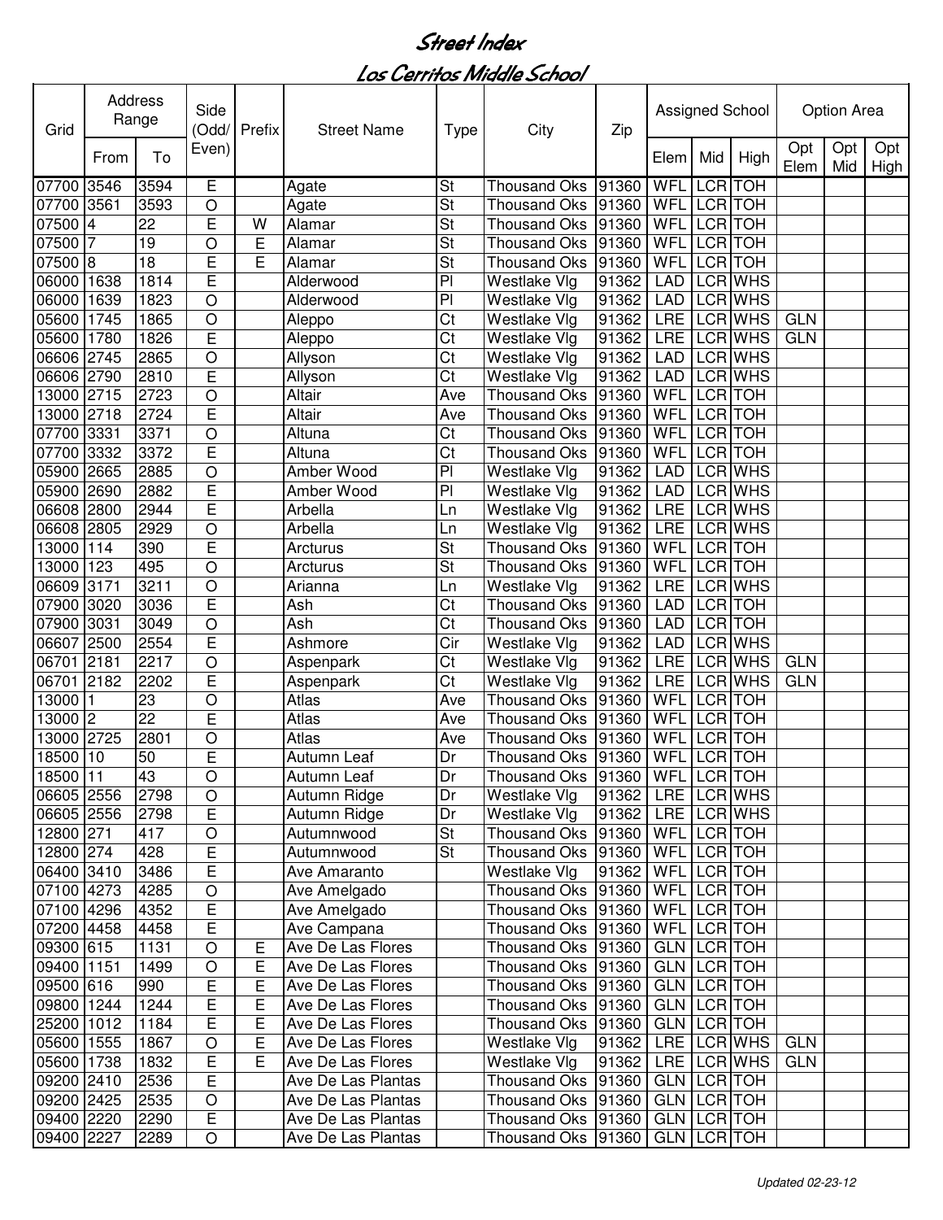# Street Index

## Los Cerritos Middle School

| Grid | Address Range | | Side (Odd/ Even) | Prefix | Street Name | Type | City | Zip | Assigned School | | | Option Area | | |
|---|---|---|---|---|---|---|---|---|---|---|---|---|---|---|
| | From | To | | | | | | | Elem | Mid | High | Opt Elem | Opt Mid | Opt High |
| 07700 | 3546 | 3594 | E | | Agate | St | Thousand Oks | 91360 | WFL | LCR | TOH | | | |
| 07700 | 3561 | 3593 | O | | Agate | St | Thousand Oks | 91360 | WFL | LCR | TOH | | | |
| 07500 | 4 | 22 | E | W | Alamar | St | Thousand Oks | 91360 | WFL | LCR | TOH | | | |
| 07500 | 7 | 19 | O | E | Alamar | St | Thousand Oks | 91360 | WFL | LCR | TOH | | | |
| 07500 | 8 | 18 | E | E | Alamar | St | Thousand Oks | 91360 | WFL | LCR | TOH | | | |
| 06000 | 1638 | 1814 | E | | Alderwood | Pl | Westlake Vlg | 91362 | LAD | LCR | WHS | | | |
| 06000 | 1639 | 1823 | O | | Alderwood | Pl | Westlake Vlg | 91362 | LAD | LCR | WHS | | | |
| 05600 | 1745 | 1865 | O | | Aleppo | Ct | Westlake Vlg | 91362 | LRE | LCR | WHS | GLN | | |
| 05600 | 1780 | 1826 | E | | Aleppo | Ct | Westlake Vlg | 91362 | LRE | LCR | WHS | GLN | | |
| 06606 | 2745 | 2865 | O | | Allyson | Ct | Westlake Vlg | 91362 | LAD | LCR | WHS | | | |
| 06606 | 2790 | 2810 | E | | Allyson | Ct | Westlake Vlg | 91362 | LAD | LCR | WHS | | | |
| 13000 | 2715 | 2723 | O | | Altair | Ave | Thousand Oks | 91360 | WFL | LCR | TOH | | | |
| 13000 | 2718 | 2724 | E | | Altair | Ave | Thousand Oks | 91360 | WFL | LCR | TOH | | | |
| 07700 | 3331 | 3371 | O | | Altuna | Ct | Thousand Oks | 91360 | WFL | LCR | TOH | | | |
| 07700 | 3332 | 3372 | E | | Altuna | Ct | Thousand Oks | 91360 | WFL | LCR | TOH | | | |
| 05900 | 2665 | 2885 | O | | Amber Wood | Pl | Westlake Vlg | 91362 | LAD | LCR | WHS | | | |
| 05900 | 2690 | 2882 | E | | Amber Wood | Pl | Westlake Vlg | 91362 | LAD | LCR | WHS | | | |
| 06608 | 2800 | 2944 | E | | Arbella | Ln | Westlake Vlg | 91362 | LRE | LCR | WHS | | | |
| 06608 | 2805 | 2929 | O | | Arbella | Ln | Westlake Vlg | 91362 | LRE | LCR | WHS | | | |
| 13000 | 114 | 390 | E | | Arcturus | St | Thousand Oks | 91360 | WFL | LCR | TOH | | | |
| 13000 | 123 | 495 | O | | Arcturus | St | Thousand Oks | 91360 | WFL | LCR | TOH | | | |
| 06609 | 3171 | 3211 | O | | Arianna | Ln | Westlake Vlg | 91362 | LRE | LCR | WHS | | | |
| 07900 | 3020 | 3036 | E | | Ash | Ct | Thousand Oks | 91360 | LAD | LCR | TOH | | | |
| 07900 | 3031 | 3049 | O | | Ash | Ct | Thousand Oks | 91360 | LAD | LCR | TOH | | | |
| 06607 | 2500 | 2554 | E | | Ashmore | Cir | Westlake Vlg | 91362 | LAD | LCR | WHS | | | |
| 06701 | 2181 | 2217 | O | | Aspenpark | Ct | Westlake Vlg | 91362 | LRE | LCR | WHS | GLN | | |
| 06701 | 2182 | 2202 | E | | Aspenpark | Ct | Westlake Vlg | 91362 | LRE | LCR | WHS | GLN | | |
| 13000 | 1 | 23 | O | | Atlas | Ave | Thousand Oks | 91360 | WFL | LCR | TOH | | | |
| 13000 | 2 | 22 | E | | Atlas | Ave | Thousand Oks | 91360 | WFL | LCR | TOH | | | |
| 13000 | 2725 | 2801 | O | | Atlas | Ave | Thousand Oks | 91360 | WFL | LCR | TOH | | | |
| 18500 | 10 | 50 | E | | Autumn Leaf | Dr | Thousand Oks | 91360 | WFL | LCR | TOH | | | |
| 18500 | 11 | 43 | O | | Autumn Leaf | Dr | Thousand Oks | 91360 | WFL | LCR | TOH | | | |
| 06605 | 2556 | 2798 | O | | Autumn Ridge | Dr | Westlake Vlg | 91362 | LRE | LCR | WHS | | | |
| 06605 | 2556 | 2798 | E | | Autumn Ridge | Dr | Westlake Vlg | 91362 | LRE | LCR | WHS | | | |
| 12800 | 271 | 417 | O | | Autumnwood | St | Thousand Oks | 91360 | WFL | LCR | TOH | | | |
| 12800 | 274 | 428 | E | | Autumnwood | St | Thousand Oks | 91360 | WFL | LCR | TOH | | | |
| 06400 | 3410 | 3486 | E | | Ave Amaranto | | Westlake Vlg | 91362 | WFL | LCR | TOH | | | |
| 07100 | 4273 | 4285 | O | | Ave Amelgado | | Thousand Oks | 91360 | WFL | LCR | TOH | | | |
| 07100 | 4296 | 4352 | E | | Ave Amelgado | | Thousand Oks | 91360 | WFL | LCR | TOH | | | |
| 07200 | 4458 | 4458 | E | | Ave Campana | | Thousand Oks | 91360 | WFL | LCR | TOH | | | |
| 09300 | 615 | 1131 | O | E | Ave De Las Flores | | Thousand Oks | 91360 | GLN | LCR | TOH | | | |
| 09400 | 1151 | 1499 | O | E | Ave De Las Flores | | Thousand Oks | 91360 | GLN | LCR | TOH | | | |
| 09500 | 616 | 990 | E | E | Ave De Las Flores | | Thousand Oks | 91360 | GLN | LCR | TOH | | | |
| 09800 | 1244 | 1244 | E | E | Ave De Las Flores | | Thousand Oks | 91360 | GLN | LCR | TOH | | | |
| 25200 | 1012 | 1184 | E | E | Ave De Las Flores | | Thousand Oks | 91360 | GLN | LCR | TOH | | | |
| 05600 | 1555 | 1867 | O | E | Ave De Las Flores | | Westlake Vlg | 91362 | LRE | LCR | WHS | GLN | | |
| 05600 | 1738 | 1832 | E | E | Ave De Las Flores | | Westlake Vlg | 91362 | LRE | LCR | WHS | GLN | | |
| 09200 | 2410 | 2536 | E | | Ave De Las Plantas | | Thousand Oks | 91360 | GLN | LCR | TOH | | | |
| 09200 | 2425 | 2535 | O | | Ave De Las Plantas | | Thousand Oks | 91360 | GLN | LCR | TOH | | | |
| 09400 | 2220 | 2290 | E | | Ave De Las Plantas | | Thousand Oks | 91360 | GLN | LCR | TOH | | | |
| 09400 | 2227 | 2289 | O | | Ave De Las Plantas | | Thousand Oks | 91360 | GLN | LCR | TOH | | | |

*Updated 02-23-12*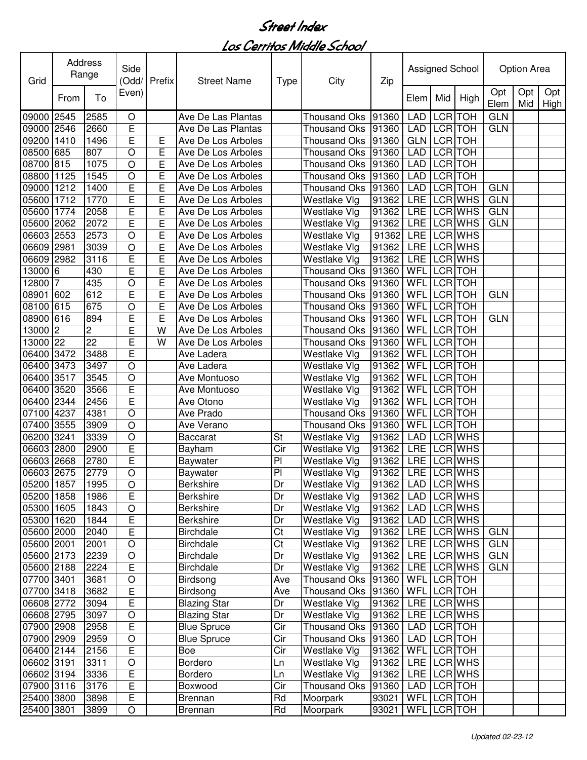# Street Index

## Los Cerritos Middle School

| Grid | Address Range | | Side (Odd/ Even) | Prefix | Street Name | Type | City | Zip | Assigned School | | | Option Area | | |
|---|---|---|---|---|---|---|---|---|---|---|---|---|---|---|
| | From | To | | | | | | | Elem | Mid | High | Opt Elem | Opt Mid | Opt High |
| 09000 | 2545 | 2585 | O | | Ave De Las Plantas | | Thousand Oks | 91360 | LAD | LCR | TOH | GLN | | |
| 09000 | 2546 | 2660 | E | | Ave De Las Plantas | | Thousand Oks | 91360 | LAD | LCR | TOH | GLN | | |
| 09200 | 1410 | 1496 | E | E | Ave De Los Arboles | | Thousand Oks | 91360 | GLN | LCR | TOH | | | |
| 08500 | 685 | 807 | O | E | Ave De Los Arboles | | Thousand Oks | 91360 | LAD | LCR | TOH | | | |
| 08700 | 815 | 1075 | O | E | Ave De Los Arboles | | Thousand Oks | 91360 | LAD | LCR | TOH | | | |
| 08800 | 1125 | 1545 | O | E | Ave De Los Arboles | | Thousand Oks | 91360 | LAD | LCR | TOH | | | |
| 09000 | 1212 | 1400 | E | E | Ave De Los Arboles | | Thousand Oks | 91360 | LAD | LCR | TOH | GLN | | |
| 05600 | 1712 | 1770 | E | E | Ave De Los Arboles | | Westlake Vlg | 91362 | LRE | LCR | WHS | GLN | | |
| 05600 | 1774 | 2058 | E | E | Ave De Los Arboles | | Westlake Vlg | 91362 | LRE | LCR | WHS | GLN | | |
| 05600 | 2062 | 2072 | E | E | Ave De Los Arboles | | Westlake Vlg | 91362 | LRE | LCR | WHS | GLN | | |
| 06603 | 2553 | 2573 | O | E | Ave De Los Arboles | | Westlake Vlg | 91362 | LRE | LCR | WHS | | | |
| 06609 | 2981 | 3039 | O | E | Ave De Los Arboles | | Westlake Vlg | 91362 | LRE | LCR | WHS | | | |
| 06609 | 2982 | 3116 | E | E | Ave De Los Arboles | | Westlake Vlg | 91362 | LRE | LCR | WHS | | | |
| 13000 | 6 | 430 | E | E | Ave De Los Arboles | | Thousand Oks | 91360 | WFL | LCR | TOH | | | |
| 12800 | 7 | 435 | O | E | Ave De Los Arboles | | Thousand Oks | 91360 | WFL | LCR | TOH | | | |
| 08901 | 602 | 612 | E | E | Ave De Los Arboles | | Thousand Oks | 91360 | WFL | LCR | TOH | GLN | | |
| 08100 | 615 | 675 | O | E | Ave De Los Arboles | | Thousand Oks | 91360 | WFL | LCR | TOH | | | |
| 08900 | 616 | 894 | E | E | Ave De Los Arboles | | Thousand Oks | 91360 | WFL | LCR | TOH | GLN | | |
| 13000 | 2 | 2 | E | W | Ave De Los Arboles | | Thousand Oks | 91360 | WFL | LCR | TOH | | | |
| 13000 | 22 | 22 | E | W | Ave De Los Arboles | | Thousand Oks | 91360 | WFL | LCR | TOH | | | |
| 06400 | 3472 | 3488 | E | | Ave Ladera | | Westlake Vlg | 91362 | WFL | LCR | TOH | | | |
| 06400 | 3473 | 3497 | O | | Ave Ladera | | Westlake Vlg | 91362 | WFL | LCR | TOH | | | |
| 06400 | 3517 | 3545 | O | | Ave Montuoso | | Westlake Vlg | 91362 | WFL | LCR | TOH | | | |
| 06400 | 3520 | 3566 | E | | Ave Montuoso | | Westlake Vlg | 91362 | WFL | LCR | TOH | | | |
| 06400 | 2344 | 2456 | E | | Ave Otono | | Westlake Vlg | 91362 | WFL | LCR | TOH | | | |
| 07100 | 4237 | 4381 | O | | Ave Prado | | Thousand Oks | 91360 | WFL | LCR | TOH | | | |
| 07400 | 3555 | 3909 | O | | Ave Verano | | Thousand Oks | 91360 | WFL | LCR | TOH | | | |
| 06200 | 3241 | 3339 | O | | Baccarat | St | Westlake Vlg | 91362 | LAD | LCR | WHS | | | |
| 06603 | 2800 | 2900 | E | | Bayham | Cir | Westlake Vlg | 91362 | LRE | LCR | WHS | | | |
| 06603 | 2668 | 2780 | E | | Baywater | Pl | Westlake Vlg | 91362 | LRE | LCR | WHS | | | |
| 06603 | 2675 | 2779 | O | | Baywater | Pl | Westlake Vlg | 91362 | LRE | LCR | WHS | | | |
| 05200 | 1857 | 1995 | O | | Berkshire | Dr | Westlake Vlg | 91362 | LAD | LCR | WHS | | | |
| 05200 | 1858 | 1986 | E | | Berkshire | Dr | Westlake Vlg | 91362 | LAD | LCR | WHS | | | |
| 05300 | 1605 | 1843 | O | | Berkshire | Dr | Westlake Vlg | 91362 | LAD | LCR | WHS | | | |
| 05300 | 1620 | 1844 | E | | Berkshire | Dr | Westlake Vlg | 91362 | LAD | LCR | WHS | | | |
| 05600 | 2000 | 2040 | E | | Birchdale | Ct | Westlake Vlg | 91362 | LRE | LCR | WHS | GLN | | |
| 05600 | 2001 | 2001 | O | | Birchdale | Ct | Westlake Vlg | 91362 | LRE | LCR | WHS | GLN | | |
| 05600 | 2173 | 2239 | O | | Birchdale | Dr | Westlake Vlg | 91362 | LRE | LCR | WHS | GLN | | |
| 05600 | 2188 | 2224 | E | | Birchdale | Dr | Westlake Vlg | 91362 | LRE | LCR | WHS | GLN | | |
| 07700 | 3401 | 3681 | O | | Birdsong | Ave | Thousand Oks | 91360 | WFL | LCR | TOH | | | |
| 07700 | 3418 | 3682 | E | | Birdsong | Ave | Thousand Oks | 91360 | WFL | LCR | TOH | | | |
| 06608 | 2772 | 3094 | E | | Blazing Star | Dr | Westlake Vlg | 91362 | LRE | LCR | WHS | | | |
| 06608 | 2795 | 3097 | O | | Blazing Star | Dr | Westlake Vlg | 91362 | LRE | LCR | WHS | | | |
| 07900 | 2908 | 2958 | E | | Blue Spruce | Cir | Thousand Oks | 91360 | LAD | LCR | TOH | | | |
| 07900 | 2909 | 2959 | O | | Blue Spruce | Cir | Thousand Oks | 91360 | LAD | LCR | TOH | | | |
| 06400 | 2144 | 2156 | E | | Boe | Cir | Westlake Vlg | 91362 | WFL | LCR | TOH | | | |
| 06602 | 3191 | 3311 | O | | Bordero | Ln | Westlake Vlg | 91362 | LRE | LCR | WHS | | | |
| 06602 | 3194 | 3336 | E | | Bordero | Ln | Westlake Vlg | 91362 | LRE | LCR | WHS | | | |
| 07900 | 3116 | 3176 | E | | Boxwood | Cir | Thousand Oks | 91360 | LAD | LCR | TOH | | | |
| 25400 | 3800 | 3898 | E | | Brennan | Rd | Moorpark | 93021 | WFL | LCR | TOH | | | |
| 25400 | 3801 | 3899 | O | | Brennan | Rd | Moorpark | 93021 | WFL | LCR | TOH | | | |

*Updated 02-23-12*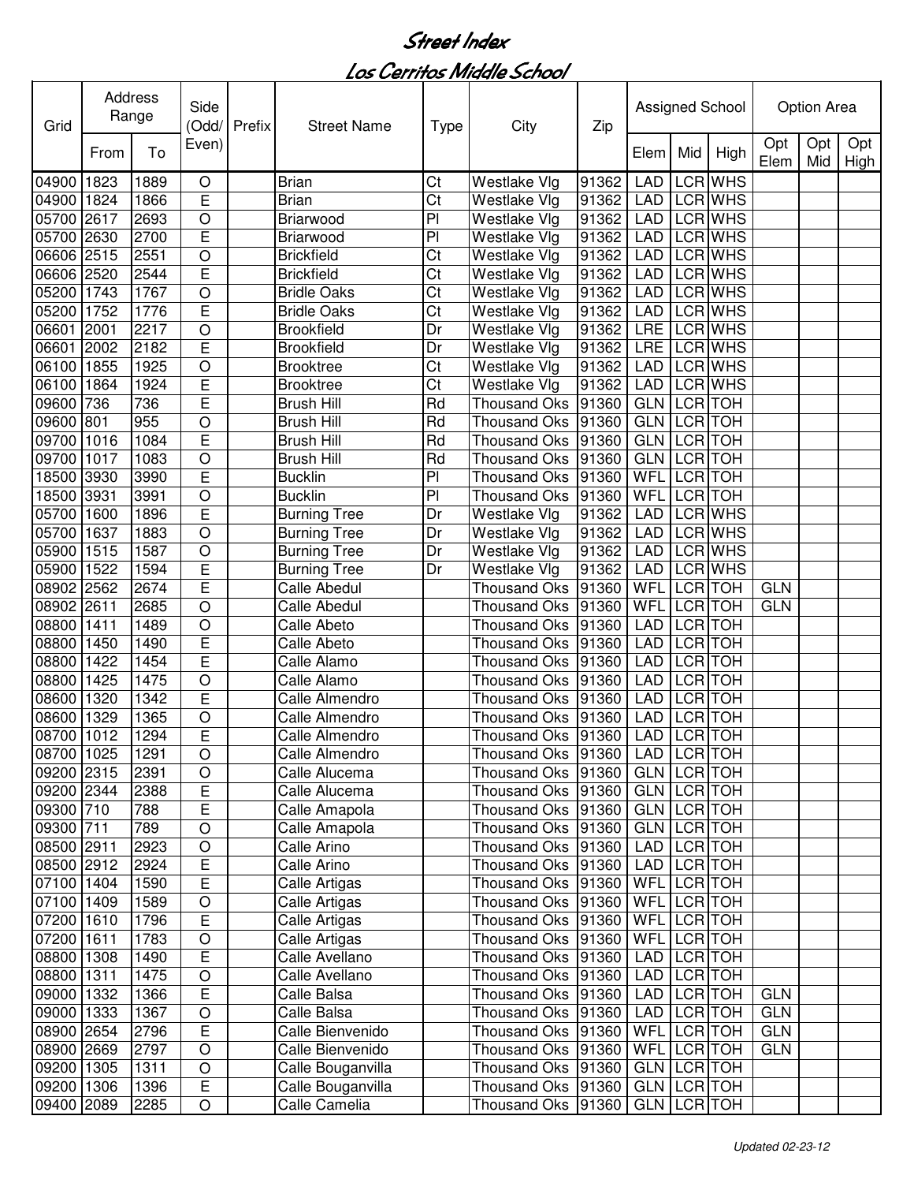# Street Index

## Los Cerritos Middle School

| Grid | Address Range | | Side (Odd/ Even) | Prefix | Street Name | Type | City | Zip | Assigned School | | | Option Area | | |
|---|---|---|---|---|---|---|---|---|---|---|---|---|---|---|
| | From | To | | | | | | | Elem | Mid | High | Opt Elem | Opt Mid | Opt High |
| 04900 | 1823 | 1889 | O | | Brian | Ct | Westlake Vlg | 91362 | LAD | LCR | WHS | | | |
| 04900 | 1824 | 1866 | E | | Brian | Ct | Westlake Vlg | 91362 | LAD | LCR | WHS | | | |
| 05700 | 2617 | 2693 | O | | Briarwood | Pl | Westlake Vlg | 91362 | LAD | LCR | WHS | | | |
| 05700 | 2630 | 2700 | E | | Briarwood | Pl | Westlake Vlg | 91362 | LAD | LCR | WHS | | | |
| 06606 | 2515 | 2551 | O | | Brickfield | Ct | Westlake Vlg | 91362 | LAD | LCR | WHS | | | |
| 06606 | 2520 | 2544 | E | | Brickfield | Ct | Westlake Vlg | 91362 | LAD | LCR | WHS | | | |
| 05200 | 1743 | 1767 | O | | Bridle Oaks | Ct | Westlake Vlg | 91362 | LAD | LCR | WHS | | | |
| 05200 | 1752 | 1776 | E | | Bridle Oaks | Ct | Westlake Vlg | 91362 | LAD | LCR | WHS | | | |
| 06601 | 2001 | 2217 | O | | Brookfield | Dr | Westlake Vlg | 91362 | LRE | LCR | WHS | | | |
| 06601 | 2002 | 2182 | E | | Brookfield | Dr | Westlake Vlg | 91362 | LRE | LCR | WHS | | | |
| 06100 | 1855 | 1925 | O | | Brooktree | Ct | Westlake Vlg | 91362 | LAD | LCR | WHS | | | |
| 06100 | 1864 | 1924 | E | | Brooktree | Ct | Westlake Vlg | 91362 | LAD | LCR | WHS | | | |
| 09600 | 736 | 736 | E | | Brush Hill | Rd | Thousand Oks | 91360 | GLN | LCR | TOH | | | |
| 09600 | 801 | 955 | O | | Brush Hill | Rd | Thousand Oks | 91360 | GLN | LCR | TOH | | | |
| 09700 | 1016 | 1084 | E | | Brush Hill | Rd | Thousand Oks | 91360 | GLN | LCR | TOH | | | |
| 09700 | 1017 | 1083 | O | | Brush Hill | Rd | Thousand Oks | 91360 | GLN | LCR | TOH | | | |
| 18500 | 3930 | 3990 | E | | Bucklin | Pl | Thousand Oks | 91360 | WFL | LCR | TOH | | | |
| 18500 | 3931 | 3991 | O | | Bucklin | Pl | Thousand Oks | 91360 | WFL | LCR | TOH | | | |
| 05700 | 1600 | 1896 | E | | Burning Tree | Dr | Westlake Vlg | 91362 | LAD | LCR | WHS | | | |
| 05700 | 1637 | 1883 | O | | Burning Tree | Dr | Westlake Vlg | 91362 | LAD | LCR | WHS | | | |
| 05900 | 1515 | 1587 | O | | Burning Tree | Dr | Westlake Vlg | 91362 | LAD | LCR | WHS | | | |
| 05900 | 1522 | 1594 | E | | Burning Tree | Dr | Westlake Vlg | 91362 | LAD | LCR | WHS | | | |
| 08902 | 2562 | 2674 | E | | Calle Abedul | | Thousand Oks | 91360 | WFL | LCR | TOH | GLN | | |
| 08902 | 2611 | 2685 | O | | Calle Abedul | | Thousand Oks | 91360 | WFL | LCR | TOH | GLN | | |
| 08800 | 1411 | 1489 | O | | Calle Abeto | | Thousand Oks | 91360 | LAD | LCR | TOH | | | |
| 08800 | 1450 | 1490 | E | | Calle Abeto | | Thousand Oks | 91360 | LAD | LCR | TOH | | | |
| 08800 | 1422 | 1454 | E | | Calle Alamo | | Thousand Oks | 91360 | LAD | LCR | TOH | | | |
| 08800 | 1425 | 1475 | O | | Calle Alamo | | Thousand Oks | 91360 | LAD | LCR | TOH | | | |
| 08600 | 1320 | 1342 | E | | Calle Almendro | | Thousand Oks | 91360 | LAD | LCR | TOH | | | |
| 08600 | 1329 | 1365 | O | | Calle Almendro | | Thousand Oks | 91360 | LAD | LCR | TOH | | | |
| 08700 | 1012 | 1294 | E | | Calle Almendro | | Thousand Oks | 91360 | LAD | LCR | TOH | | | |
| 08700 | 1025 | 1291 | O | | Calle Almendro | | Thousand Oks | 91360 | LAD | LCR | TOH | | | |
| 09200 | 2315 | 2391 | O | | Calle Alucema | | Thousand Oks | 91360 | GLN | LCR | TOH | | | |
| 09200 | 2344 | 2388 | E | | Calle Alucema | | Thousand Oks | 91360 | GLN | LCR | TOH | | | |
| 09300 | 710 | 788 | E | | Calle Amapola | | Thousand Oks | 91360 | GLN | LCR | TOH | | | |
| 09300 | 711 | 789 | O | | Calle Amapola | | Thousand Oks | 91360 | GLN | LCR | TOH | | | |
| 08500 | 2911 | 2923 | O | | Calle Arino | | Thousand Oks | 91360 | LAD | LCR | TOH | | | |
| 08500 | 2912 | 2924 | E | | Calle Arino | | Thousand Oks | 91360 | LAD | LCR | TOH | | | |
| 07100 | 1404 | 1590 | E | | Calle Artigas | | Thousand Oks | 91360 | WFL | LCR | TOH | | | |
| 07100 | 1409 | 1589 | O | | Calle Artigas | | Thousand Oks | 91360 | WFL | LCR | TOH | | | |
| 07200 | 1610 | 1796 | E | | Calle Artigas | | Thousand Oks | 91360 | WFL | LCR | TOH | | | |
| 07200 | 1611 | 1783 | O | | Calle Artigas | | Thousand Oks | 91360 | WFL | LCR | TOH | | | |
| 08800 | 1308 | 1490 | E | | Calle Avellano | | Thousand Oks | 91360 | LAD | LCR | TOH | | | |
| 08800 | 1311 | 1475 | O | | Calle Avellano | | Thousand Oks | 91360 | LAD | LCR | TOH | | | |
| 09000 | 1332 | 1366 | E | | Calle Balsa | | Thousand Oks | 91360 | LAD | LCR | TOH | GLN | | |
| 09000 | 1333 | 1367 | O | | Calle Balsa | | Thousand Oks | 91360 | LAD | LCR | TOH | GLN | | |
| 08900 | 2654 | 2796 | E | | Calle Bienvenido | | Thousand Oks | 91360 | WFL | LCR | TOH | GLN | | |
| 08900 | 2669 | 2797 | O | | Calle Bienvenido | | Thousand Oks | 91360 | WFL | LCR | TOH | GLN | | |
| 09200 | 1305 | 1311 | O | | Calle Bouganvilla | | Thousand Oks | 91360 | GLN | LCR | TOH | | | |
| 09200 | 1306 | 1396 | E | | Calle Bouganvilla | | Thousand Oks | 91360 | GLN | LCR | TOH | | | |
| 09400 | 2089 | 2285 | O | | Calle Camelia | | Thousand Oks | 91360 | GLN | LCR | TOH | | | |

*Updated 02-23-12*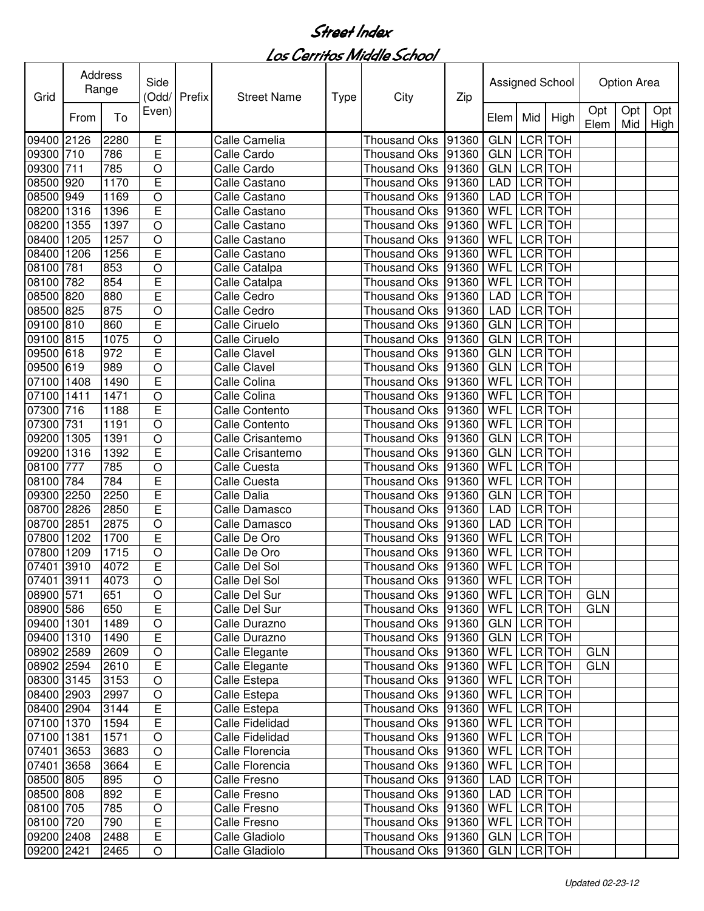# Street Index

## Los Cerritos Middle School

| Grid | Address Range | | Side (Odd/Even) | Prefix | Street Name | Type | City | Zip | Assigned School | | | Option Area | | |
|---|---|---|---|---|---|---|---|---|---|---|---|---|---|---|
| | From | To | | | | | | | Elem | Mid | High | Opt Elem | Opt Mid | Opt High |
| 09400 | 2126 | 2280 | E | | Calle Camelia | | Thousand Oks | 91360 | GLN | LCR | TOH | | | |
| 09300 | 710 | 786 | E | | Calle Cardo | | Thousand Oks | 91360 | GLN | LCR | TOH | | | |
| 09300 | 711 | 785 | O | | Calle Cardo | | Thousand Oks | 91360 | GLN | LCR | TOH | | | |
| 08500 | 920 | 1170 | E | | Calle Castano | | Thousand Oks | 91360 | LAD | LCR | TOH | | | |
| 08500 | 949 | 1169 | O | | Calle Castano | | Thousand Oks | 91360 | LAD | LCR | TOH | | | |
| 08200 | 1316 | 1396 | E | | Calle Castano | | Thousand Oks | 91360 | WFL | LCR | TOH | | | |
| 08200 | 1355 | 1397 | O | | Calle Castano | | Thousand Oks | 91360 | WFL | LCR | TOH | | | |
| 08400 | 1205 | 1257 | O | | Calle Castano | | Thousand Oks | 91360 | WFL | LCR | TOH | | | |
| 08400 | 1206 | 1256 | E | | Calle Castano | | Thousand Oks | 91360 | WFL | LCR | TOH | | | |
| 08100 | 781 | 853 | O | | Calle Catalpa | | Thousand Oks | 91360 | WFL | LCR | TOH | | | |
| 08100 | 782 | 854 | E | | Calle Catalpa | | Thousand Oks | 91360 | WFL | LCR | TOH | | | |
| 08500 | 820 | 880 | E | | Calle Cedro | | Thousand Oks | 91360 | LAD | LCR | TOH | | | |
| 08500 | 825 | 875 | O | | Calle Cedro | | Thousand Oks | 91360 | LAD | LCR | TOH | | | |
| 09100 | 810 | 860 | E | | Calle Ciruelo | | Thousand Oks | 91360 | GLN | LCR | TOH | | | |
| 09100 | 815 | 1075 | O | | Calle Ciruelo | | Thousand Oks | 91360 | GLN | LCR | TOH | | | |
| 09500 | 618 | 972 | E | | Calle Clavel | | Thousand Oks | 91360 | GLN | LCR | TOH | | | |
| 09500 | 619 | 989 | O | | Calle Clavel | | Thousand Oks | 91360 | GLN | LCR | TOH | | | |
| 07100 | 1408 | 1490 | E | | Calle Colina | | Thousand Oks | 91360 | WFL | LCR | TOH | | | |
| 07100 | 1411 | 1471 | O | | Calle Colina | | Thousand Oks | 91360 | WFL | LCR | TOH | | | |
| 07300 | 716 | 1188 | E | | Calle Contento | | Thousand Oks | 91360 | WFL | LCR | TOH | | | |
| 07300 | 731 | 1191 | O | | Calle Contento | | Thousand Oks | 91360 | WFL | LCR | TOH | | | |
| 09200 | 1305 | 1391 | O | | Calle Crisantemo | | Thousand Oks | 91360 | GLN | LCR | TOH | | | |
| 09200 | 1316 | 1392 | E | | Calle Crisantemo | | Thousand Oks | 91360 | GLN | LCR | TOH | | | |
| 08100 | 777 | 785 | O | | Calle Cuesta | | Thousand Oks | 91360 | WFL | LCR | TOH | | | |
| 08100 | 784 | 784 | E | | Calle Cuesta | | Thousand Oks | 91360 | WFL | LCR | TOH | | | |
| 09300 | 2250 | 2250 | E | | Calle Dalia | | Thousand Oks | 91360 | GLN | LCR | TOH | | | |
| 08700 | 2826 | 2850 | E | | Calle Damasco | | Thousand Oks | 91360 | LAD | LCR | TOH | | | |
| 08700 | 2851 | 2875 | O | | Calle Damasco | | Thousand Oks | 91360 | LAD | LCR | TOH | | | |
| 07800 | 1202 | 1700 | E | | Calle De Oro | | Thousand Oks | 91360 | WFL | LCR | TOH | | | |
| 07800 | 1209 | 1715 | O | | Calle De Oro | | Thousand Oks | 91360 | WFL | LCR | TOH | | | |
| 07401 | 3910 | 4072 | E | | Calle Del Sol | | Thousand Oks | 91360 | WFL | LCR | TOH | | | |
| 07401 | 3911 | 4073 | O | | Calle Del Sol | | Thousand Oks | 91360 | WFL | LCR | TOH | | | |
| 08900 | 571 | 651 | O | | Calle Del Sur | | Thousand Oks | 91360 | WFL | LCR | TOH | GLN | | |
| 08900 | 586 | 650 | E | | Calle Del Sur | | Thousand Oks | 91360 | WFL | LCR | TOH | GLN | | |
| 09400 | 1301 | 1489 | O | | Calle Durazno | | Thousand Oks | 91360 | GLN | LCR | TOH | | | |
| 09400 | 1310 | 1490 | E | | Calle Durazno | | Thousand Oks | 91360 | GLN | LCR | TOH | | | |
| 08902 | 2589 | 2609 | O | | Calle Elegante | | Thousand Oks | 91360 | WFL | LCR | TOH | GLN | | |
| 08902 | 2594 | 2610 | E | | Calle Elegante | | Thousand Oks | 91360 | WFL | LCR | TOH | GLN | | |
| 08300 | 3145 | 3153 | O | | Calle Estepa | | Thousand Oks | 91360 | WFL | LCR | TOH | | | |
| 08400 | 2903 | 2997 | O | | Calle Estepa | | Thousand Oks | 91360 | WFL | LCR | TOH | | | |
| 08400 | 2904 | 3144 | E | | Calle Estepa | | Thousand Oks | 91360 | WFL | LCR | TOH | | | |
| 07100 | 1370 | 1594 | E | | Calle Fidelidad | | Thousand Oks | 91360 | WFL | LCR | TOH | | | |
| 07100 | 1381 | 1571 | O | | Calle Fidelidad | | Thousand Oks | 91360 | WFL | LCR | TOH | | | |
| 07401 | 3653 | 3683 | O | | Calle Florencia | | Thousand Oks | 91360 | WFL | LCR | TOH | | | |
| 07401 | 3658 | 3664 | E | | Calle Florencia | | Thousand Oks | 91360 | WFL | LCR | TOH | | | |
| 08500 | 805 | 895 | O | | Calle Fresno | | Thousand Oks | 91360 | LAD | LCR | TOH | | | |
| 08500 | 808 | 892 | E | | Calle Fresno | | Thousand Oks | 91360 | LAD | LCR | TOH | | | |
| 08100 | 705 | 785 | O | | Calle Fresno | | Thousand Oks | 91360 | WFL | LCR | TOH | | | |
| 08100 | 720 | 790 | E | | Calle Fresno | | Thousand Oks | 91360 | WFL | LCR | TOH | | | |
| 09200 | 2408 | 2488 | E | | Calle Gladiolo | | Thousand Oks | 91360 | GLN | LCR | TOH | | | |
| 09200 | 2421 | 2465 | O | | Calle Gladiolo | | Thousand Oks | 91360 | GLN | LCR | TOH | | | |

*Updated 02-23-12*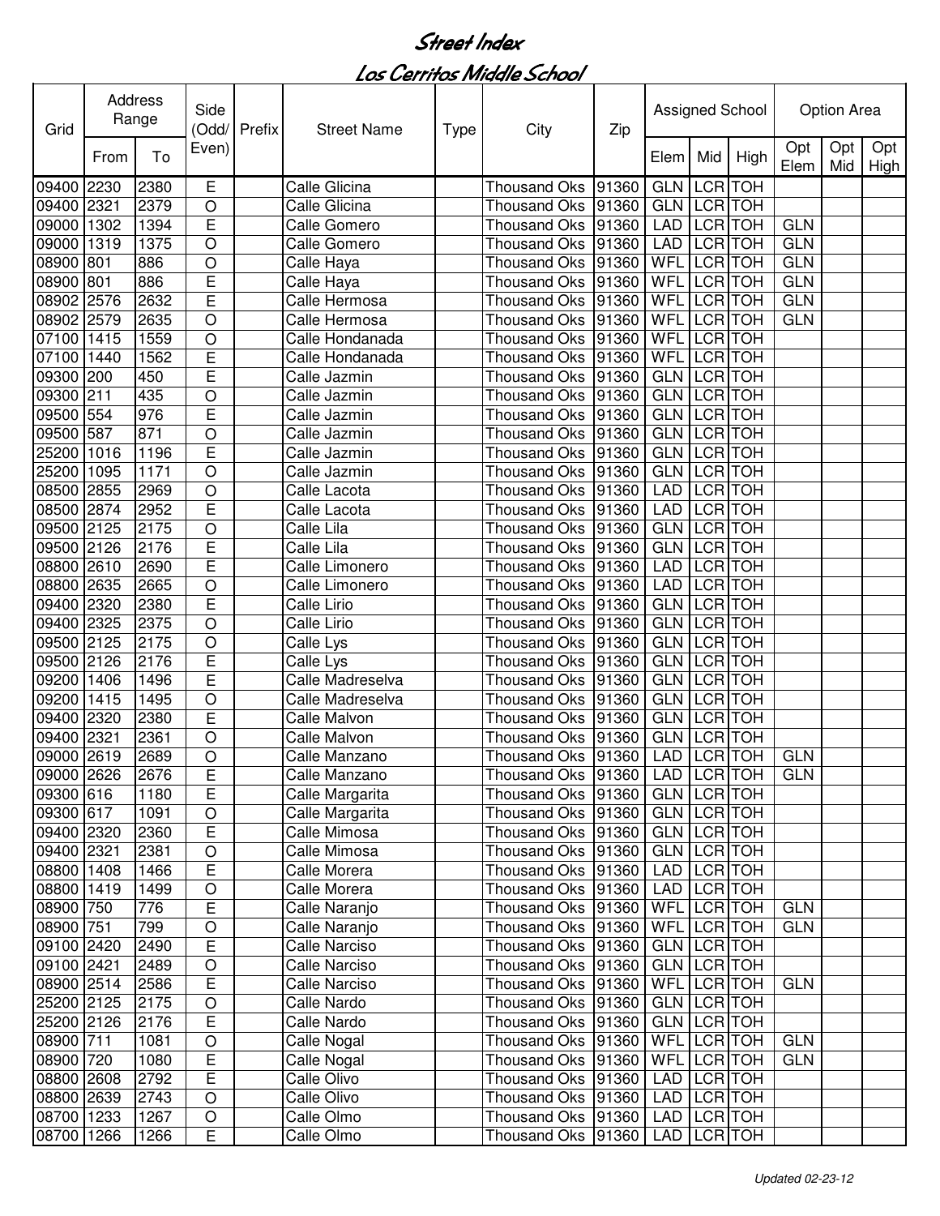# Street Index

## Los Cerritos Middle School

| Grid | Address Range | | Side (Odd/Even) | Prefix | Street Name | Type | City | Zip | Assigned School | | | Option Area | | |
|---|---|---|---|---|---|---|---|---|---|---|---|---|---|---|
| | From | To | | | | | | | Elem | Mid | High | Opt Elem | Opt Mid | Opt High |
| 09400 | 2230 | 2380 | E | | Calle Glicina | | Thousand Oks | 91360 | GLN | LCR | TOH | | | |
| 09400 | 2321 | 2379 | O | | Calle Glicina | | Thousand Oks | 91360 | GLN | LCR | TOH | | | |
| 09000 | 1302 | 1394 | E | | Calle Gomero | | Thousand Oks | 91360 | LAD | LCR | TOH | GLN | | |
| 09000 | 1319 | 1375 | O | | Calle Gomero | | Thousand Oks | 91360 | LAD | LCR | TOH | GLN | | |
| 08900 | 801 | 886 | O | | Calle Haya | | Thousand Oks | 91360 | WFL | LCR | TOH | GLN | | |
| 08900 | 801 | 886 | E | | Calle Haya | | Thousand Oks | 91360 | WFL | LCR | TOH | GLN | | |
| 08902 | 2576 | 2632 | E | | Calle Hermosa | | Thousand Oks | 91360 | WFL | LCR | TOH | GLN | | |
| 08902 | 2579 | 2635 | O | | Calle Hermosa | | Thousand Oks | 91360 | WFL | LCR | TOH | GLN | | |
| 07100 | 1415 | 1559 | O | | Calle Hondanada | | Thousand Oks | 91360 | WFL | LCR | TOH | | | |
| 07100 | 1440 | 1562 | E | | Calle Hondanada | | Thousand Oks | 91360 | WFL | LCR | TOH | | | |
| 09300 | 200 | 450 | E | | Calle Jazmin | | Thousand Oks | 91360 | GLN | LCR | TOH | | | |
| 09300 | 211 | 435 | O | | Calle Jazmin | | Thousand Oks | 91360 | GLN | LCR | TOH | | | |
| 09500 | 554 | 976 | E | | Calle Jazmin | | Thousand Oks | 91360 | GLN | LCR | TOH | | | |
| 09500 | 587 | 871 | O | | Calle Jazmin | | Thousand Oks | 91360 | GLN | LCR | TOH | | | |
| 25200 | 1016 | 1196 | E | | Calle Jazmin | | Thousand Oks | 91360 | GLN | LCR | TOH | | | |
| 25200 | 1095 | 1171 | O | | Calle Jazmin | | Thousand Oks | 91360 | GLN | LCR | TOH | | | |
| 08500 | 2855 | 2969 | O | | Calle Lacota | | Thousand Oks | 91360 | LAD | LCR | TOH | | | |
| 08500 | 2874 | 2952 | E | | Calle Lacota | | Thousand Oks | 91360 | LAD | LCR | TOH | | | |
| 09500 | 2125 | 2175 | O | | Calle Lila | | Thousand Oks | 91360 | GLN | LCR | TOH | | | |
| 09500 | 2126 | 2176 | E | | Calle Lila | | Thousand Oks | 91360 | GLN | LCR | TOH | | | |
| 08800 | 2610 | 2690 | E | | Calle Limonero | | Thousand Oks | 91360 | LAD | LCR | TOH | | | |
| 08800 | 2635 | 2665 | O | | Calle Limonero | | Thousand Oks | 91360 | LAD | LCR | TOH | | | |
| 09400 | 2320 | 2380 | E | | Calle Lirio | | Thousand Oks | 91360 | GLN | LCR | TOH | | | |
| 09400 | 2325 | 2375 | O | | Calle Lirio | | Thousand Oks | 91360 | GLN | LCR | TOH | | | |
| 09500 | 2125 | 2175 | O | | Calle Lys | | Thousand Oks | 91360 | GLN | LCR | TOH | | | |
| 09500 | 2126 | 2176 | E | | Calle Lys | | Thousand Oks | 91360 | GLN | LCR | TOH | | | |
| 09200 | 1406 | 1496 | E | | Calle Madreselva | | Thousand Oks | 91360 | GLN | LCR | TOH | | | |
| 09200 | 1415 | 1495 | O | | Calle Madreselva | | Thousand Oks | 91360 | GLN | LCR | TOH | | | |
| 09400 | 2320 | 2380 | E | | Calle Malvon | | Thousand Oks | 91360 | GLN | LCR | TOH | | | |
| 09400 | 2321 | 2361 | O | | Calle Malvon | | Thousand Oks | 91360 | GLN | LCR | TOH | | | |
| 09000 | 2619 | 2689 | O | | Calle Manzano | | Thousand Oks | 91360 | LAD | LCR | TOH | GLN | | |
| 09000 | 2626 | 2676 | E | | Calle Manzano | | Thousand Oks | 91360 | LAD | LCR | TOH | GLN | | |
| 09300 | 616 | 1180 | E | | Calle Margarita | | Thousand Oks | 91360 | GLN | LCR | TOH | | | |
| 09300 | 617 | 1091 | O | | Calle Margarita | | Thousand Oks | 91360 | GLN | LCR | TOH | | | |
| 09400 | 2320 | 2360 | E | | Calle Mimosa | | Thousand Oks | 91360 | GLN | LCR | TOH | | | |
| 09400 | 2321 | 2381 | O | | Calle Mimosa | | Thousand Oks | 91360 | GLN | LCR | TOH | | | |
| 08800 | 1408 | 1466 | E | | Calle Morera | | Thousand Oks | 91360 | LAD | LCR | TOH | | | |
| 08800 | 1419 | 1499 | O | | Calle Morera | | Thousand Oks | 91360 | LAD | LCR | TOH | | | |
| 08900 | 750 | 776 | E | | Calle Naranjo | | Thousand Oks | 91360 | WFL | LCR | TOH | GLN | | |
| 08900 | 751 | 799 | O | | Calle Naranjo | | Thousand Oks | 91360 | WFL | LCR | TOH | GLN | | |
| 09100 | 2420 | 2490 | E | | Calle Narciso | | Thousand Oks | 91360 | GLN | LCR | TOH | | | |
| 09100 | 2421 | 2489 | O | | Calle Narciso | | Thousand Oks | 91360 | GLN | LCR | TOH | | | |
| 08900 | 2514 | 2586 | E | | Calle Narciso | | Thousand Oks | 91360 | WFL | LCR | TOH | GLN | | |
| 25200 | 2125 | 2175 | O | | Calle Nardo | | Thousand Oks | 91360 | GLN | LCR | TOH | | | |
| 25200 | 2126 | 2176 | E | | Calle Nardo | | Thousand Oks | 91360 | GLN | LCR | TOH | | | |
| 08900 | 711 | 1081 | O | | Calle Nogal | | Thousand Oks | 91360 | WFL | LCR | TOH | GLN | | |
| 08900 | 720 | 1080 | E | | Calle Nogal | | Thousand Oks | 91360 | WFL | LCR | TOH | GLN | | |
| 08800 | 2608 | 2792 | E | | Calle Olivo | | Thousand Oks | 91360 | LAD | LCR | TOH | | | |
| 08800 | 2639 | 2743 | O | | Calle Olivo | | Thousand Oks | 91360 | LAD | LCR | TOH | | | |
| 08700 | 1233 | 1267 | O | | Calle Olmo | | Thousand Oks | 91360 | LAD | LCR | TOH | | | |
| 08700 | 1266 | 1266 | E | | Calle Olmo | | Thousand Oks | 91360 | LAD | LCR | TOH | | | |

*Updated 02-23-12*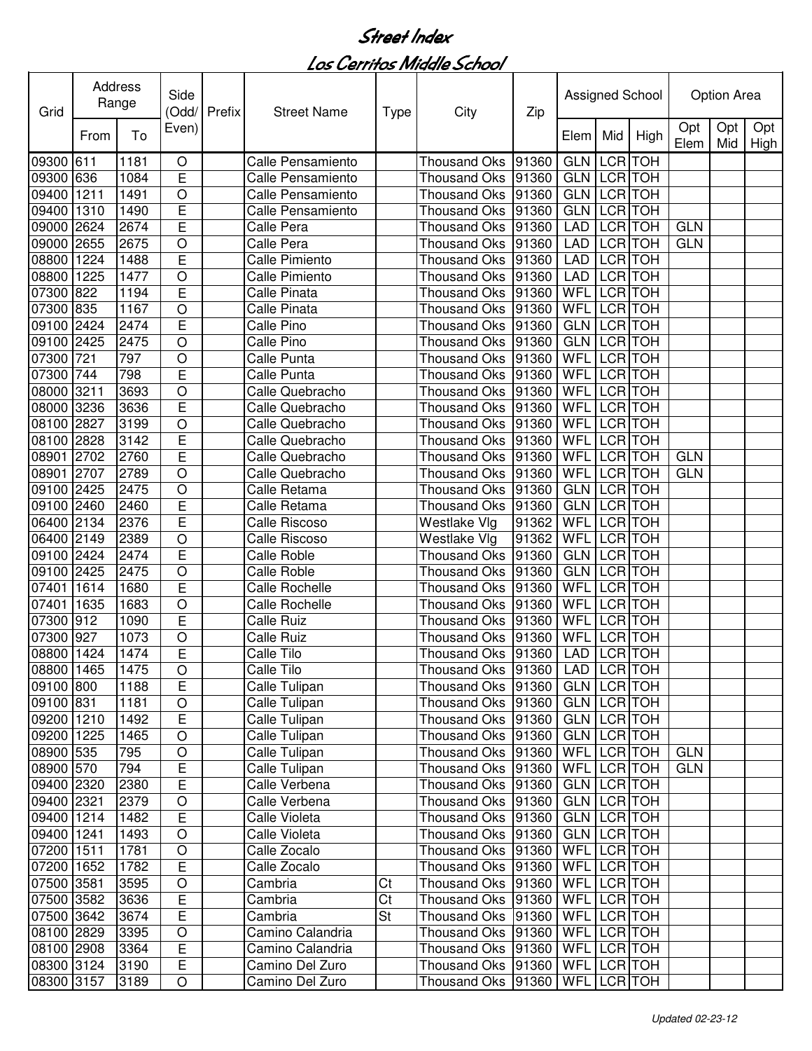# Street Index

## Los Cerritos Middle School

| Grid | Address Range | | Side (Odd/ Even) | Prefix | Street Name | Type | City | Zip | Assigned School | | | Option Area | | |
|---|---|---|---|---|---|---|---|---|---|---|---|---|---|---|
| | From | To | | | | | | | Elem | Mid | High | Opt Elem | Opt Mid | Opt High |
| 09300 | 611 | 1181 | O | | Calle Pensamiento | | Thousand Oks | 91360 | GLN | LCR | TOH | | | |
| 09300 | 636 | 1084 | E | | Calle Pensamiento | | Thousand Oks | 91360 | GLN | LCR | TOH | | | |
| 09400 | 1211 | 1491 | O | | Calle Pensamiento | | Thousand Oks | 91360 | GLN | LCR | TOH | | | |
| 09400 | 1310 | 1490 | E | | Calle Pensamiento | | Thousand Oks | 91360 | GLN | LCR | TOH | | | |
| 09000 | 2624 | 2674 | E | | Calle Pera | | Thousand Oks | 91360 | LAD | LCR | TOH | GLN | | |
| 09000 | 2655 | 2675 | O | | Calle Pera | | Thousand Oks | 91360 | LAD | LCR | TOH | GLN | | |
| 08800 | 1224 | 1488 | E | | Calle Pimiento | | Thousand Oks | 91360 | LAD | LCR | TOH | | | |
| 08800 | 1225 | 1477 | O | | Calle Pimiento | | Thousand Oks | 91360 | LAD | LCR | TOH | | | |
| 07300 | 822 | 1194 | E | | Calle Pinata | | Thousand Oks | 91360 | WFL | LCR | TOH | | | |
| 07300 | 835 | 1167 | O | | Calle Pinata | | Thousand Oks | 91360 | WFL | LCR | TOH | | | |
| 09100 | 2424 | 2474 | E | | Calle Pino | | Thousand Oks | 91360 | GLN | LCR | TOH | | | |
| 09100 | 2425 | 2475 | O | | Calle Pino | | Thousand Oks | 91360 | GLN | LCR | TOH | | | |
| 07300 | 721 | 797 | O | | Calle Punta | | Thousand Oks | 91360 | WFL | LCR | TOH | | | |
| 07300 | 744 | 798 | E | | Calle Punta | | Thousand Oks | 91360 | WFL | LCR | TOH | | | |
| 08000 | 3211 | 3693 | O | | Calle Quebracho | | Thousand Oks | 91360 | WFL | LCR | TOH | | | |
| 08000 | 3236 | 3636 | E | | Calle Quebracho | | Thousand Oks | 91360 | WFL | LCR | TOH | | | |
| 08100 | 2827 | 3199 | O | | Calle Quebracho | | Thousand Oks | 91360 | WFL | LCR | TOH | | | |
| 08100 | 2828 | 3142 | E | | Calle Quebracho | | Thousand Oks | 91360 | WFL | LCR | TOH | | | |
| 08901 | 2702 | 2760 | E | | Calle Quebracho | | Thousand Oks | 91360 | WFL | LCR | TOH | GLN | | |
| 08901 | 2707 | 2789 | O | | Calle Quebracho | | Thousand Oks | 91360 | WFL | LCR | TOH | GLN | | |
| 09100 | 2425 | 2475 | O | | Calle Retama | | Thousand Oks | 91360 | GLN | LCR | TOH | | | |
| 09100 | 2460 | 2460 | E | | Calle Retama | | Thousand Oks | 91360 | GLN | LCR | TOH | | | |
| 06400 | 2134 | 2376 | E | | Calle Riscoso | | Westlake Vlg | 91362 | WFL | LCR | TOH | | | |
| 06400 | 2149 | 2389 | O | | Calle Riscoso | | Westlake Vlg | 91362 | WFL | LCR | TOH | | | |
| 09100 | 2424 | 2474 | E | | Calle Roble | | Thousand Oks | 91360 | GLN | LCR | TOH | | | |
| 09100 | 2425 | 2475 | O | | Calle Roble | | Thousand Oks | 91360 | GLN | LCR | TOH | | | |
| 07401 | 1614 | 1680 | E | | Calle Rochelle | | Thousand Oks | 91360 | WFL | LCR | TOH | | | |
| 07401 | 1635 | 1683 | O | | Calle Rochelle | | Thousand Oks | 91360 | WFL | LCR | TOH | | | |
| 07300 | 912 | 1090 | E | | Calle Ruiz | | Thousand Oks | 91360 | WFL | LCR | TOH | | | |
| 07300 | 927 | 1073 | O | | Calle Ruiz | | Thousand Oks | 91360 | WFL | LCR | TOH | | | |
| 08800 | 1424 | 1474 | E | | Calle Tilo | | Thousand Oks | 91360 | LAD | LCR | TOH | | | |
| 08800 | 1465 | 1475 | O | | Calle Tilo | | Thousand Oks | 91360 | LAD | LCR | TOH | | | |
| 09100 | 800 | 1188 | E | | Calle Tulipan | | Thousand Oks | 91360 | GLN | LCR | TOH | | | |
| 09100 | 831 | 1181 | O | | Calle Tulipan | | Thousand Oks | 91360 | GLN | LCR | TOH | | | |
| 09200 | 1210 | 1492 | E | | Calle Tulipan | | Thousand Oks | 91360 | GLN | LCR | TOH | | | |
| 09200 | 1225 | 1465 | O | | Calle Tulipan | | Thousand Oks | 91360 | GLN | LCR | TOH | | | |
| 08900 | 535 | 795 | O | | Calle Tulipan | | Thousand Oks | 91360 | WFL | LCR | TOH | GLN | | |
| 08900 | 570 | 794 | E | | Calle Tulipan | | Thousand Oks | 91360 | WFL | LCR | TOH | GLN | | |
| 09400 | 2320 | 2380 | E | | Calle Verbena | | Thousand Oks | 91360 | GLN | LCR | TOH | | | |
| 09400 | 2321 | 2379 | O | | Calle Verbena | | Thousand Oks | 91360 | GLN | LCR | TOH | | | |
| 09400 | 1214 | 1482 | E | | Calle Violeta | | Thousand Oks | 91360 | GLN | LCR | TOH | | | |
| 09400 | 1241 | 1493 | O | | Calle Violeta | | Thousand Oks | 91360 | GLN | LCR | TOH | | | |
| 07200 | 1511 | 1781 | O | | Calle Zocalo | | Thousand Oks | 91360 | WFL | LCR | TOH | | | |
| 07200 | 1652 | 1782 | E | | Calle Zocalo | | Thousand Oks | 91360 | WFL | LCR | TOH | | | |
| 07500 | 3581 | 3595 | O | | Cambria | Ct | Thousand Oks | 91360 | WFL | LCR | TOH | | | |
| 07500 | 3582 | 3636 | E | | Cambria | Ct | Thousand Oks | 91360 | WFL | LCR | TOH | | | |
| 07500 | 3642 | 3674 | E | | Cambria | St | Thousand Oks | 91360 | WFL | LCR | TOH | | | |
| 08100 | 2829 | 3395 | O | | Camino Calandria | | Thousand Oks | 91360 | WFL | LCR | TOH | | | |
| 08100 | 2908 | 3364 | E | | Camino Calandria | | Thousand Oks | 91360 | WFL | LCR | TOH | | | |
| 08300 | 3124 | 3190 | E | | Camino Del Zuro | | Thousand Oks | 91360 | WFL | LCR | TOH | | | |
| 08300 | 3157 | 3189 | O | | Camino Del Zuro | | Thousand Oks | 91360 | WFL | LCR | TOH | | | |

*Updated 02-23-12*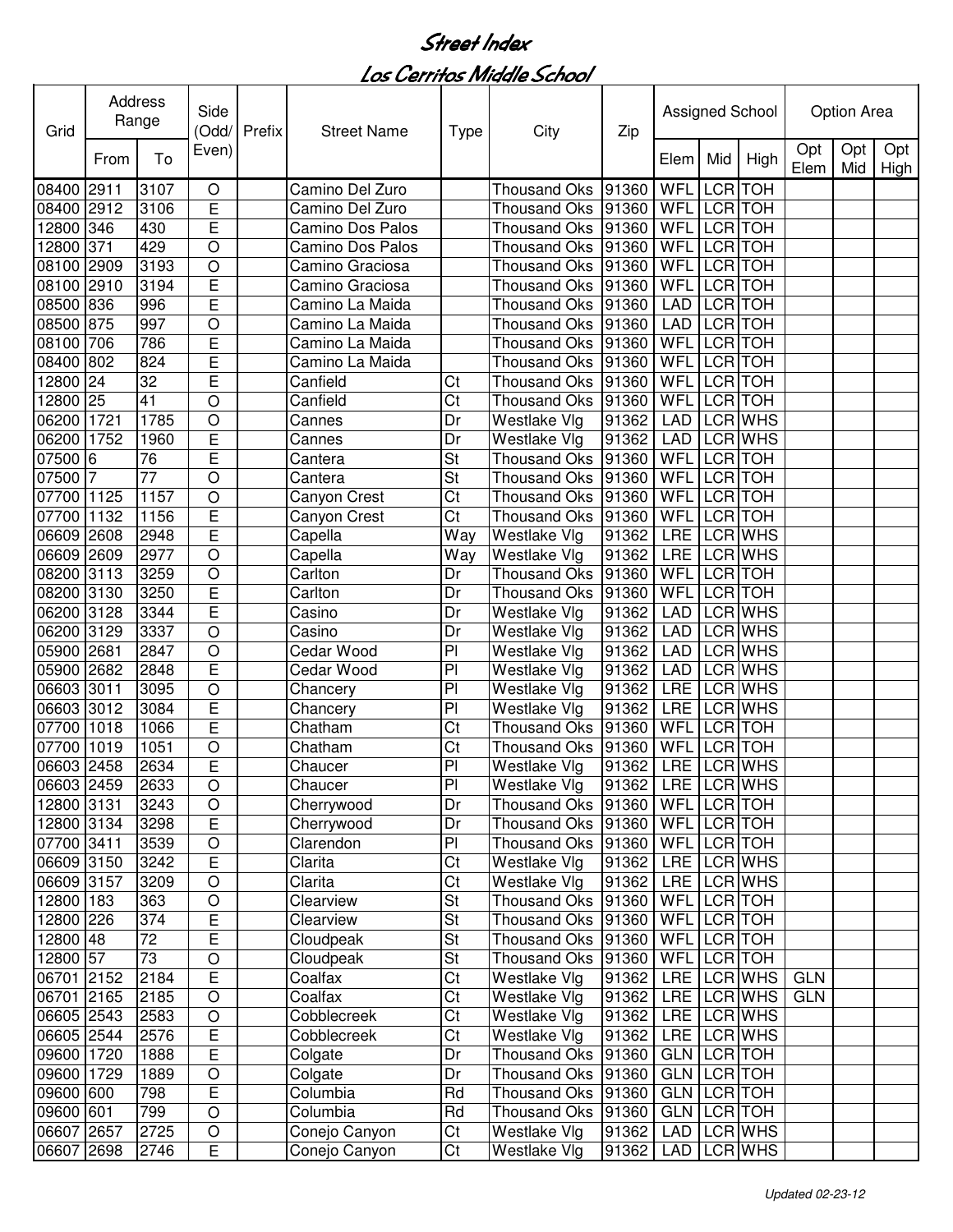# Street Index

## Los Cerritos Middle School

| Grid | Address Range | | Side (Odd/ Even) | Prefix | Street Name | Type | City | Zip | Assigned School | | | Option Area | | |
|---|---|---|---|---|---|---|---|---|---|---|---|---|---|---|
| | From | To | | | | | | | Elem | Mid | High | Opt Elem | Opt Mid | Opt High |
| 08400 | 2911 | 3107 | O | | Camino Del Zuro | | Thousand Oks | 91360 | WFL | LCR | TOH | | | |
| 08400 | 2912 | 3106 | E | | Camino Del Zuro | | Thousand Oks | 91360 | WFL | LCR | TOH | | | |
| 12800 | 346 | 430 | E | | Camino Dos Palos | | Thousand Oks | 91360 | WFL | LCR | TOH | | | |
| 12800 | 371 | 429 | O | | Camino Dos Palos | | Thousand Oks | 91360 | WFL | LCR | TOH | | | |
| 08100 | 2909 | 3193 | O | | Camino Graciosa | | Thousand Oks | 91360 | WFL | LCR | TOH | | | |
| 08100 | 2910 | 3194 | E | | Camino Graciosa | | Thousand Oks | 91360 | WFL | LCR | TOH | | | |
| 08500 | 836 | 996 | E | | Camino La Maida | | Thousand Oks | 91360 | LAD | LCR | TOH | | | |
| 08500 | 875 | 997 | O | | Camino La Maida | | Thousand Oks | 91360 | LAD | LCR | TOH | | | |
| 08100 | 706 | 786 | E | | Camino La Maida | | Thousand Oks | 91360 | WFL | LCR | TOH | | | |
| 08400 | 802 | 824 | E | | Camino La Maida | | Thousand Oks | 91360 | WFL | LCR | TOH | | | |
| 12800 | 24 | 32 | E | | Canfield | Ct | Thousand Oks | 91360 | WFL | LCR | TOH | | | |
| 12800 | 25 | 41 | O | | Canfield | Ct | Thousand Oks | 91360 | WFL | LCR | TOH | | | |
| 06200 | 1721 | 1785 | O | | Cannes | Dr | Westlake Vlg | 91362 | LAD | LCR | WHS | | | |
| 06200 | 1752 | 1960 | E | | Cannes | Dr | Westlake Vlg | 91362 | LAD | LCR | WHS | | | |
| 07500 | 6 | 76 | E | | Cantera | St | Thousand Oks | 91360 | WFL | LCR | TOH | | | |
| 07500 | 7 | 77 | O | | Cantera | St | Thousand Oks | 91360 | WFL | LCR | TOH | | | |
| 07700 | 1125 | 1157 | O | | Canyon Crest | Ct | Thousand Oks | 91360 | WFL | LCR | TOH | | | |
| 07700 | 1132 | 1156 | E | | Canyon Crest | Ct | Thousand Oks | 91360 | WFL | LCR | TOH | | | |
| 06609 | 2608 | 2948 | E | | Capella | Way | Westlake Vlg | 91362 | LRE | LCR | WHS | | | |
| 06609 | 2609 | 2977 | O | | Capella | Way | Westlake Vlg | 91362 | LRE | LCR | WHS | | | |
| 08200 | 3113 | 3259 | O | | Carlton | Dr | Thousand Oks | 91360 | WFL | LCR | TOH | | | |
| 08200 | 3130 | 3250 | E | | Carlton | Dr | Thousand Oks | 91360 | WFL | LCR | TOH | | | |
| 06200 | 3128 | 3344 | E | | Casino | Dr | Westlake Vlg | 91362 | LAD | LCR | WHS | | | |
| 06200 | 3129 | 3337 | O | | Casino | Dr | Westlake Vlg | 91362 | LAD | LCR | WHS | | | |
| 05900 | 2681 | 2847 | O | | Cedar Wood | Pl | Westlake Vlg | 91362 | LAD | LCR | WHS | | | |
| 05900 | 2682 | 2848 | E | | Cedar Wood | Pl | Westlake Vlg | 91362 | LAD | LCR | WHS | | | |
| 06603 | 3011 | 3095 | O | | Chancery | Pl | Westlake Vlg | 91362 | LRE | LCR | WHS | | | |
| 06603 | 3012 | 3084 | E | | Chancery | Pl | Westlake Vlg | 91362 | LRE | LCR | WHS | | | |
| 07700 | 1018 | 1066 | E | | Chatham | Ct | Thousand Oks | 91360 | WFL | LCR | TOH | | | |
| 07700 | 1019 | 1051 | O | | Chatham | Ct | Thousand Oks | 91360 | WFL | LCR | TOH | | | |
| 06603 | 2458 | 2634 | E | | Chaucer | Pl | Westlake Vlg | 91362 | LRE | LCR | WHS | | | |
| 06603 | 2459 | 2633 | O | | Chaucer | Pl | Westlake Vlg | 91362 | LRE | LCR | WHS | | | |
| 12800 | 3131 | 3243 | O | | Cherrywood | Dr | Thousand Oks | 91360 | WFL | LCR | TOH | | | |
| 12800 | 3134 | 3298 | E | | Cherrywood | Dr | Thousand Oks | 91360 | WFL | LCR | TOH | | | |
| 07700 | 3411 | 3539 | O | | Clarendon | Pl | Thousand Oks | 91360 | WFL | LCR | TOH | | | |
| 06609 | 3150 | 3242 | E | | Clarita | Ct | Westlake Vlg | 91362 | LRE | LCR | WHS | | | |
| 06609 | 3157 | 3209 | O | | Clarita | Ct | Westlake Vlg | 91362 | LRE | LCR | WHS | | | |
| 12800 | 183 | 363 | O | | Clearview | St | Thousand Oks | 91360 | WFL | LCR | TOH | | | |
| 12800 | 226 | 374 | E | | Clearview | St | Thousand Oks | 91360 | WFL | LCR | TOH | | | |
| 12800 | 48 | 72 | E | | Cloudpeak | St | Thousand Oks | 91360 | WFL | LCR | TOH | | | |
| 12800 | 57 | 73 | O | | Cloudpeak | St | Thousand Oks | 91360 | WFL | LCR | TOH | | | |
| 06701 | 2152 | 2184 | E | | Coalfax | Ct | Westlake Vlg | 91362 | LRE | LCR | WHS | GLN | | |
| 06701 | 2165 | 2185 | O | | Coalfax | Ct | Westlake Vlg | 91362 | LRE | LCR | WHS | GLN | | |
| 06605 | 2543 | 2583 | O | | Cobblecreek | Ct | Westlake Vlg | 91362 | LRE | LCR | WHS | | | |
| 06605 | 2544 | 2576 | E | | Cobblecreek | Ct | Westlake Vlg | 91362 | LRE | LCR | WHS | | | |
| 09600 | 1720 | 1888 | E | | Colgate | Dr | Thousand Oks | 91360 | GLN | LCR | TOH | | | |
| 09600 | 1729 | 1889 | O | | Colgate | Dr | Thousand Oks | 91360 | GLN | LCR | TOH | | | |
| 09600 | 600 | 798 | E | | Columbia | Rd | Thousand Oks | 91360 | GLN | LCR | TOH | | | |
| 09600 | 601 | 799 | O | | Columbia | Rd | Thousand Oks | 91360 | GLN | LCR | TOH | | | |
| 06607 | 2657 | 2725 | O | | Conejo Canyon | Ct | Westlake Vlg | 91362 | LAD | LCR | WHS | | | |
| 06607 | 2698 | 2746 | E | | Conejo Canyon | Ct | Westlake Vlg | 91362 | LAD | LCR | WHS | | | |

*Updated 02-23-12*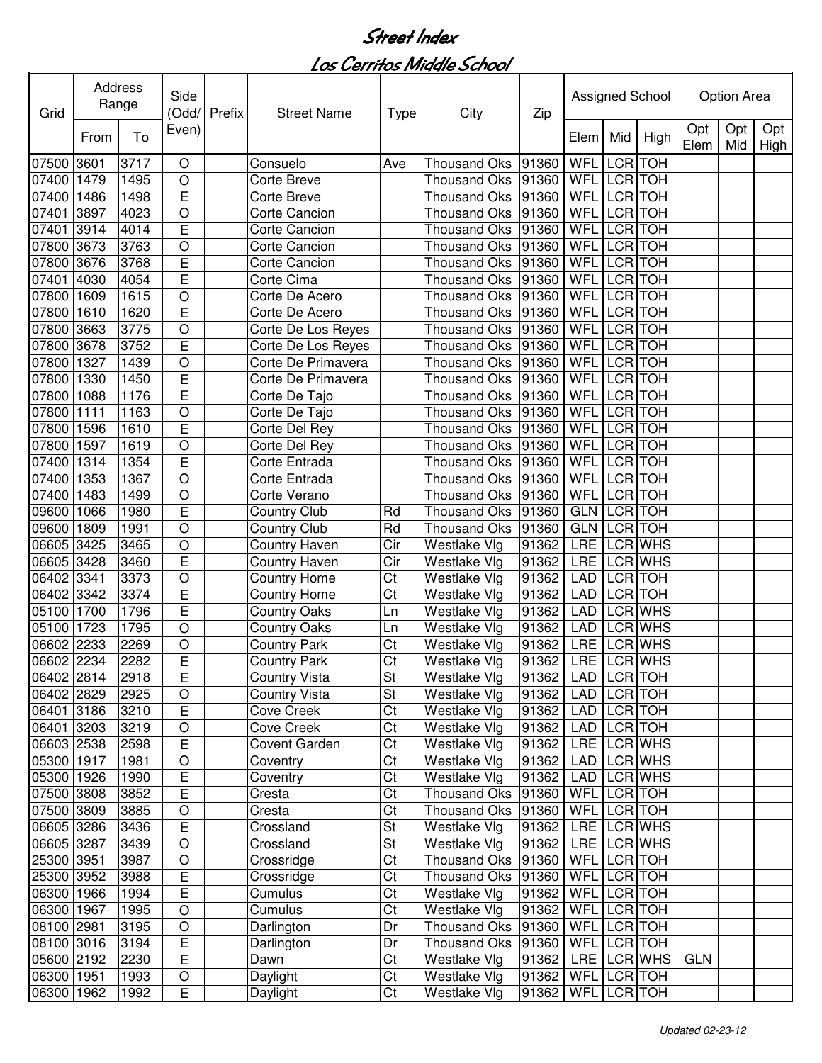# Street Index

## Los Cerritos Middle School

| Grid | Address Range | | Side (Odd/ Even) | Prefix | Street Name | Type | City | Zip | Assigned School | | | Option Area | | |
|---|---|---|---|---|---|---|---|---|---|---|---|---|---|---|
| | From | To | | | | | | | Elem | Mid | High | Opt Elem | Opt Mid | Opt High |
| 07500 | 3601 | 3717 | O | | Consuelo | Ave | Thousand Oks | 91360 | WFL | LCR | TOH | | | |
| 07400 | 1479 | 1495 | O | | Corte Breve | | Thousand Oks | 91360 | WFL | LCR | TOH | | | |
| 07400 | 1486 | 1498 | E | | Corte Breve | | Thousand Oks | 91360 | WFL | LCR | TOH | | | |
| 07401 | 3897 | 4023 | O | | Corte Cancion | | Thousand Oks | 91360 | WFL | LCR | TOH | | | |
| 07401 | 3914 | 4014 | E | | Corte Cancion | | Thousand Oks | 91360 | WFL | LCR | TOH | | | |
| 07800 | 3673 | 3763 | O | | Corte Cancion | | Thousand Oks | 91360 | WFL | LCR | TOH | | | |
| 07800 | 3676 | 3768 | E | | Corte Cancion | | Thousand Oks | 91360 | WFL | LCR | TOH | | | |
| 07401 | 4030 | 4054 | E | | Corte Cima | | Thousand Oks | 91360 | WFL | LCR | TOH | | | |
| 07800 | 1609 | 1615 | O | | Corte De Acero | | Thousand Oks | 91360 | WFL | LCR | TOH | | | |
| 07800 | 1610 | 1620 | E | | Corte De Acero | | Thousand Oks | 91360 | WFL | LCR | TOH | | | |
| 07800 | 3663 | 3775 | O | | Corte De Los Reyes | | Thousand Oks | 91360 | WFL | LCR | TOH | | | |
| 07800 | 3678 | 3752 | E | | Corte De Los Reyes | | Thousand Oks | 91360 | WFL | LCR | TOH | | | |
| 07800 | 1327 | 1439 | O | | Corte De Primavera | | Thousand Oks | 91360 | WFL | LCR | TOH | | | |
| 07800 | 1330 | 1450 | E | | Corte De Primavera | | Thousand Oks | 91360 | WFL | LCR | TOH | | | |
| 07800 | 1088 | 1176 | E | | Corte De Tajo | | Thousand Oks | 91360 | WFL | LCR | TOH | | | |
| 07800 | 1111 | 1163 | O | | Corte De Tajo | | Thousand Oks | 91360 | WFL | LCR | TOH | | | |
| 07800 | 1596 | 1610 | E | | Corte Del Rey | | Thousand Oks | 91360 | WFL | LCR | TOH | | | |
| 07800 | 1597 | 1619 | O | | Corte Del Rey | | Thousand Oks | 91360 | WFL | LCR | TOH | | | |
| 07400 | 1314 | 1354 | E | | Corte Entrada | | Thousand Oks | 91360 | WFL | LCR | TOH | | | |
| 07400 | 1353 | 1367 | O | | Corte Entrada | | Thousand Oks | 91360 | WFL | LCR | TOH | | | |
| 07400 | 1483 | 1499 | O | | Corte Verano | | Thousand Oks | 91360 | WFL | LCR | TOH | | | |
| 09600 | 1066 | 1980 | E | | Country Club | Rd | Thousand Oks | 91360 | GLN | LCR | TOH | | | |
| 09600 | 1809 | 1991 | O | | Country Club | Rd | Thousand Oks | 91360 | GLN | LCR | TOH | | | |
| 06605 | 3425 | 3465 | O | | Country Haven | Cir | Westlake Vlg | 91362 | LRE | LCR | WHS | | | |
| 06605 | 3428 | 3460 | E | | Country Haven | Cir | Westlake Vlg | 91362 | LRE | LCR | WHS | | | |
| 06402 | 3341 | 3373 | O | | Country Home | Ct | Westlake Vlg | 91362 | LAD | LCR | TOH | | | |
| 06402 | 3342 | 3374 | E | | Country Home | Ct | Westlake Vlg | 91362 | LAD | LCR | TOH | | | |
| 05100 | 1700 | 1796 | E | | Country Oaks | Ln | Westlake Vlg | 91362 | LAD | LCR | WHS | | | |
| 05100 | 1723 | 1795 | O | | Country Oaks | Ln | Westlake Vlg | 91362 | LAD | LCR | WHS | | | |
| 06602 | 2233 | 2269 | O | | Country Park | Ct | Westlake Vlg | 91362 | LRE | LCR | WHS | | | |
| 06602 | 2234 | 2282 | E | | Country Park | Ct | Westlake Vlg | 91362 | LRE | LCR | WHS | | | |
| 06402 | 2814 | 2918 | E | | Country Vista | St | Westlake Vlg | 91362 | LAD | LCR | TOH | | | |
| 06402 | 2829 | 2925 | O | | Country Vista | St | Westlake Vlg | 91362 | LAD | LCR | TOH | | | |
| 06401 | 3186 | 3210 | E | | Cove Creek | Ct | Westlake Vlg | 91362 | LAD | LCR | TOH | | | |
| 06401 | 3203 | 3219 | O | | Cove Creek | Ct | Westlake Vlg | 91362 | LAD | LCR | TOH | | | |
| 06603 | 2538 | 2598 | E | | Covent Garden | Ct | Westlake Vlg | 91362 | LRE | LCR | WHS | | | |
| 05300 | 1917 | 1981 | O | | Coventry | Ct | Westlake Vlg | 91362 | LAD | LCR | WHS | | | |
| 05300 | 1926 | 1990 | E | | Coventry | Ct | Westlake Vlg | 91362 | LAD | LCR | WHS | | | |
| 07500 | 3808 | 3852 | E | | Cresta | Ct | Thousand Oks | 91360 | WFL | LCR | TOH | | | |
| 07500 | 3809 | 3885 | O | | Cresta | Ct | Thousand Oks | 91360 | WFL | LCR | TOH | | | |
| 06605 | 3286 | 3436 | E | | Crossland | St | Westlake Vlg | 91362 | LRE | LCR | WHS | | | |
| 06605 | 3287 | 3439 | O | | Crossland | St | Westlake Vlg | 91362 | LRE | LCR | WHS | | | |
| 25300 | 3951 | 3987 | O | | Crossridge | Ct | Thousand Oks | 91360 | WFL | LCR | TOH | | | |
| 25300 | 3952 | 3988 | E | | Crossridge | Ct | Thousand Oks | 91360 | WFL | LCR | TOH | | | |
| 06300 | 1966 | 1994 | E | | Cumulus | Ct | Westlake Vlg | 91362 | WFL | LCR | TOH | | | |
| 06300 | 1967 | 1995 | O | | Cumulus | Ct | Westlake Vlg | 91362 | WFL | LCR | TOH | | | |
| 08100 | 2981 | 3195 | O | | Darlington | Dr | Thousand Oks | 91360 | WFL | LCR | TOH | | | |
| 08100 | 3016 | 3194 | E | | Darlington | Dr | Thousand Oks | 91360 | WFL | LCR | TOH | | | |
| 05600 | 2192 | 2230 | E | | Dawn | Ct | Westlake Vlg | 91362 | LRE | LCR | WHS | GLN | | |
| 06300 | 1951 | 1993 | O | | Daylight | Ct | Westlake Vlg | 91362 | WFL | LCR | TOH | | | |
| 06300 | 1962 | 1992 | E | | Daylight | Ct | Westlake Vlg | 91362 | WFL | LCR | TOH | | | |

*Updated 02-23-12*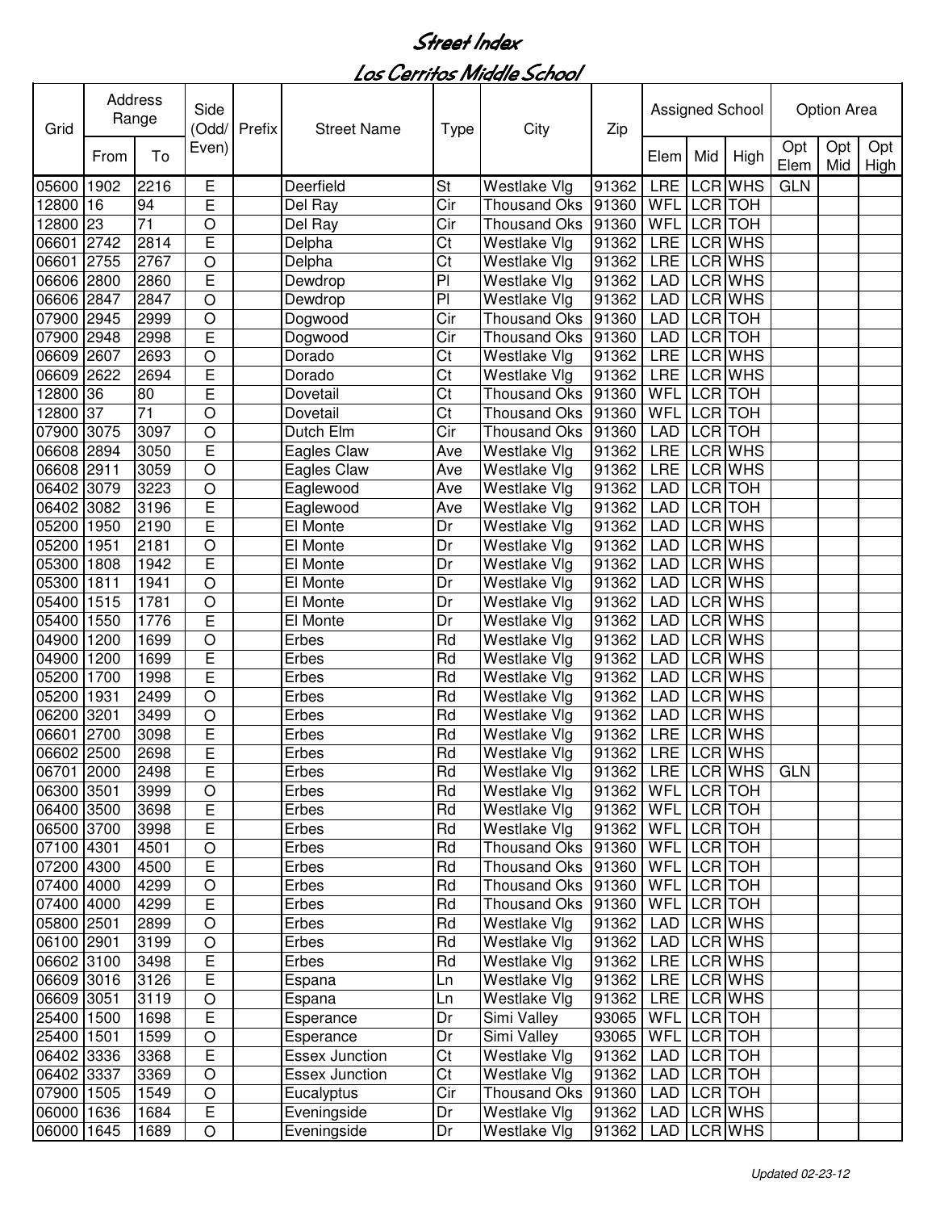# Street Index

## Los Cerritos Middle School

| Grid | Address Range | | Side (Odd/ Even) | Prefix | Street Name | Type | City | Zip | Assigned School | | | Option Area | | |
|---|---|---|---|---|---|---|---|---|---|---|---|---|---|---|
| | From | To | | | | | | | Elem | Mid | High | Opt Elem | Opt Mid | Opt High |
| 05600 | 1902 | 2216 | E | | Deerfield | St | Westlake Vlg | 91362 | LRE | LCR | WHS | GLN | | |
| 12800 | 16 | 94 | E | | Del Ray | Cir | Thousand Oks | 91360 | WFL | LCR | TOH | | | |
| 12800 | 23 | 71 | O | | Del Ray | Cir | Thousand Oks | 91360 | WFL | LCR | TOH | | | |
| 06601 | 2742 | 2814 | E | | Delpha | Ct | Westlake Vlg | 91362 | LRE | LCR | WHS | | | |
| 06601 | 2755 | 2767 | O | | Delpha | Ct | Westlake Vlg | 91362 | LRE | LCR | WHS | | | |
| 06606 | 2800 | 2860 | E | | Dewdrop | Pl | Westlake Vlg | 91362 | LAD | LCR | WHS | | | |
| 06606 | 2847 | 2847 | O | | Dewdrop | Pl | Westlake Vlg | 91362 | LAD | LCR | WHS | | | |
| 07900 | 2945 | 2999 | O | | Dogwood | Cir | Thousand Oks | 91360 | LAD | LCR | TOH | | | |
| 07900 | 2948 | 2998 | E | | Dogwood | Cir | Thousand Oks | 91360 | LAD | LCR | TOH | | | |
| 06609 | 2607 | 2693 | O | | Dorado | Ct | Westlake Vlg | 91362 | LRE | LCR | WHS | | | |
| 06609 | 2622 | 2694 | E | | Dorado | Ct | Westlake Vlg | 91362 | LRE | LCR | WHS | | | |
| 12800 | 36 | 80 | E | | Dovetail | Ct | Thousand Oks | 91360 | WFL | LCR | TOH | | | |
| 12800 | 37 | 71 | O | | Dovetail | Ct | Thousand Oks | 91360 | WFL | LCR | TOH | | | |
| 07900 | 3075 | 3097 | O | | Dutch Elm | Cir | Thousand Oks | 91360 | LAD | LCR | TOH | | | |
| 06608 | 2894 | 3050 | E | | Eagles Claw | Ave | Westlake Vlg | 91362 | LRE | LCR | WHS | | | |
| 06608 | 2911 | 3059 | O | | Eagles Claw | Ave | Westlake Vlg | 91362 | LRE | LCR | WHS | | | |
| 06402 | 3079 | 3223 | O | | Eaglewood | Ave | Westlake Vlg | 91362 | LAD | LCR | TOH | | | |
| 06402 | 3082 | 3196 | E | | Eaglewood | Ave | Westlake Vlg | 91362 | LAD | LCR | TOH | | | |
| 05200 | 1950 | 2190 | E | | El Monte | Dr | Westlake Vlg | 91362 | LAD | LCR | WHS | | | |
| 05200 | 1951 | 2181 | O | | El Monte | Dr | Westlake Vlg | 91362 | LAD | LCR | WHS | | | |
| 05300 | 1808 | 1942 | E | | El Monte | Dr | Westlake Vlg | 91362 | LAD | LCR | WHS | | | |
| 05300 | 1811 | 1941 | O | | El Monte | Dr | Westlake Vlg | 91362 | LAD | LCR | WHS | | | |
| 05400 | 1515 | 1781 | O | | El Monte | Dr | Westlake Vlg | 91362 | LAD | LCR | WHS | | | |
| 05400 | 1550 | 1776 | E | | El Monte | Dr | Westlake Vlg | 91362 | LAD | LCR | WHS | | | |
| 04900 | 1200 | 1699 | O | | Erbes | Rd | Westlake Vlg | 91362 | LAD | LCR | WHS | | | |
| 04900 | 1200 | 1699 | E | | Erbes | Rd | Westlake Vlg | 91362 | LAD | LCR | WHS | | | |
| 05200 | 1700 | 1998 | E | | Erbes | Rd | Westlake Vlg | 91362 | LAD | LCR | WHS | | | |
| 05200 | 1931 | 2499 | O | | Erbes | Rd | Westlake Vlg | 91362 | LAD | LCR | WHS | | | |
| 06200 | 3201 | 3499 | O | | Erbes | Rd | Westlake Vlg | 91362 | LAD | LCR | WHS | | | |
| 06601 | 2700 | 3098 | E | | Erbes | Rd | Westlake Vlg | 91362 | LRE | LCR | WHS | | | |
| 06602 | 2500 | 2698 | E | | Erbes | Rd | Westlake Vlg | 91362 | LRE | LCR | WHS | | | |
| 06701 | 2000 | 2498 | E | | Erbes | Rd | Westlake Vlg | 91362 | LRE | LCR | WHS | GLN | | |
| 06300 | 3501 | 3999 | O | | Erbes | Rd | Westlake Vlg | 91362 | WFL | LCR | TOH | | | |
| 06400 | 3500 | 3698 | E | | Erbes | Rd | Westlake Vlg | 91362 | WFL | LCR | TOH | | | |
| 06500 | 3700 | 3998 | E | | Erbes | Rd | Westlake Vlg | 91362 | WFL | LCR | TOH | | | |
| 07100 | 4301 | 4501 | O | | Erbes | Rd | Thousand Oks | 91360 | WFL | LCR | TOH | | | |
| 07200 | 4300 | 4500 | E | | Erbes | Rd | Thousand Oks | 91360 | WFL | LCR | TOH | | | |
| 07400 | 4000 | 4299 | O | | Erbes | Rd | Thousand Oks | 91360 | WFL | LCR | TOH | | | |
| 07400 | 4000 | 4299 | E | | Erbes | Rd | Thousand Oks | 91360 | WFL | LCR | TOH | | | |
| 05800 | 2501 | 2899 | O | | Erbes | Rd | Westlake Vlg | 91362 | LAD | LCR | WHS | | | |
| 06100 | 2901 | 3199 | O | | Erbes | Rd | Westlake Vlg | 91362 | LAD | LCR | WHS | | | |
| 06602 | 3100 | 3498 | E | | Erbes | Rd | Westlake Vlg | 91362 | LRE | LCR | WHS | | | |
| 06609 | 3016 | 3126 | E | | Espana | Ln | Westlake Vlg | 91362 | LRE | LCR | WHS | | | |
| 06609 | 3051 | 3119 | O | | Espana | Ln | Westlake Vlg | 91362 | LRE | LCR | WHS | | | |
| 25400 | 1500 | 1698 | E | | Esperance | Dr | Simi Valley | 93065 | WFL | LCR | TOH | | | |
| 25400 | 1501 | 1599 | O | | Esperance | Dr | Simi Valley | 93065 | WFL | LCR | TOH | | | |
| 06402 | 3336 | 3368 | E | | Essex Junction | Ct | Westlake Vlg | 91362 | LAD | LCR | TOH | | | |
| 06402 | 3337 | 3369 | O | | Essex Junction | Ct | Westlake Vlg | 91362 | LAD | LCR | TOH | | | |
| 07900 | 1505 | 1549 | O | | Eucalyptus | Cir | Thousand Oks | 91360 | LAD | LCR | TOH | | | |
| 06000 | 1636 | 1684 | E | | Eveningside | Dr | Westlake Vlg | 91362 | LAD | LCR | WHS | | | |
| 06000 | 1645 | 1689 | O | | Eveningside | Dr | Westlake Vlg | 91362 | LAD | LCR | WHS | | | |

*Updated 02-23-12*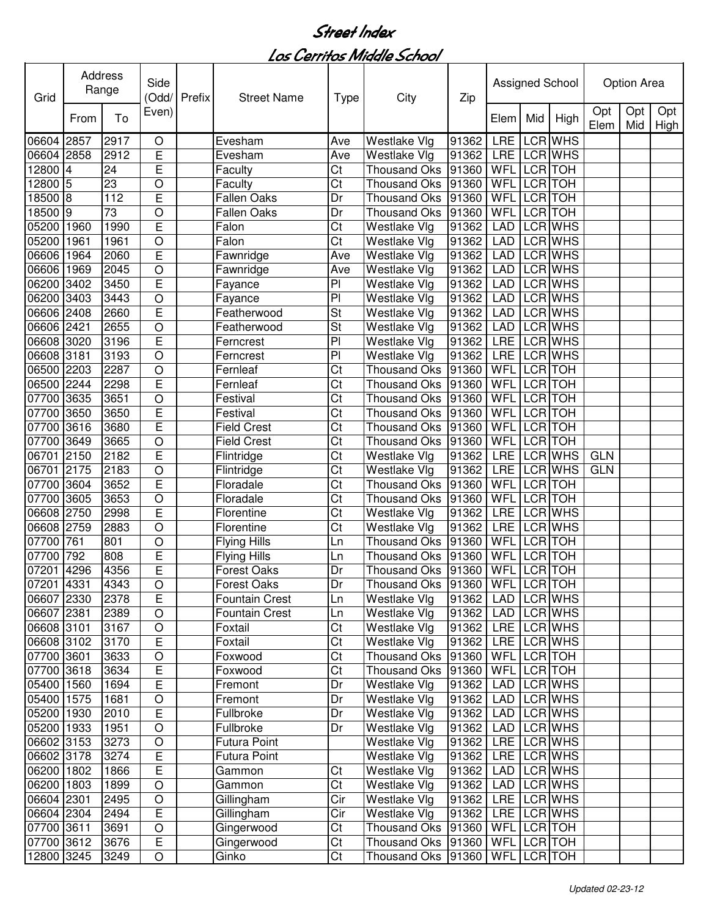# Street Index

## Los Cerritos Middle School

| Grid | Address Range | | Side (Odd/ Even) | Prefix | Street Name | Type | City | Zip | Assigned School | | | Option Area | | |
|---|---|---|---|---|---|---|---|---|---|---|---|---|---|---|
| | From | To | | | | | | | Elem | Mid | High | Opt Elem | Opt Mid | Opt High |
| 06604 | 2857 | 2917 | O | | Evesham | Ave | Westlake Vlg | 91362 | LRE | LCR | WHS | | | |
| 06604 | 2858 | 2912 | E | | Evesham | Ave | Westlake Vlg | 91362 | LRE | LCR | WHS | | | |
| 12800 | 4 | 24 | E | | Faculty | Ct | Thousand Oks | 91360 | WFL | LCR | TOH | | | |
| 12800 | 5 | 23 | O | | Faculty | Ct | Thousand Oks | 91360 | WFL | LCR | TOH | | | |
| 18500 | 8 | 112 | E | | Fallen Oaks | Dr | Thousand Oks | 91360 | WFL | LCR | TOH | | | |
| 18500 | 9 | 73 | O | | Fallen Oaks | Dr | Thousand Oks | 91360 | WFL | LCR | TOH | | | |
| 05200 | 1960 | 1990 | E | | Falon | Ct | Westlake Vlg | 91362 | LAD | LCR | WHS | | | |
| 05200 | 1961 | 1961 | O | | Falon | Ct | Westlake Vlg | 91362 | LAD | LCR | WHS | | | |
| 06606 | 1964 | 2060 | E | | Fawnridge | Ave | Westlake Vlg | 91362 | LAD | LCR | WHS | | | |
| 06606 | 1969 | 2045 | O | | Fawnridge | Ave | Westlake Vlg | 91362 | LAD | LCR | WHS | | | |
| 06200 | 3402 | 3450 | E | | Fayance | Pl | Westlake Vlg | 91362 | LAD | LCR | WHS | | | |
| 06200 | 3403 | 3443 | O | | Fayance | Pl | Westlake Vlg | 91362 | LAD | LCR | WHS | | | |
| 06606 | 2408 | 2660 | E | | Featherwood | St | Westlake Vlg | 91362 | LAD | LCR | WHS | | | |
| 06606 | 2421 | 2655 | O | | Featherwood | St | Westlake Vlg | 91362 | LAD | LCR | WHS | | | |
| 06608 | 3020 | 3196 | E | | Ferncrest | Pl | Westlake Vlg | 91362 | LRE | LCR | WHS | | | |
| 06608 | 3181 | 3193 | O | | Ferncrest | Pl | Westlake Vlg | 91362 | LRE | LCR | WHS | | | |
| 06500 | 2203 | 2287 | O | | Fernleaf | Ct | Thousand Oks | 91360 | WFL | LCR | TOH | | | |
| 06500 | 2244 | 2298 | E | | Fernleaf | Ct | Thousand Oks | 91360 | WFL | LCR | TOH | | | |
| 07700 | 3635 | 3651 | O | | Festival | Ct | Thousand Oks | 91360 | WFL | LCR | TOH | | | |
| 07700 | 3650 | 3650 | E | | Festival | Ct | Thousand Oks | 91360 | WFL | LCR | TOH | | | |
| 07700 | 3616 | 3680 | E | | Field Crest | Ct | Thousand Oks | 91360 | WFL | LCR | TOH | | | |
| 07700 | 3649 | 3665 | O | | Field Crest | Ct | Thousand Oks | 91360 | WFL | LCR | TOH | | | |
| 06701 | 2150 | 2182 | E | | Flintridge | Ct | Westlake Vlg | 91362 | LRE | LCR | WHS | GLN | | |
| 06701 | 2175 | 2183 | O | | Flintridge | Ct | Westlake Vlg | 91362 | LRE | LCR | WHS | GLN | | |
| 07700 | 3604 | 3652 | E | | Floradale | Ct | Thousand Oks | 91360 | WFL | LCR | TOH | | | |
| 07700 | 3605 | 3653 | O | | Floradale | Ct | Thousand Oks | 91360 | WFL | LCR | TOH | | | |
| 06608 | 2750 | 2998 | E | | Florentine | Ct | Westlake Vlg | 91362 | LRE | LCR | WHS | | | |
| 06608 | 2759 | 2883 | O | | Florentine | Ct | Westlake Vlg | 91362 | LRE | LCR | WHS | | | |
| 07700 | 761 | 801 | O | | Flying Hills | Ln | Thousand Oks | 91360 | WFL | LCR | TOH | | | |
| 07700 | 792 | 808 | E | | Flying Hills | Ln | Thousand Oks | 91360 | WFL | LCR | TOH | | | |
| 07201 | 4296 | 4356 | E | | Forest Oaks | Dr | Thousand Oks | 91360 | WFL | LCR | TOH | | | |
| 07201 | 4331 | 4343 | O | | Forest Oaks | Dr | Thousand Oks | 91360 | WFL | LCR | TOH | | | |
| 06607 | 2330 | 2378 | E | | Fountain Crest | Ln | Westlake Vlg | 91362 | LAD | LCR | WHS | | | |
| 06607 | 2381 | 2389 | O | | Fountain Crest | Ln | Westlake Vlg | 91362 | LAD | LCR | WHS | | | |
| 06608 | 3101 | 3167 | O | | Foxtail | Ct | Westlake Vlg | 91362 | LRE | LCR | WHS | | | |
| 06608 | 3102 | 3170 | E | | Foxtail | Ct | Westlake Vlg | 91362 | LRE | LCR | WHS | | | |
| 07700 | 3601 | 3633 | O | | Foxwood | Ct | Thousand Oks | 91360 | WFL | LCR | TOH | | | |
| 07700 | 3618 | 3634 | E | | Foxwood | Ct | Thousand Oks | 91360 | WFL | LCR | TOH | | | |
| 05400 | 1560 | 1694 | E | | Fremont | Dr | Westlake Vlg | 91362 | LAD | LCR | WHS | | | |
| 05400 | 1575 | 1681 | O | | Fremont | Dr | Westlake Vlg | 91362 | LAD | LCR | WHS | | | |
| 05200 | 1930 | 2010 | E | | Fullbroke | Dr | Westlake Vlg | 91362 | LAD | LCR | WHS | | | |
| 05200 | 1933 | 1951 | O | | Fullbroke | Dr | Westlake Vlg | 91362 | LAD | LCR | WHS | | | |
| 06602 | 3153 | 3273 | O | | Futura Point | | Westlake Vlg | 91362 | LRE | LCR | WHS | | | |
| 06602 | 3178 | 3274 | E | | Futura Point | | Westlake Vlg | 91362 | LRE | LCR | WHS | | | |
| 06200 | 1802 | 1866 | E | | Gammon | Ct | Westlake Vlg | 91362 | LAD | LCR | WHS | | | |
| 06200 | 1803 | 1899 | O | | Gammon | Ct | Westlake Vlg | 91362 | LAD | LCR | WHS | | | |
| 06604 | 2301 | 2495 | O | | Gillingham | Cir | Westlake Vlg | 91362 | LRE | LCR | WHS | | | |
| 06604 | 2304 | 2494 | E | | Gillingham | Cir | Westlake Vlg | 91362 | LRE | LCR | WHS | | | |
| 07700 | 3611 | 3691 | O | | Gingerwood | Ct | Thousand Oks | 91360 | WFL | LCR | TOH | | | |
| 07700 | 3612 | 3676 | E | | Gingerwood | Ct | Thousand Oks | 91360 | WFL | LCR | TOH | | | |
| 12800 | 3245 | 3249 | O | | Ginko | Ct | Thousand Oks | 91360 | WFL | LCR | TOH | | | |

*Updated 02-23-12*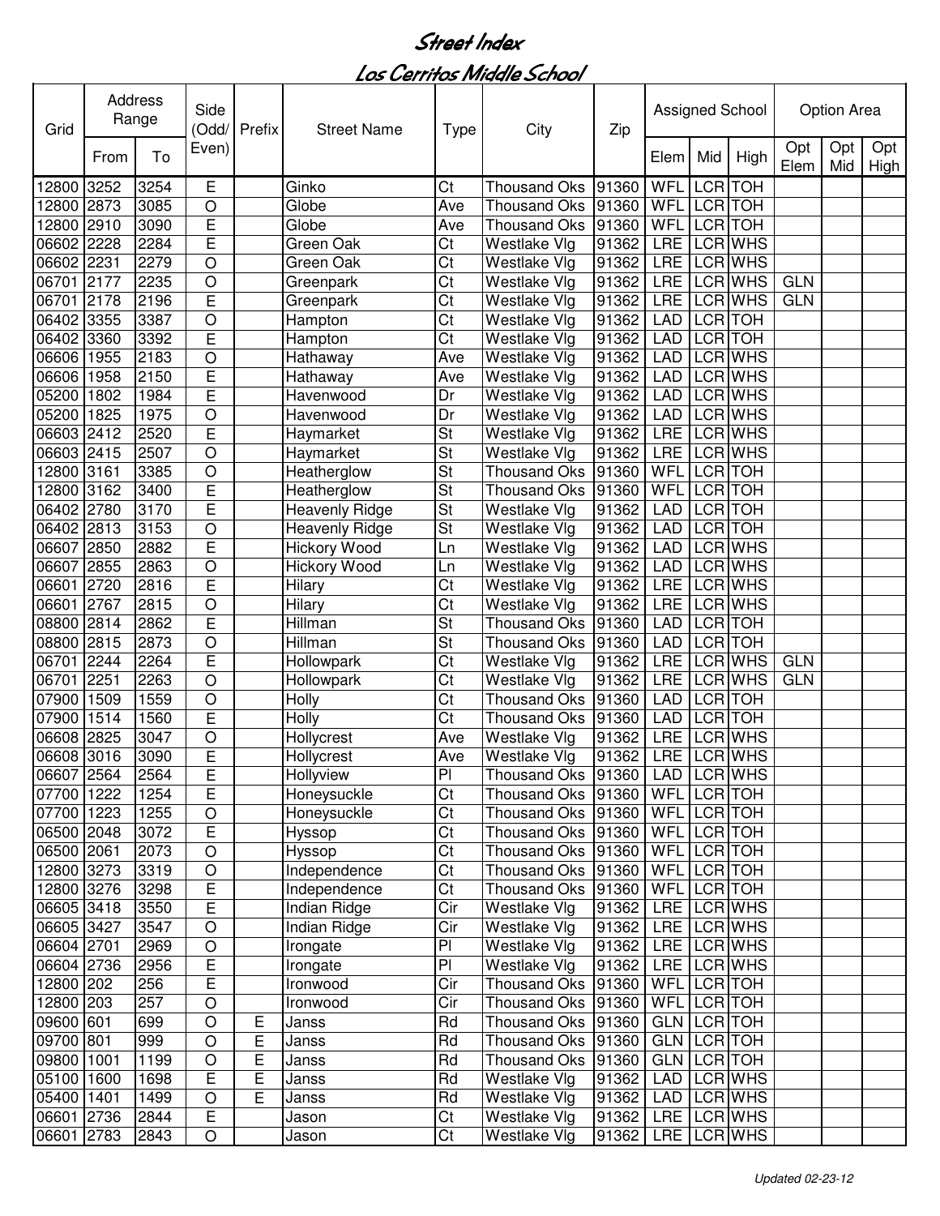# Street Index

## Los Cerritos Middle School

| Grid | Address Range | | Side (Odd/ Even) | Prefix | Street Name | Type | City | Zip | Assigned School | | | Option Area | | |
|---|---|---|---|---|---|---|---|---|---|---|---|---|---|---|
| | From | To | | | | | | | Elem | Mid | High | Opt Elem | Opt Mid | Opt High |
| 12800 | 3252 | 3254 | E | | Ginko | Ct | Thousand Oks | 91360 | WFL | LCR | TOH | | | |
| 12800 | 2873 | 3085 | O | | Globe | Ave | Thousand Oks | 91360 | WFL | LCR | TOH | | | |
| 12800 | 2910 | 3090 | E | | Globe | Ave | Thousand Oks | 91360 | WFL | LCR | TOH | | | |
| 06602 | 2228 | 2284 | E | | Green Oak | Ct | Westlake Vlg | 91362 | LRE | LCR | WHS | | | |
| 06602 | 2231 | 2279 | O | | Green Oak | Ct | Westlake Vlg | 91362 | LRE | LCR | WHS | | | |
| 06701 | 2177 | 2235 | O | | Greenpark | Ct | Westlake Vlg | 91362 | LRE | LCR | WHS | GLN | | |
| 06701 | 2178 | 2196 | E | | Greenpark | Ct | Westlake Vlg | 91362 | LRE | LCR | WHS | GLN | | |
| 06402 | 3355 | 3387 | O | | Hampton | Ct | Westlake Vlg | 91362 | LAD | LCR | TOH | | | |
| 06402 | 3360 | 3392 | E | | Hampton | Ct | Westlake Vlg | 91362 | LAD | LCR | TOH | | | |
| 06606 | 1955 | 2183 | O | | Hathaway | Ave | Westlake Vlg | 91362 | LAD | LCR | WHS | | | |
| 06606 | 1958 | 2150 | E | | Hathaway | Ave | Westlake Vlg | 91362 | LAD | LCR | WHS | | | |
| 05200 | 1802 | 1984 | E | | Havenwood | Dr | Westlake Vlg | 91362 | LAD | LCR | WHS | | | |
| 05200 | 1825 | 1975 | O | | Havenwood | Dr | Westlake Vlg | 91362 | LAD | LCR | WHS | | | |
| 06603 | 2412 | 2520 | E | | Haymarket | St | Westlake Vlg | 91362 | LRE | LCR | WHS | | | |
| 06603 | 2415 | 2507 | O | | Haymarket | St | Westlake Vlg | 91362 | LRE | LCR | WHS | | | |
| 12800 | 3161 | 3385 | O | | Heatherglow | St | Thousand Oks | 91360 | WFL | LCR | TOH | | | |
| 12800 | 3162 | 3400 | E | | Heatherglow | St | Thousand Oks | 91360 | WFL | LCR | TOH | | | |
| 06402 | 2780 | 3170 | E | | Heavenly Ridge | St | Westlake Vlg | 91362 | LAD | LCR | TOH | | | |
| 06402 | 2813 | 3153 | O | | Heavenly Ridge | St | Westlake Vlg | 91362 | LAD | LCR | TOH | | | |
| 06607 | 2850 | 2882 | E | | Hickory Wood | Ln | Westlake Vlg | 91362 | LAD | LCR | WHS | | | |
| 06607 | 2855 | 2863 | O | | Hickory Wood | Ln | Westlake Vlg | 91362 | LAD | LCR | WHS | | | |
| 06601 | 2720 | 2816 | E | | Hilary | Ct | Westlake Vlg | 91362 | LRE | LCR | WHS | | | |
| 06601 | 2767 | 2815 | O | | Hilary | Ct | Westlake Vlg | 91362 | LRE | LCR | WHS | | | |
| 08800 | 2814 | 2862 | E | | Hillman | St | Thousand Oks | 91360 | LAD | LCR | TOH | | | |
| 08800 | 2815 | 2873 | O | | Hillman | St | Thousand Oks | 91360 | LAD | LCR | TOH | | | |
| 06701 | 2244 | 2264 | E | | Hollowpark | Ct | Westlake Vlg | 91362 | LRE | LCR | WHS | GLN | | |
| 06701 | 2251 | 2263 | O | | Hollowpark | Ct | Westlake Vlg | 91362 | LRE | LCR | WHS | GLN | | |
| 07900 | 1509 | 1559 | O | | Holly | Ct | Thousand Oks | 91360 | LAD | LCR | TOH | | | |
| 07900 | 1514 | 1560 | E | | Holly | Ct | Thousand Oks | 91360 | LAD | LCR | TOH | | | |
| 06608 | 2825 | 3047 | O | | Hollycrest | Ave | Westlake Vlg | 91362 | LRE | LCR | WHS | | | |
| 06608 | 3016 | 3090 | E | | Hollycrest | Ave | Westlake Vlg | 91362 | LRE | LCR | WHS | | | |
| 06607 | 2564 | 2564 | E | | Hollyview | Pl | Thousand Oks | 91360 | LAD | LCR | WHS | | | |
| 07700 | 1222 | 1254 | E | | Honeysuckle | Ct | Thousand Oks | 91360 | WFL | LCR | TOH | | | |
| 07700 | 1223 | 1255 | O | | Honeysuckle | Ct | Thousand Oks | 91360 | WFL | LCR | TOH | | | |
| 06500 | 2048 | 3072 | E | | Hyssop | Ct | Thousand Oks | 91360 | WFL | LCR | TOH | | | |
| 06500 | 2061 | 2073 | O | | Hyssop | Ct | Thousand Oks | 91360 | WFL | LCR | TOH | | | |
| 12800 | 3273 | 3319 | O | | Independence | Ct | Thousand Oks | 91360 | WFL | LCR | TOH | | | |
| 12800 | 3276 | 3298 | E | | Independence | Ct | Thousand Oks | 91360 | WFL | LCR | TOH | | | |
| 06605 | 3418 | 3550 | E | | Indian Ridge | Cir | Westlake Vlg | 91362 | LRE | LCR | WHS | | | |
| 06605 | 3427 | 3547 | O | | Indian Ridge | Cir | Westlake Vlg | 91362 | LRE | LCR | WHS | | | |
| 06604 | 2701 | 2969 | O | | Irongate | Pl | Westlake Vlg | 91362 | LRE | LCR | WHS | | | |
| 06604 | 2736 | 2956 | E | | Irongate | Pl | Westlake Vlg | 91362 | LRE | LCR | WHS | | | |
| 12800 | 202 | 256 | E | | Ironwood | Cir | Thousand Oks | 91360 | WFL | LCR | TOH | | | |
| 12800 | 203 | 257 | O | | Ironwood | Cir | Thousand Oks | 91360 | WFL | LCR | TOH | | | |
| 09600 | 601 | 699 | O | E | Janss | Rd | Thousand Oks | 91360 | GLN | LCR | TOH | | | |
| 09700 | 801 | 999 | O | E | Janss | Rd | Thousand Oks | 91360 | GLN | LCR | TOH | | | |
| 09800 | 1001 | 1199 | O | E | Janss | Rd | Thousand Oks | 91360 | GLN | LCR | TOH | | | |
| 05100 | 1600 | 1698 | E | E | Janss | Rd | Westlake Vlg | 91362 | LAD | LCR | WHS | | | |
| 05400 | 1401 | 1499 | O | E | Janss | Rd | Westlake Vlg | 91362 | LAD | LCR | WHS | | | |
| 06601 | 2736 | 2844 | E | | Jason | Ct | Westlake Vlg | 91362 | LRE | LCR | WHS | | | |
| 06601 | 2783 | 2843 | O | | Jason | Ct | Westlake Vlg | 91362 | LRE | LCR | WHS | | | |

*Updated 02-23-12*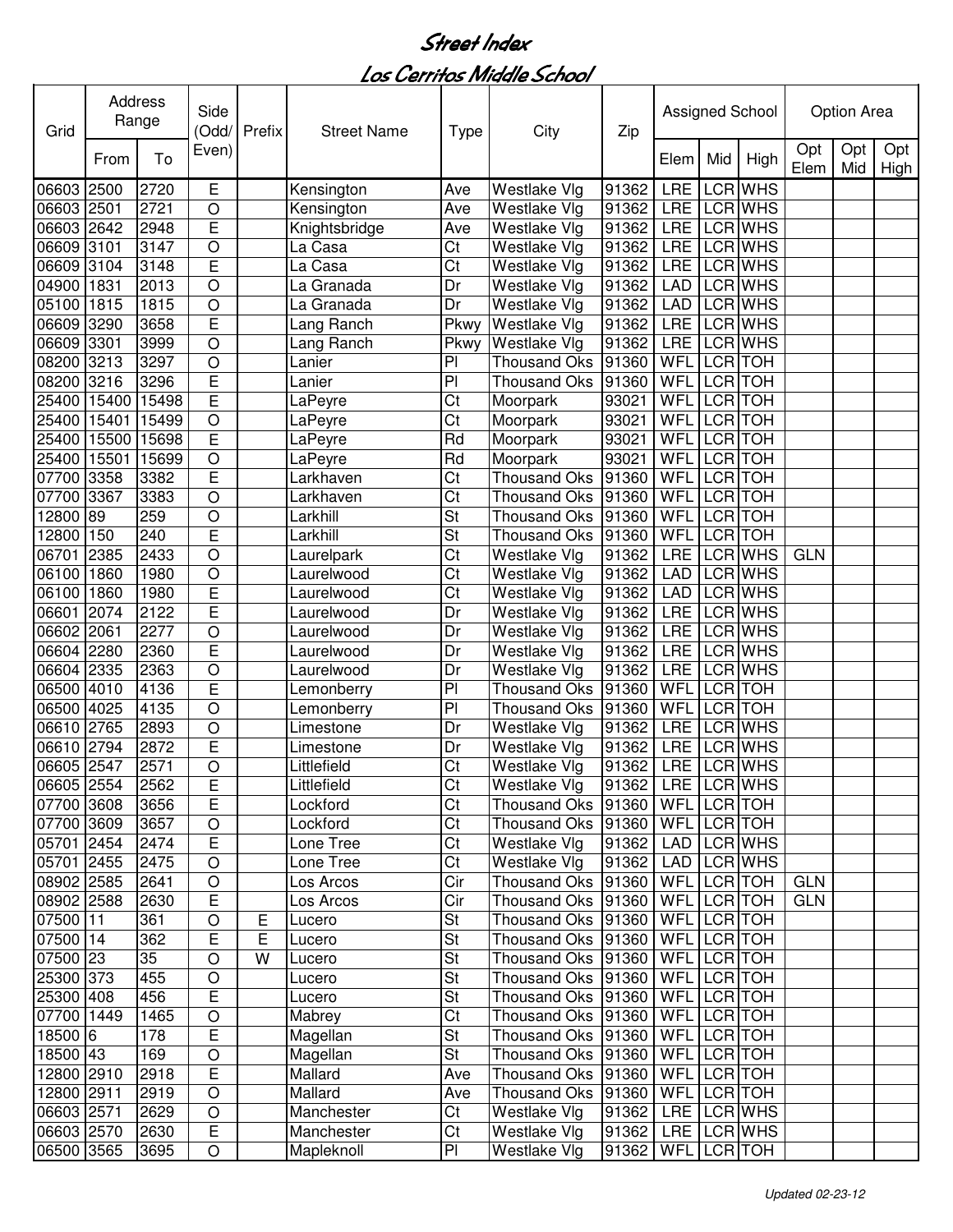# Street Index

## Los Cerritos Middle School

| Grid | Address Range | | Side (Odd/ Even) | Prefix | Street Name | Type | City | Zip | Assigned School | | | Option Area | | |
|---|---|---|---|---|---|---|---|---|---|---|---|---|---|---|
| | From | To | | | | | | | Elem | Mid | High | Opt Elem | Opt Mid | Opt High |
| 06603 | 2500 | 2720 | E | | Kensington | Ave | Westlake Vlg | 91362 | LRE | LCR | WHS | | | |
| 06603 | 2501 | 2721 | O | | Kensington | Ave | Westlake Vlg | 91362 | LRE | LCR | WHS | | | |
| 06603 | 2642 | 2948 | E | | Knightsbridge | Ave | Westlake Vlg | 91362 | LRE | LCR | WHS | | | |
| 06609 | 3101 | 3147 | O | | La Casa | Ct | Westlake Vlg | 91362 | LRE | LCR | WHS | | | |
| 06609 | 3104 | 3148 | E | | La Casa | Ct | Westlake Vlg | 91362 | LRE | LCR | WHS | | | |
| 04900 | 1831 | 2013 | O | | La Granada | Dr | Westlake Vlg | 91362 | LAD | LCR | WHS | | | |
| 05100 | 1815 | 1815 | O | | La Granada | Dr | Westlake Vlg | 91362 | LAD | LCR | WHS | | | |
| 06609 | 3290 | 3658 | E | | Lang Ranch | Pkwy | Westlake Vlg | 91362 | LRE | LCR | WHS | | | |
| 06609 | 3301 | 3999 | O | | Lang Ranch | Pkwy | Westlake Vlg | 91362 | LRE | LCR | WHS | | | |
| 08200 | 3213 | 3297 | O | | Lanier | Pl | Thousand Oks | 91360 | WFL | LCR | TOH | | | |
| 08200 | 3216 | 3296 | E | | Lanier | Pl | Thousand Oks | 91360 | WFL | LCR | TOH | | | |
| 25400 | 15400 | 15498 | E | | LaPeyre | Ct | Moorpark | 93021 | WFL | LCR | TOH | | | |
| 25400 | 15401 | 15499 | O | | LaPeyre | Ct | Moorpark | 93021 | WFL | LCR | TOH | | | |
| 25400 | 15500 | 15698 | E | | LaPeyre | Rd | Moorpark | 93021 | WFL | LCR | TOH | | | |
| 25400 | 15501 | 15699 | O | | LaPeyre | Rd | Moorpark | 93021 | WFL | LCR | TOH | | | |
| 07700 | 3358 | 3382 | E | | Larkhaven | Ct | Thousand Oks | 91360 | WFL | LCR | TOH | | | |
| 07700 | 3367 | 3383 | O | | Larkhaven | Ct | Thousand Oks | 91360 | WFL | LCR | TOH | | | |
| 12800 | 89 | 259 | O | | Larkhill | St | Thousand Oks | 91360 | WFL | LCR | TOH | | | |
| 12800 | 150 | 240 | E | | Larkhill | St | Thousand Oks | 91360 | WFL | LCR | TOH | | | |
| 06701 | 2385 | 2433 | O | | Laurelpark | Ct | Westlake Vlg | 91362 | LRE | LCR | WHS | GLN | | |
| 06100 | 1860 | 1980 | O | | Laurelwood | Ct | Westlake Vlg | 91362 | LAD | LCR | WHS | | | |
| 06100 | 1860 | 1980 | E | | Laurelwood | Ct | Westlake Vlg | 91362 | LAD | LCR | WHS | | | |
| 06601 | 2074 | 2122 | E | | Laurelwood | Dr | Westlake Vlg | 91362 | LRE | LCR | WHS | | | |
| 06602 | 2061 | 2277 | O | | Laurelwood | Dr | Westlake Vlg | 91362 | LRE | LCR | WHS | | | |
| 06604 | 2280 | 2360 | E | | Laurelwood | Dr | Westlake Vlg | 91362 | LRE | LCR | WHS | | | |
| 06604 | 2335 | 2363 | O | | Laurelwood | Dr | Westlake Vlg | 91362 | LRE | LCR | WHS | | | |
| 06500 | 4010 | 4136 | E | | Lemonberry | Pl | Thousand Oks | 91360 | WFL | LCR | TOH | | | |
| 06500 | 4025 | 4135 | O | | Lemonberry | Pl | Thousand Oks | 91360 | WFL | LCR | TOH | | | |
| 06610 | 2765 | 2893 | O | | Limestone | Dr | Westlake Vlg | 91362 | LRE | LCR | WHS | | | |
| 06610 | 2794 | 2872 | E | | Limestone | Dr | Westlake Vlg | 91362 | LRE | LCR | WHS | | | |
| 06605 | 2547 | 2571 | O | | Littlefield | Ct | Westlake Vlg | 91362 | LRE | LCR | WHS | | | |
| 06605 | 2554 | 2562 | E | | Littlefield | Ct | Westlake Vlg | 91362 | LRE | LCR | WHS | | | |
| 07700 | 3608 | 3656 | E | | Lockford | Ct | Thousand Oks | 91360 | WFL | LCR | TOH | | | |
| 07700 | 3609 | 3657 | O | | Lockford | Ct | Thousand Oks | 91360 | WFL | LCR | TOH | | | |
| 05701 | 2454 | 2474 | E | | Lone Tree | Ct | Westlake Vlg | 91362 | LAD | LCR | WHS | | | |
| 05701 | 2455 | 2475 | O | | Lone Tree | Ct | Westlake Vlg | 91362 | LAD | LCR | WHS | | | |
| 08902 | 2585 | 2641 | O | | Los Arcos | Cir | Thousand Oks | 91360 | WFL | LCR | TOH | GLN | | |
| 08902 | 2588 | 2630 | E | | Los Arcos | Cir | Thousand Oks | 91360 | WFL | LCR | TOH | GLN | | |
| 07500 | 11 | 361 | O | E | Lucero | St | Thousand Oks | 91360 | WFL | LCR | TOH | | | |
| 07500 | 14 | 362 | E | E | Lucero | St | Thousand Oks | 91360 | WFL | LCR | TOH | | | |
| 07500 | 23 | 35 | O | W | Lucero | St | Thousand Oks | 91360 | WFL | LCR | TOH | | | |
| 25300 | 373 | 455 | O | | Lucero | St | Thousand Oks | 91360 | WFL | LCR | TOH | | | |
| 25300 | 408 | 456 | E | | Lucero | St | Thousand Oks | 91360 | WFL | LCR | TOH | | | |
| 07700 | 1449 | 1465 | O | | Mabrey | Ct | Thousand Oks | 91360 | WFL | LCR | TOH | | | |
| 18500 | 6 | 178 | E | | Magellan | St | Thousand Oks | 91360 | WFL | LCR | TOH | | | |
| 18500 | 43 | 169 | O | | Magellan | St | Thousand Oks | 91360 | WFL | LCR | TOH | | | |
| 12800 | 2910 | 2918 | E | | Mallard | Ave | Thousand Oks | 91360 | WFL | LCR | TOH | | | |
| 12800 | 2911 | 2919 | O | | Mallard | Ave | Thousand Oks | 91360 | WFL | LCR | TOH | | | |
| 06603 | 2571 | 2629 | O | | Manchester | Ct | Westlake Vlg | 91362 | LRE | LCR | WHS | | | |
| 06603 | 2570 | 2630 | E | | Manchester | Ct | Westlake Vlg | 91362 | LRE | LCR | WHS | | | |
| 06500 | 3565 | 3695 | O | | Mapleknoll | Pl | Westlake Vlg | 91362 | WFL | LCR | TOH | | | |

*Updated 02-23-12*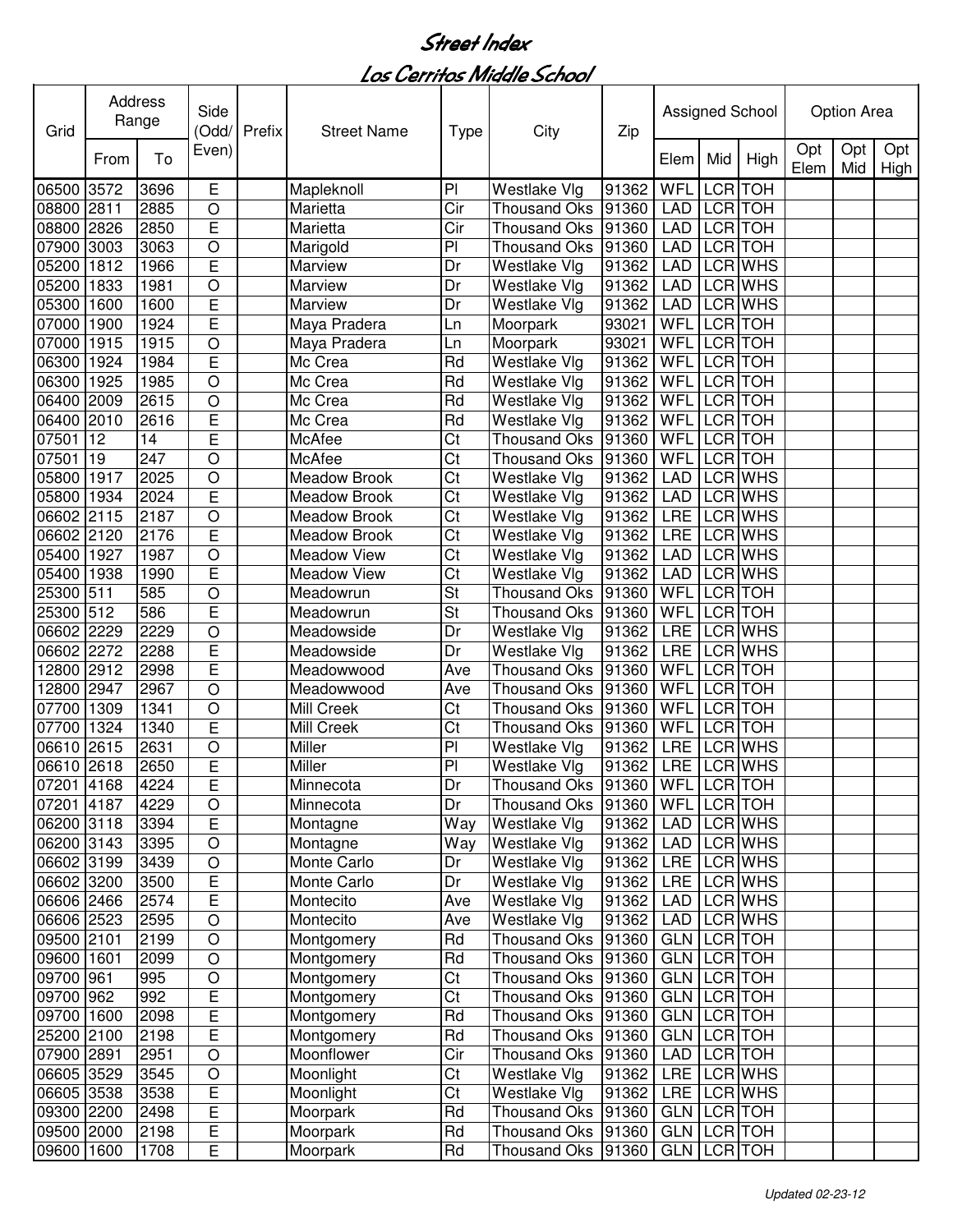# Street Index

## Los Cerritos Middle School

| Grid | Address Range | | Side (Odd/ Even) | Prefix | Street Name | Type | City | Zip | Assigned School | | | Option Area | | |
|---|---|---|---|---|---|---|---|---|---|---|---|---|---|---|
| | From | To | | | | | | | Elem | Mid | High | Opt Elem | Opt Mid | Opt High |
| 06500 | 3572 | 3696 | E | | Mapleknoll | Pl | Westlake Vlg | 91362 | WFL | LCR | TOH | | | |
| 08800 | 2811 | 2885 | O | | Marietta | Cir | Thousand Oks | 91360 | LAD | LCR | TOH | | | |
| 08800 | 2826 | 2850 | E | | Marietta | Cir | Thousand Oks | 91360 | LAD | LCR | TOH | | | |
| 07900 | 3003 | 3063 | O | | Marigold | Pl | Thousand Oks | 91360 | LAD | LCR | TOH | | | |
| 05200 | 1812 | 1966 | E | | Marview | Dr | Westlake Vlg | 91362 | LAD | LCR | WHS | | | |
| 05200 | 1833 | 1981 | O | | Marview | Dr | Westlake Vlg | 91362 | LAD | LCR | WHS | | | |
| 05300 | 1600 | 1600 | E | | Marview | Dr | Westlake Vlg | 91362 | LAD | LCR | WHS | | | |
| 07000 | 1900 | 1924 | E | | Maya Pradera | Ln | Moorpark | 93021 | WFL | LCR | TOH | | | |
| 07000 | 1915 | 1915 | O | | Maya Pradera | Ln | Moorpark | 93021 | WFL | LCR | TOH | | | |
| 06300 | 1924 | 1984 | E | | Mc Crea | Rd | Westlake Vlg | 91362 | WFL | LCR | TOH | | | |
| 06300 | 1925 | 1985 | O | | Mc Crea | Rd | Westlake Vlg | 91362 | WFL | LCR | TOH | | | |
| 06400 | 2009 | 2615 | O | | Mc Crea | Rd | Westlake Vlg | 91362 | WFL | LCR | TOH | | | |
| 06400 | 2010 | 2616 | E | | Mc Crea | Rd | Westlake Vlg | 91362 | WFL | LCR | TOH | | | |
| 07501 | 12 | 14 | E | | McAfee | Ct | Thousand Oks | 91360 | WFL | LCR | TOH | | | |
| 07501 | 19 | 247 | O | | McAfee | Ct | Thousand Oks | 91360 | WFL | LCR | TOH | | | |
| 05800 | 1917 | 2025 | O | | Meadow Brook | Ct | Westlake Vlg | 91362 | LAD | LCR | WHS | | | |
| 05800 | 1934 | 2024 | E | | Meadow Brook | Ct | Westlake Vlg | 91362 | LAD | LCR | WHS | | | |
| 06602 | 2115 | 2187 | O | | Meadow Brook | Ct | Westlake Vlg | 91362 | LRE | LCR | WHS | | | |
| 06602 | 2120 | 2176 | E | | Meadow Brook | Ct | Westlake Vlg | 91362 | LRE | LCR | WHS | | | |
| 05400 | 1927 | 1987 | O | | Meadow View | Ct | Westlake Vlg | 91362 | LAD | LCR | WHS | | | |
| 05400 | 1938 | 1990 | E | | Meadow View | Ct | Westlake Vlg | 91362 | LAD | LCR | WHS | | | |
| 25300 | 511 | 585 | O | | Meadowrun | St | Thousand Oks | 91360 | WFL | LCR | TOH | | | |
| 25300 | 512 | 586 | E | | Meadowrun | St | Thousand Oks | 91360 | WFL | LCR | TOH | | | |
| 06602 | 2229 | 2229 | O | | Meadowside | Dr | Westlake Vlg | 91362 | LRE | LCR | WHS | | | |
| 06602 | 2272 | 2288 | E | | Meadowside | Dr | Westlake Vlg | 91362 | LRE | LCR | WHS | | | |
| 12800 | 2912 | 2998 | E | | Meadowwood | Ave | Thousand Oks | 91360 | WFL | LCR | TOH | | | |
| 12800 | 2947 | 2967 | O | | Meadowwood | Ave | Thousand Oks | 91360 | WFL | LCR | TOH | | | |
| 07700 | 1309 | 1341 | O | | Mill Creek | Ct | Thousand Oks | 91360 | WFL | LCR | TOH | | | |
| 07700 | 1324 | 1340 | E | | Mill Creek | Ct | Thousand Oks | 91360 | WFL | LCR | TOH | | | |
| 06610 | 2615 | 2631 | O | | Miller | Pl | Westlake Vlg | 91362 | LRE | LCR | WHS | | | |
| 06610 | 2618 | 2650 | E | | Miller | Pl | Westlake Vlg | 91362 | LRE | LCR | WHS | | | |
| 07201 | 4168 | 4224 | E | | Minnecota | Dr | Thousand Oks | 91360 | WFL | LCR | TOH | | | |
| 07201 | 4187 | 4229 | O | | Minnecota | Dr | Thousand Oks | 91360 | WFL | LCR | TOH | | | |
| 06200 | 3118 | 3394 | E | | Montagne | Way | Westlake Vlg | 91362 | LAD | LCR | WHS | | | |
| 06200 | 3143 | 3395 | O | | Montagne | Way | Westlake Vlg | 91362 | LAD | LCR | WHS | | | |
| 06602 | 3199 | 3439 | O | | Monte Carlo | Dr | Westlake Vlg | 91362 | LRE | LCR | WHS | | | |
| 06602 | 3200 | 3500 | E | | Monte Carlo | Dr | Westlake Vlg | 91362 | LRE | LCR | WHS | | | |
| 06606 | 2466 | 2574 | E | | Montecito | Ave | Westlake Vlg | 91362 | LAD | LCR | WHS | | | |
| 06606 | 2523 | 2595 | O | | Montecito | Ave | Westlake Vlg | 91362 | LAD | LCR | WHS | | | |
| 09500 | 2101 | 2199 | O | | Montgomery | Rd | Thousand Oks | 91360 | GLN | LCR | TOH | | | |
| 09600 | 1601 | 2099 | O | | Montgomery | Rd | Thousand Oks | 91360 | GLN | LCR | TOH | | | |
| 09700 | 961 | 995 | O | | Montgomery | Ct | Thousand Oks | 91360 | GLN | LCR | TOH | | | |
| 09700 | 962 | 992 | E | | Montgomery | Ct | Thousand Oks | 91360 | GLN | LCR | TOH | | | |
| 09700 | 1600 | 2098 | E | | Montgomery | Rd | Thousand Oks | 91360 | GLN | LCR | TOH | | | |
| 25200 | 2100 | 2198 | E | | Montgomery | Rd | Thousand Oks | 91360 | GLN | LCR | TOH | | | |
| 07900 | 2891 | 2951 | O | | Moonflower | Cir | Thousand Oks | 91360 | LAD | LCR | TOH | | | |
| 06605 | 3529 | 3545 | O | | Moonlight | Ct | Westlake Vlg | 91362 | LRE | LCR | WHS | | | |
| 06605 | 3538 | 3538 | E | | Moonlight | Ct | Westlake Vlg | 91362 | LRE | LCR | WHS | | | |
| 09300 | 2200 | 2498 | E | | Moorpark | Rd | Thousand Oks | 91360 | GLN | LCR | TOH | | | |
| 09500 | 2000 | 2198 | E | | Moorpark | Rd | Thousand Oks | 91360 | GLN | LCR | TOH | | | |
| 09600 | 1600 | 1708 | E | | Moorpark | Rd | Thousand Oks | 91360 | GLN | LCR | TOH | | | |

*Updated 02-23-12*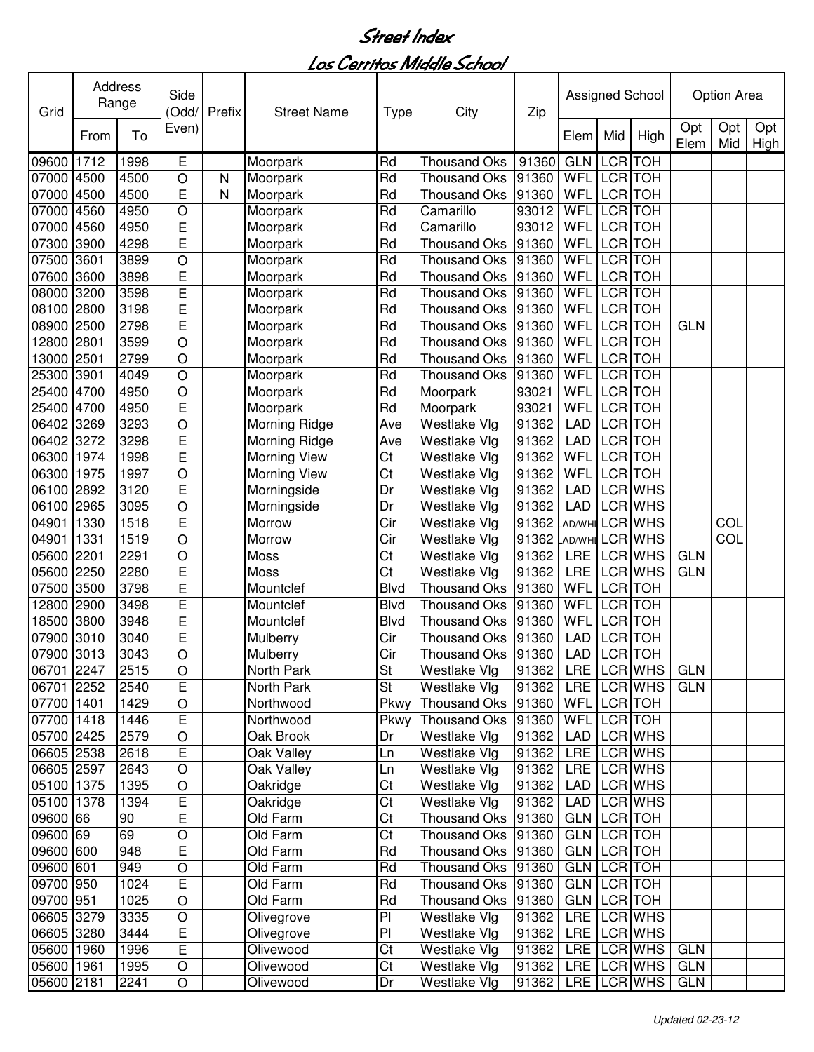# Street Index

## Los Cerritos Middle School

| Grid | Address Range | | Side (Odd/ Even) | Prefix | Street Name | Type | City | Zip | Assigned School | | | Option Area | | |
|---|---|---|---|---|---|---|---|---|---|---|---|---|---|---|
| | From | To | | | | | | | Elem | Mid | High | Opt Elem | Opt Mid | Opt High |
| 09600 | 1712 | 1998 | E | | Moorpark | Rd | Thousand Oks | 91360 | GLN | LCR | TOH | | | |
| 07000 | 4500 | 4500 | O | N | Moorpark | Rd | Thousand Oks | 91360 | WFL | LCR | TOH | | | |
| 07000 | 4500 | 4500 | E | N | Moorpark | Rd | Thousand Oks | 91360 | WFL | LCR | TOH | | | |
| 07000 | 4560 | 4950 | O | | Moorpark | Rd | Camarillo | 93012 | WFL | LCR | TOH | | | |
| 07000 | 4560 | 4950 | E | | Moorpark | Rd | Camarillo | 93012 | WFL | LCR | TOH | | | |
| 07300 | 3900 | 4298 | E | | Moorpark | Rd | Thousand Oks | 91360 | WFL | LCR | TOH | | | |
| 07500 | 3601 | 3899 | O | | Moorpark | Rd | Thousand Oks | 91360 | WFL | LCR | TOH | | | |
| 07600 | 3600 | 3898 | E | | Moorpark | Rd | Thousand Oks | 91360 | WFL | LCR | TOH | | | |
| 08000 | 3200 | 3598 | E | | Moorpark | Rd | Thousand Oks | 91360 | WFL | LCR | TOH | | | |
| 08100 | 2800 | 3198 | E | | Moorpark | Rd | Thousand Oks | 91360 | WFL | LCR | TOH | | | |
| 08900 | 2500 | 2798 | E | | Moorpark | Rd | Thousand Oks | 91360 | WFL | LCR | TOH | GLN | | |
| 12800 | 2801 | 3599 | O | | Moorpark | Rd | Thousand Oks | 91360 | WFL | LCR | TOH | | | |
| 13000 | 2501 | 2799 | O | | Moorpark | Rd | Thousand Oks | 91360 | WFL | LCR | TOH | | | |
| 25300 | 3901 | 4049 | O | | Moorpark | Rd | Thousand Oks | 91360 | WFL | LCR | TOH | | | |
| 25400 | 4700 | 4950 | O | | Moorpark | Rd | Moorpark | 93021 | WFL | LCR | TOH | | | |
| 25400 | 4700 | 4950 | E | | Moorpark | Rd | Moorpark | 93021 | WFL | LCR | TOH | | | |
| 06402 | 3269 | 3293 | O | | Morning Ridge | Ave | Westlake Vlg | 91362 | LAD | LCR | TOH | | | |
| 06402 | 3272 | 3298 | E | | Morning Ridge | Ave | Westlake Vlg | 91362 | LAD | LCR | TOH | | | |
| 06300 | 1974 | 1998 | E | | Morning View | Ct | Westlake Vlg | 91362 | WFL | LCR | TOH | | | |
| 06300 | 1975 | 1997 | O | | Morning View | Ct | Westlake Vlg | 91362 | WFL | LCR | TOH | | | |
| 06100 | 2892 | 3120 | E | | Morningside | Dr | Westlake Vlg | 91362 | LAD | LCR | WHS | | | |
| 06100 | 2965 | 3095 | O | | Morningside | Dr | Westlake Vlg | 91362 | LAD | LCR | WHS | | | |
| 04901 | 1330 | 1518 | E | | Morrow | Cir | Westlake Vlg | 91362 | LAD/WHL | LCR | WHS | | COL | |
| 04901 | 1331 | 1519 | O | | Morrow | Cir | Westlake Vlg | 91362 | LAD/WHL | LCR | WHS | | COL | |
| 05600 | 2201 | 2291 | O | | Moss | Ct | Westlake Vlg | 91362 | LRE | LCR | WHS | GLN | | |
| 05600 | 2250 | 2280 | E | | Moss | Ct | Westlake Vlg | 91362 | LRE | LCR | WHS | GLN | | |
| 07500 | 3500 | 3798 | E | | Mountclef | Blvd | Thousand Oks | 91360 | WFL | LCR | TOH | | | |
| 12800 | 2900 | 3498 | E | | Mountclef | Blvd | Thousand Oks | 91360 | WFL | LCR | TOH | | | |
| 18500 | 3800 | 3948 | E | | Mountclef | Blvd | Thousand Oks | 91360 | WFL | LCR | TOH | | | |
| 07900 | 3010 | 3040 | E | | Mulberry | Cir | Thousand Oks | 91360 | LAD | LCR | TOH | | | |
| 07900 | 3013 | 3043 | O | | Mulberry | Cir | Thousand Oks | 91360 | LAD | LCR | TOH | | | |
| 06701 | 2247 | 2515 | O | | North Park | St | Westlake Vlg | 91362 | LRE | LCR | WHS | GLN | | |
| 06701 | 2252 | 2540 | E | | North Park | St | Westlake Vlg | 91362 | LRE | LCR | WHS | GLN | | |
| 07700 | 1401 | 1429 | O | | Northwood | Pkwy | Thousand Oks | 91360 | WFL | LCR | TOH | | | |
| 07700 | 1418 | 1446 | E | | Northwood | Pkwy | Thousand Oks | 91360 | WFL | LCR | TOH | | | |
| 05700 | 2425 | 2579 | O | | Oak Brook | Dr | Westlake Vlg | 91362 | LAD | LCR | WHS | | | |
| 06605 | 2538 | 2618 | E | | Oak Valley | Ln | Westlake Vlg | 91362 | LRE | LCR | WHS | | | |
| 06605 | 2597 | 2643 | O | | Oak Valley | Ln | Westlake Vlg | 91362 | LRE | LCR | WHS | | | |
| 05100 | 1375 | 1395 | O | | Oakridge | Ct | Westlake Vlg | 91362 | LAD | LCR | WHS | | | |
| 05100 | 1378 | 1394 | E | | Oakridge | Ct | Westlake Vlg | 91362 | LAD | LCR | WHS | | | |
| 09600 | 66 | 90 | E | | Old Farm | Ct | Thousand Oks | 91360 | GLN | LCR | TOH | | | |
| 09600 | 69 | 69 | O | | Old Farm | Ct | Thousand Oks | 91360 | GLN | LCR | TOH | | | |
| 09600 | 600 | 948 | E | | Old Farm | Rd | Thousand Oks | 91360 | GLN | LCR | TOH | | | |
| 09600 | 601 | 949 | O | | Old Farm | Rd | Thousand Oks | 91360 | GLN | LCR | TOH | | | |
| 09700 | 950 | 1024 | E | | Old Farm | Rd | Thousand Oks | 91360 | GLN | LCR | TOH | | | |
| 09700 | 951 | 1025 | O | | Old Farm | Rd | Thousand Oks | 91360 | GLN | LCR | TOH | | | |
| 06605 | 3279 | 3335 | O | | Olivegrove | Pl | Westlake Vlg | 91362 | LRE | LCR | WHS | | | |
| 06605 | 3280 | 3444 | E | | Olivegrove | Pl | Westlake Vlg | 91362 | LRE | LCR | WHS | | | |
| 05600 | 1960 | 1996 | E | | Olivewood | Ct | Westlake Vlg | 91362 | LRE | LCR | WHS | GLN | | |
| 05600 | 1961 | 1995 | O | | Olivewood | Ct | Westlake Vlg | 91362 | LRE | LCR | WHS | GLN | | |
| 05600 | 2181 | 2241 | O | | Olivewood | Dr | Westlake Vlg | 91362 | LRE | LCR | WHS | GLN | | |

*Updated 02-23-12*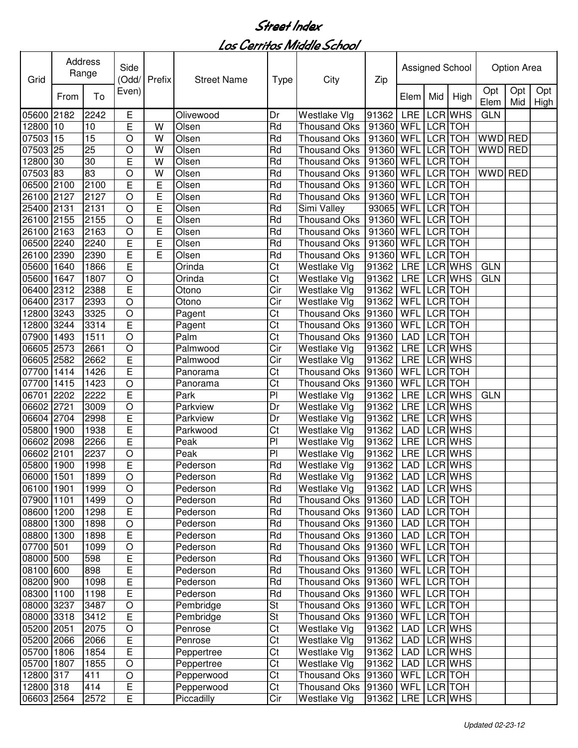# Street Index

## Los Cerritos Middle School

| Grid | Address Range | | Side (Odd/ Even) | Prefix | Street Name | Type | City | Zip | Assigned School | | | Option Area | | |
|---|---|---|---|---|---|---|---|---|---|---|---|---|---|---|
| | From | To | | | | | | | Elem | Mid | High | Opt Elem | Opt Mid | Opt High |
| 05600 | 2182 | 2242 | E | | Olivewood | Dr | Westlake Vlg | 91362 | LRE | LCR | WHS | GLN | | |
| 12800 | 10 | 10 | E | W | Olsen | Rd | Thousand Oks | 91360 | WFL | LCR | TOH | | | |
| 07503 | 15 | 15 | O | W | Olsen | Rd | Thousand Oks | 91360 | WFL | LCR | TOH | WWD | RED | |
| 07503 | 25 | 25 | O | W | Olsen | Rd | Thousand Oks | 91360 | WFL | LCR | TOH | WWD | RED | |
| 12800 | 30 | 30 | E | W | Olsen | Rd | Thousand Oks | 91360 | WFL | LCR | TOH | | | |
| 07503 | 83 | 83 | O | W | Olsen | Rd | Thousand Oks | 91360 | WFL | LCR | TOH | WWD | RED | |
| 06500 | 2100 | 2100 | E | E | Olsen | Rd | Thousand Oks | 91360 | WFL | LCR | TOH | | | |
| 26100 | 2127 | 2127 | O | E | Olsen | Rd | Thousand Oks | 91360 | WFL | LCR | TOH | | | |
| 25400 | 2131 | 2131 | O | E | Olsen | Rd | Simi Valley | 93065 | WFL | LCR | TOH | | | |
| 26100 | 2155 | 2155 | O | E | Olsen | Rd | Thousand Oks | 91360 | WFL | LCR | TOH | | | |
| 26100 | 2163 | 2163 | O | E | Olsen | Rd | Thousand Oks | 91360 | WFL | LCR | TOH | | | |
| 06500 | 2240 | 2240 | E | E | Olsen | Rd | Thousand Oks | 91360 | WFL | LCR | TOH | | | |
| 26100 | 2390 | 2390 | E | E | Olsen | Rd | Thousand Oks | 91360 | WFL | LCR | TOH | | | |
| 05600 | 1640 | 1866 | E | | Orinda | Ct | Westlake Vlg | 91362 | LRE | LCR | WHS | GLN | | |
| 05600 | 1647 | 1807 | O | | Orinda | Ct | Westlake Vlg | 91362 | LRE | LCR | WHS | GLN | | |
| 06400 | 2312 | 2388 | E | | Otono | Cir | Westlake Vlg | 91362 | WFL | LCR | TOH | | | |
| 06400 | 2317 | 2393 | O | | Otono | Cir | Westlake Vlg | 91362 | WFL | LCR | TOH | | | |
| 12800 | 3243 | 3325 | O | | Pagent | Ct | Thousand Oks | 91360 | WFL | LCR | TOH | | | |
| 12800 | 3244 | 3314 | E | | Pagent | Ct | Thousand Oks | 91360 | WFL | LCR | TOH | | | |
| 07900 | 1493 | 1511 | O | | Palm | Ct | Thousand Oks | 91360 | LAD | LCR | TOH | | | |
| 06605 | 2573 | 2661 | O | | Palmwood | Cir | Westlake Vlg | 91362 | LRE | LCR | WHS | | | |
| 06605 | 2582 | 2662 | E | | Palmwood | Cir | Westlake Vlg | 91362 | LRE | LCR | WHS | | | |
| 07700 | 1414 | 1426 | E | | Panorama | Ct | Thousand Oks | 91360 | WFL | LCR | TOH | | | |
| 07700 | 1415 | 1423 | O | | Panorama | Ct | Thousand Oks | 91360 | WFL | LCR | TOH | | | |
| 06701 | 2202 | 2222 | E | | Park | Pl | Westlake Vlg | 91362 | LRE | LCR | WHS | GLN | | |
| 06602 | 2721 | 3009 | O | | Parkview | Dr | Westlake Vlg | 91362 | LRE | LCR | WHS | | | |
| 06604 | 2704 | 2998 | E | | Parkview | Dr | Westlake Vlg | 91362 | LRE | LCR | WHS | | | |
| 05800 | 1900 | 1938 | E | | Parkwood | Ct | Westlake Vlg | 91362 | LAD | LCR | WHS | | | |
| 06602 | 2098 | 2266 | E | | Peak | Pl | Westlake Vlg | 91362 | LRE | LCR | WHS | | | |
| 06602 | 2101 | 2237 | O | | Peak | Pl | Westlake Vlg | 91362 | LRE | LCR | WHS | | | |
| 05800 | 1900 | 1998 | E | | Pederson | Rd | Westlake Vlg | 91362 | LAD | LCR | WHS | | | |
| 06000 | 1501 | 1899 | O | | Pederson | Rd | Westlake Vlg | 91362 | LAD | LCR | WHS | | | |
| 06100 | 1901 | 1999 | O | | Pederson | Rd | Westlake Vlg | 91362 | LAD | LCR | WHS | | | |
| 07900 | 1101 | 1499 | O | | Pederson | Rd | Thousand Oks | 91360 | LAD | LCR | TOH | | | |
| 08600 | 1200 | 1298 | E | | Pederson | Rd | Thousand Oks | 91360 | LAD | LCR | TOH | | | |
| 08800 | 1300 | 1898 | O | | Pederson | Rd | Thousand Oks | 91360 | LAD | LCR | TOH | | | |
| 08800 | 1300 | 1898 | E | | Pederson | Rd | Thousand Oks | 91360 | LAD | LCR | TOH | | | |
| 07700 | 501 | 1099 | O | | Pederson | Rd | Thousand Oks | 91360 | WFL | LCR | TOH | | | |
| 08000 | 500 | 598 | E | | Pederson | Rd | Thousand Oks | 91360 | WFL | LCR | TOH | | | |
| 08100 | 600 | 898 | E | | Pederson | Rd | Thousand Oks | 91360 | WFL | LCR | TOH | | | |
| 08200 | 900 | 1098 | E | | Pederson | Rd | Thousand Oks | 91360 | WFL | LCR | TOH | | | |
| 08300 | 1100 | 1198 | E | | Pederson | Rd | Thousand Oks | 91360 | WFL | LCR | TOH | | | |
| 08000 | 3237 | 3487 | O | | Pembridge | St | Thousand Oks | 91360 | WFL | LCR | TOH | | | |
| 08000 | 3318 | 3412 | E | | Pembridge | St | Thousand Oks | 91360 | WFL | LCR | TOH | | | |
| 05200 | 2051 | 2075 | O | | Penrose | Ct | Westlake Vlg | 91362 | LAD | LCR | WHS | | | |
| 05200 | 2066 | 2066 | E | | Penrose | Ct | Westlake Vlg | 91362 | LAD | LCR | WHS | | | |
| 05700 | 1806 | 1854 | E | | Peppertree | Ct | Westlake Vlg | 91362 | LAD | LCR | WHS | | | |
| 05700 | 1807 | 1855 | O | | Peppertree | Ct | Westlake Vlg | 91362 | LAD | LCR | WHS | | | |
| 12800 | 317 | 411 | O | | Pepperwood | Ct | Thousand Oks | 91360 | WFL | LCR | TOH | | | |
| 12800 | 318 | 414 | E | | Pepperwood | Ct | Thousand Oks | 91360 | WFL | LCR | TOH | | | |
| 06603 | 2564 | 2572 | E | | Piccadilly | Cir | Westlake Vlg | 91362 | LRE | LCR | WHS | | | |

*Updated 02-23-12*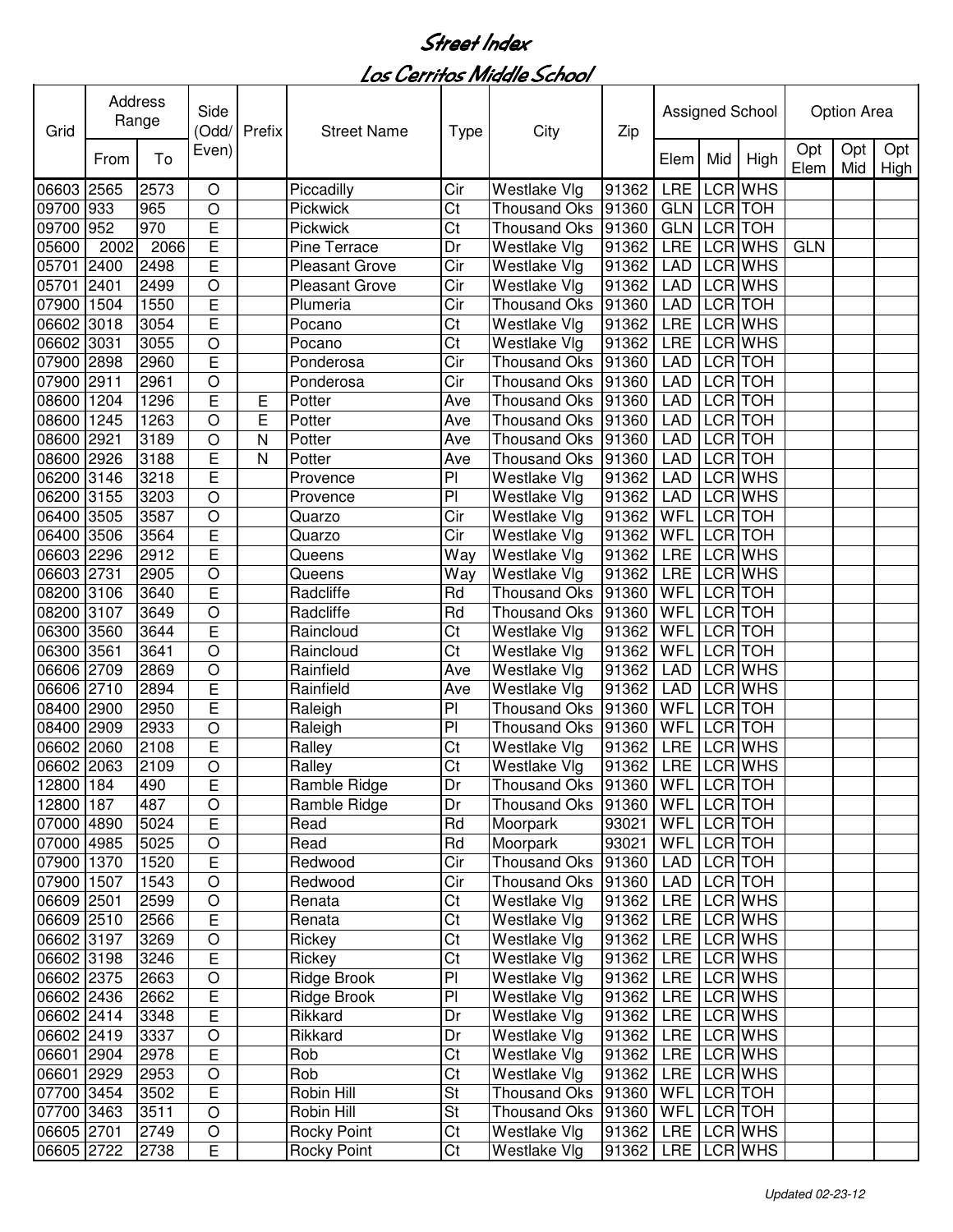# Street Index

## Los Cerritos Middle School

| Grid | Address Range | | Side (Odd/ Even) | Prefix | Street Name | Type | City | Zip | Assigned School | | | Option Area | | |
|---|---|---|---|---|---|---|---|---|---|---|---|---|---|---|
| | From | To | | | | | | | Elem | Mid | High | Opt Elem | Opt Mid | Opt High |
| 06603 | 2565 | 2573 | O | | Piccadilly | Cir | Westlake Vlg | 91362 | LRE | LCR | WHS | | | |
| 09700 | 933 | 965 | O | | Pickwick | Ct | Thousand Oks | 91360 | GLN | LCR | TOH | | | |
| 09700 | 952 | 970 | E | | Pickwick | Ct | Thousand Oks | 91360 | GLN | LCR | TOH | | | |
| 05600 | 2002 | 2066 | E | | Pine Terrace | Dr | Westlake Vlg | 91362 | LRE | LCR | WHS | GLN | | |
| 05701 | 2400 | 2498 | E | | Pleasant Grove | Cir | Westlake Vlg | 91362 | LAD | LCR | WHS | | | |
| 05701 | 2401 | 2499 | O | | Pleasant Grove | Cir | Westlake Vlg | 91362 | LAD | LCR | WHS | | | |
| 07900 | 1504 | 1550 | E | | Plumeria | Cir | Thousand Oks | 91360 | LAD | LCR | TOH | | | |
| 06602 | 3018 | 3054 | E | | Pocano | Ct | Westlake Vlg | 91362 | LRE | LCR | WHS | | | |
| 06602 | 3031 | 3055 | O | | Pocano | Ct | Westlake Vlg | 91362 | LRE | LCR | WHS | | | |
| 07900 | 2898 | 2960 | E | | Ponderosa | Cir | Thousand Oks | 91360 | LAD | LCR | TOH | | | |
| 07900 | 2911 | 2961 | O | | Ponderosa | Cir | Thousand Oks | 91360 | LAD | LCR | TOH | | | |
| 08600 | 1204 | 1296 | E | E | Potter | Ave | Thousand Oks | 91360 | LAD | LCR | TOH | | | |
| 08600 | 1245 | 1263 | O | E | Potter | Ave | Thousand Oks | 91360 | LAD | LCR | TOH | | | |
| 08600 | 2921 | 3189 | O | N | Potter | Ave | Thousand Oks | 91360 | LAD | LCR | TOH | | | |
| 08600 | 2926 | 3188 | E | N | Potter | Ave | Thousand Oks | 91360 | LAD | LCR | TOH | | | |
| 06200 | 3146 | 3218 | E | | Provence | Pl | Westlake Vlg | 91362 | LAD | LCR | WHS | | | |
| 06200 | 3155 | 3203 | O | | Provence | Pl | Westlake Vlg | 91362 | LAD | LCR | WHS | | | |
| 06400 | 3505 | 3587 | O | | Quarzo | Cir | Westlake Vlg | 91362 | WFL | LCR | TOH | | | |
| 06400 | 3506 | 3564 | E | | Quarzo | Cir | Westlake Vlg | 91362 | WFL | LCR | TOH | | | |
| 06603 | 2296 | 2912 | E | | Queens | Way | Westlake Vlg | 91362 | LRE | LCR | WHS | | | |
| 06603 | 2731 | 2905 | O | | Queens | Way | Westlake Vlg | 91362 | LRE | LCR | WHS | | | |
| 08200 | 3106 | 3640 | E | | Radcliffe | Rd | Thousand Oks | 91360 | WFL | LCR | TOH | | | |
| 08200 | 3107 | 3649 | O | | Radcliffe | Rd | Thousand Oks | 91360 | WFL | LCR | TOH | | | |
| 06300 | 3560 | 3644 | E | | Raincloud | Ct | Westlake Vlg | 91362 | WFL | LCR | TOH | | | |
| 06300 | 3561 | 3641 | O | | Raincloud | Ct | Westlake Vlg | 91362 | WFL | LCR | TOH | | | |
| 06606 | 2709 | 2869 | O | | Rainfield | Ave | Westlake Vlg | 91362 | LAD | LCR | WHS | | | |
| 06606 | 2710 | 2894 | E | | Rainfield | Ave | Westlake Vlg | 91362 | LAD | LCR | WHS | | | |
| 08400 | 2900 | 2950 | E | | Raleigh | Pl | Thousand Oks | 91360 | WFL | LCR | TOH | | | |
| 08400 | 2909 | 2933 | O | | Raleigh | Pl | Thousand Oks | 91360 | WFL | LCR | TOH | | | |
| 06602 | 2060 | 2108 | E | | Ralley | Ct | Westlake Vlg | 91362 | LRE | LCR | WHS | | | |
| 06602 | 2063 | 2109 | O | | Ralley | Ct | Westlake Vlg | 91362 | LRE | LCR | WHS | | | |
| 12800 | 184 | 490 | E | | Ramble Ridge | Dr | Thousand Oks | 91360 | WFL | LCR | TOH | | | |
| 12800 | 187 | 487 | O | | Ramble Ridge | Dr | Thousand Oks | 91360 | WFL | LCR | TOH | | | |
| 07000 | 4890 | 5024 | E | | Read | Rd | Moorpark | 93021 | WFL | LCR | TOH | | | |
| 07000 | 4985 | 5025 | O | | Read | Rd | Moorpark | 93021 | WFL | LCR | TOH | | | |
| 07900 | 1370 | 1520 | E | | Redwood | Cir | Thousand Oks | 91360 | LAD | LCR | TOH | | | |
| 07900 | 1507 | 1543 | O | | Redwood | Cir | Thousand Oks | 91360 | LAD | LCR | TOH | | | |
| 06609 | 2501 | 2599 | O | | Renata | Ct | Westlake Vlg | 91362 | LRE | LCR | WHS | | | |
| 06609 | 2510 | 2566 | E | | Renata | Ct | Westlake Vlg | 91362 | LRE | LCR | WHS | | | |
| 06602 | 3197 | 3269 | O | | Rickey | Ct | Westlake Vlg | 91362 | LRE | LCR | WHS | | | |
| 06602 | 3198 | 3246 | E | | Rickey | Ct | Westlake Vlg | 91362 | LRE | LCR | WHS | | | |
| 06602 | 2375 | 2663 | O | | Ridge Brook | Pl | Westlake Vlg | 91362 | LRE | LCR | WHS | | | |
| 06602 | 2436 | 2662 | E | | Ridge Brook | Pl | Westlake Vlg | 91362 | LRE | LCR | WHS | | | |
| 06602 | 2414 | 3348 | E | | Rikkard | Dr | Westlake Vlg | 91362 | LRE | LCR | WHS | | | |
| 06602 | 2419 | 3337 | O | | Rikkard | Dr | Westlake Vlg | 91362 | LRE | LCR | WHS | | | |
| 06601 | 2904 | 2978 | E | | Rob | Ct | Westlake Vlg | 91362 | LRE | LCR | WHS | | | |
| 06601 | 2929 | 2953 | O | | Rob | Ct | Westlake Vlg | 91362 | LRE | LCR | WHS | | | |
| 07700 | 3454 | 3502 | E | | Robin Hill | St | Thousand Oks | 91360 | WFL | LCR | TOH | | | |
| 07700 | 3463 | 3511 | O | | Robin Hill | St | Thousand Oks | 91360 | WFL | LCR | TOH | | | |
| 06605 | 2701 | 2749 | O | | Rocky Point | Ct | Westlake Vlg | 91362 | LRE | LCR | WHS | | | |
| 06605 | 2722 | 2738 | E | | Rocky Point | Ct | Westlake Vlg | 91362 | LRE | LCR | WHS | | | |

*Updated 02-23-12*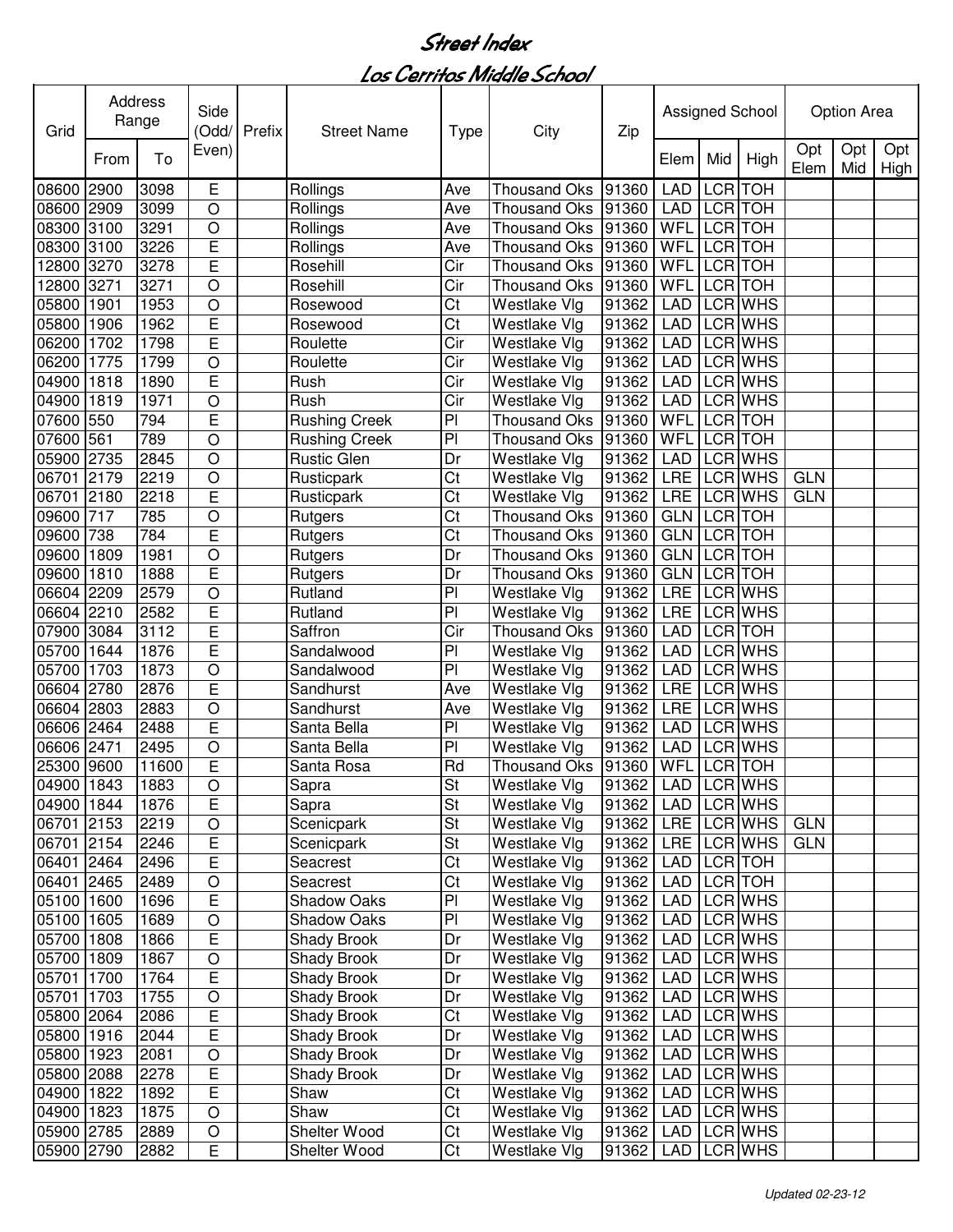# Street Index

## Los Cerritos Middle School

| Grid | Address Range | | Side (Odd/ Even) | Prefix | Street Name | Type | City | Zip | Assigned School | | | Option Area | | |
|---|---|---|---|---|---|---|---|---|---|---|---|---|---|---|
| | From | To | | | | | | | Elem | Mid | High | Opt Elem | Opt Mid | Opt High |
| 08600 | 2900 | 3098 | E | | Rollings | Ave | Thousand Oks | 91360 | LAD | LCR | TOH | | | |
| 08600 | 2909 | 3099 | O | | Rollings | Ave | Thousand Oks | 91360 | LAD | LCR | TOH | | | |
| 08300 | 3100 | 3291 | O | | Rollings | Ave | Thousand Oks | 91360 | WFL | LCR | TOH | | | |
| 08300 | 3100 | 3226 | E | | Rollings | Ave | Thousand Oks | 91360 | WFL | LCR | TOH | | | |
| 12800 | 3270 | 3278 | E | | Rosehill | Cir | Thousand Oks | 91360 | WFL | LCR | TOH | | | |
| 12800 | 3271 | 3271 | O | | Rosehill | Cir | Thousand Oks | 91360 | WFL | LCR | TOH | | | |
| 05800 | 1901 | 1953 | O | | Rosewood | Ct | Westlake Vlg | 91362 | LAD | LCR | WHS | | | |
| 05800 | 1906 | 1962 | E | | Rosewood | Ct | Westlake Vlg | 91362 | LAD | LCR | WHS | | | |
| 06200 | 1702 | 1798 | E | | Roulette | Cir | Westlake Vlg | 91362 | LAD | LCR | WHS | | | |
| 06200 | 1775 | 1799 | O | | Roulette | Cir | Westlake Vlg | 91362 | LAD | LCR | WHS | | | |
| 04900 | 1818 | 1890 | E | | Rush | Cir | Westlake Vlg | 91362 | LAD | LCR | WHS | | | |
| 04900 | 1819 | 1971 | O | | Rush | Cir | Westlake Vlg | 91362 | LAD | LCR | WHS | | | |
| 07600 | 550 | 794 | E | | Rushing Creek | Pl | Thousand Oks | 91360 | WFL | LCR | TOH | | | |
| 07600 | 561 | 789 | O | | Rushing Creek | Pl | Thousand Oks | 91360 | WFL | LCR | TOH | | | |
| 05900 | 2735 | 2845 | O | | Rustic Glen | Dr | Westlake Vlg | 91362 | LAD | LCR | WHS | | | |
| 06701 | 2179 | 2219 | O | | Rusticpark | Ct | Westlake Vlg | 91362 | LRE | LCR | WHS | GLN | | |
| 06701 | 2180 | 2218 | E | | Rusticpark | Ct | Westlake Vlg | 91362 | LRE | LCR | WHS | GLN | | |
| 09600 | 717 | 785 | O | | Rutgers | Ct | Thousand Oks | 91360 | GLN | LCR | TOH | | | |
| 09600 | 738 | 784 | E | | Rutgers | Ct | Thousand Oks | 91360 | GLN | LCR | TOH | | | |
| 09600 | 1809 | 1981 | O | | Rutgers | Dr | Thousand Oks | 91360 | GLN | LCR | TOH | | | |
| 09600 | 1810 | 1888 | E | | Rutgers | Dr | Thousand Oks | 91360 | GLN | LCR | TOH | | | |
| 06604 | 2209 | 2579 | O | | Rutland | Pl | Westlake Vlg | 91362 | LRE | LCR | WHS | | | |
| 06604 | 2210 | 2582 | E | | Rutland | Pl | Westlake Vlg | 91362 | LRE | LCR | WHS | | | |
| 07900 | 3084 | 3112 | E | | Saffron | Cir | Thousand Oks | 91360 | LAD | LCR | TOH | | | |
| 05700 | 1644 | 1876 | E | | Sandalwood | Pl | Westlake Vlg | 91362 | LAD | LCR | WHS | | | |
| 05700 | 1703 | 1873 | O | | Sandalwood | Pl | Westlake Vlg | 91362 | LAD | LCR | WHS | | | |
| 06604 | 2780 | 2876 | E | | Sandhurst | Ave | Westlake Vlg | 91362 | LRE | LCR | WHS | | | |
| 06604 | 2803 | 2883 | O | | Sandhurst | Ave | Westlake Vlg | 91362 | LRE | LCR | WHS | | | |
| 06606 | 2464 | 2488 | E | | Santa Bella | Pl | Westlake Vlg | 91362 | LAD | LCR | WHS | | | |
| 06606 | 2471 | 2495 | O | | Santa Bella | Pl | Westlake Vlg | 91362 | LAD | LCR | WHS | | | |
| 25300 | 9600 | 11600 | E | | Santa Rosa | Rd | Thousand Oks | 91360 | WFL | LCR | TOH | | | |
| 04900 | 1843 | 1883 | O | | Sapra | St | Westlake Vlg | 91362 | LAD | LCR | WHS | | | |
| 04900 | 1844 | 1876 | E | | Sapra | St | Westlake Vlg | 91362 | LAD | LCR | WHS | | | |
| 06701 | 2153 | 2219 | O | | Scenicpark | St | Westlake Vlg | 91362 | LRE | LCR | WHS | GLN | | |
| 06701 | 2154 | 2246 | E | | Scenicpark | St | Westlake Vlg | 91362 | LRE | LCR | WHS | GLN | | |
| 06401 | 2464 | 2496 | E | | Seacrest | Ct | Westlake Vlg | 91362 | LAD | LCR | TOH | | | |
| 06401 | 2465 | 2489 | O | | Seacrest | Ct | Westlake Vlg | 91362 | LAD | LCR | TOH | | | |
| 05100 | 1600 | 1696 | E | | Shadow Oaks | Pl | Westlake Vlg | 91362 | LAD | LCR | WHS | | | |
| 05100 | 1605 | 1689 | O | | Shadow Oaks | Pl | Westlake Vlg | 91362 | LAD | LCR | WHS | | | |
| 05700 | 1808 | 1866 | E | | Shady Brook | Dr | Westlake Vlg | 91362 | LAD | LCR | WHS | | | |
| 05700 | 1809 | 1867 | O | | Shady Brook | Dr | Westlake Vlg | 91362 | LAD | LCR | WHS | | | |
| 05701 | 1700 | 1764 | E | | Shady Brook | Dr | Westlake Vlg | 91362 | LAD | LCR | WHS | | | |
| 05701 | 1703 | 1755 | O | | Shady Brook | Dr | Westlake Vlg | 91362 | LAD | LCR | WHS | | | |
| 05800 | 2064 | 2086 | E | | Shady Brook | Ct | Westlake Vlg | 91362 | LAD | LCR | WHS | | | |
| 05800 | 1916 | 2044 | E | | Shady Brook | Dr | Westlake Vlg | 91362 | LAD | LCR | WHS | | | |
| 05800 | 1923 | 2081 | O | | Shady Brook | Dr | Westlake Vlg | 91362 | LAD | LCR | WHS | | | |
| 05800 | 2088 | 2278 | E | | Shady Brook | Dr | Westlake Vlg | 91362 | LAD | LCR | WHS | | | |
| 04900 | 1822 | 1892 | E | | Shaw | Ct | Westlake Vlg | 91362 | LAD | LCR | WHS | | | |
| 04900 | 1823 | 1875 | O | | Shaw | Ct | Westlake Vlg | 91362 | LAD | LCR | WHS | | | |
| 05900 | 2785 | 2889 | O | | Shelter Wood | Ct | Westlake Vlg | 91362 | LAD | LCR | WHS | | | |
| 05900 | 2790 | 2882 | E | | Shelter Wood | Ct | Westlake Vlg | 91362 | LAD | LCR | WHS | | | |

*Updated 02-23-12*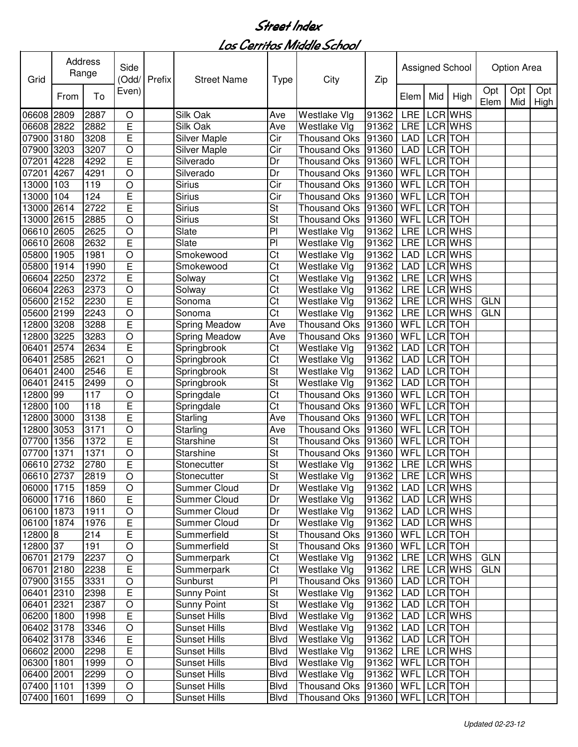# Street Index

## Los Cerritos Middle School

| Grid | Address Range | | Side (Odd/ Even) | Prefix | Street Name | Type | City | Zip | Assigned School | | | Option Area | | |
|---|---|---|---|---|---|---|---|---|---|---|---|---|---|---|
| | From | To | | | | | | | Elem | Mid | High | Opt Elem | Opt Mid | Opt High |
| 06608 | 2809 | 2887 | O | | Silk Oak | Ave | Westlake Vlg | 91362 | LRE | LCR | WHS | | | |
| 06608 | 2822 | 2882 | E | | Silk Oak | Ave | Westlake Vlg | 91362 | LRE | LCR | WHS | | | |
| 07900 | 3180 | 3208 | E | | Silver Maple | Cir | Thousand Oks | 91360 | LAD | LCR | TOH | | | |
| 07900 | 3203 | 3207 | O | | Silver Maple | Cir | Thousand Oks | 91360 | LAD | LCR | TOH | | | |
| 07201 | 4228 | 4292 | E | | Silverado | Dr | Thousand Oks | 91360 | WFL | LCR | TOH | | | |
| 07201 | 4267 | 4291 | O | | Silverado | Dr | Thousand Oks | 91360 | WFL | LCR | TOH | | | |
| 13000 | 103 | 119 | O | | Sirius | Cir | Thousand Oks | 91360 | WFL | LCR | TOH | | | |
| 13000 | 104 | 124 | E | | Sirius | Cir | Thousand Oks | 91360 | WFL | LCR | TOH | | | |
| 13000 | 2614 | 2722 | E | | Sirius | St | Thousand Oks | 91360 | WFL | LCR | TOH | | | |
| 13000 | 2615 | 2885 | O | | Sirius | St | Thousand Oks | 91360 | WFL | LCR | TOH | | | |
| 06610 | 2605 | 2625 | O | | Slate | Pl | Westlake Vlg | 91362 | LRE | LCR | WHS | | | |
| 06610 | 2608 | 2632 | E | | Slate | Pl | Westlake Vlg | 91362 | LRE | LCR | WHS | | | |
| 05800 | 1905 | 1981 | O | | Smokewood | Ct | Westlake Vlg | 91362 | LAD | LCR | WHS | | | |
| 05800 | 1914 | 1990 | E | | Smokewood | Ct | Westlake Vlg | 91362 | LAD | LCR | WHS | | | |
| 06604 | 2250 | 2372 | E | | Solway | Ct | Westlake Vlg | 91362 | LRE | LCR | WHS | | | |
| 06604 | 2263 | 2373 | O | | Solway | Ct | Westlake Vlg | 91362 | LRE | LCR | WHS | | | |
| 05600 | 2152 | 2230 | E | | Sonoma | Ct | Westlake Vlg | 91362 | LRE | LCR | WHS | GLN | | |
| 05600 | 2199 | 2243 | O | | Sonoma | Ct | Westlake Vlg | 91362 | LRE | LCR | WHS | GLN | | |
| 12800 | 3208 | 3288 | E | | Spring Meadow | Ave | Thousand Oks | 91360 | WFL | LCR | TOH | | | |
| 12800 | 3225 | 3283 | O | | Spring Meadow | Ave | Thousand Oks | 91360 | WFL | LCR | TOH | | | |
| 06401 | 2574 | 2634 | E | | Springbrook | Ct | Westlake Vlg | 91362 | LAD | LCR | TOH | | | |
| 06401 | 2585 | 2621 | O | | Springbrook | Ct | Westlake Vlg | 91362 | LAD | LCR | TOH | | | |
| 06401 | 2400 | 2546 | E | | Springbrook | St | Westlake Vlg | 91362 | LAD | LCR | TOH | | | |
| 06401 | 2415 | 2499 | O | | Springbrook | St | Westlake Vlg | 91362 | LAD | LCR | TOH | | | |
| 12800 | 99 | 117 | O | | Springdale | Ct | Thousand Oks | 91360 | WFL | LCR | TOH | | | |
| 12800 | 100 | 118 | E | | Springdale | Ct | Thousand Oks | 91360 | WFL | LCR | TOH | | | |
| 12800 | 3000 | 3138 | E | | Starling | Ave | Thousand Oks | 91360 | WFL | LCR | TOH | | | |
| 12800 | 3053 | 3171 | O | | Starling | Ave | Thousand Oks | 91360 | WFL | LCR | TOH | | | |
| 07700 | 1356 | 1372 | E | | Starshine | St | Thousand Oks | 91360 | WFL | LCR | TOH | | | |
| 07700 | 1371 | 1371 | O | | Starshine | St | Thousand Oks | 91360 | WFL | LCR | TOH | | | |
| 06610 | 2732 | 2780 | E | | Stonecutter | St | Westlake Vlg | 91362 | LRE | LCR | WHS | | | |
| 06610 | 2737 | 2819 | O | | Stonecutter | St | Westlake Vlg | 91362 | LRE | LCR | WHS | | | |
| 06000 | 1715 | 1859 | O | | Summer Cloud | Dr | Westlake Vlg | 91362 | LAD | LCR | WHS | | | |
| 06000 | 1716 | 1860 | E | | Summer Cloud | Dr | Westlake Vlg | 91362 | LAD | LCR | WHS | | | |
| 06100 | 1873 | 1911 | O | | Summer Cloud | Dr | Westlake Vlg | 91362 | LAD | LCR | WHS | | | |
| 06100 | 1874 | 1976 | E | | Summer Cloud | Dr | Westlake Vlg | 91362 | LAD | LCR | WHS | | | |
| 12800 | 8 | 214 | E | | Summerfield | St | Thousand Oks | 91360 | WFL | LCR | TOH | | | |
| 12800 | 37 | 191 | O | | Summerfield | St | Thousand Oks | 91360 | WFL | LCR | TOH | | | |
| 06701 | 2179 | 2237 | O | | Summerpark | Ct | Westlake Vlg | 91362 | LRE | LCR | WHS | GLN | | |
| 06701 | 2180 | 2238 | E | | Summerpark | Ct | Westlake Vlg | 91362 | LRE | LCR | WHS | GLN | | |
| 07900 | 3155 | 3331 | O | | Sunburst | Pl | Thousand Oks | 91360 | LAD | LCR | TOH | | | |
| 06401 | 2310 | 2398 | E | | Sunny Point | St | Westlake Vlg | 91362 | LAD | LCR | TOH | | | |
| 06401 | 2321 | 2387 | O | | Sunny Point | St | Westlake Vlg | 91362 | LAD | LCR | TOH | | | |
| 06200 | 1800 | 1998 | E | | Sunset Hills | Blvd | Westlake Vlg | 91362 | LAD | LCR | WHS | | | |
| 06402 | 3178 | 3346 | O | | Sunset Hills | Blvd | Westlake Vlg | 91362 | LAD | LCR | TOH | | | |
| 06402 | 3178 | 3346 | E | | Sunset Hills | Blvd | Westlake Vlg | 91362 | LAD | LCR | TOH | | | |
| 06602 | 2000 | 2298 | E | | Sunset Hills | Blvd | Westlake Vlg | 91362 | LRE | LCR | WHS | | | |
| 06300 | 1801 | 1999 | O | | Sunset Hills | Blvd | Westlake Vlg | 91362 | WFL | LCR | TOH | | | |
| 06400 | 2001 | 2299 | O | | Sunset Hills | Blvd | Westlake Vlg | 91362 | WFL | LCR | TOH | | | |
| 07400 | 1101 | 1399 | O | | Sunset Hills | Blvd | Thousand Oks | 91360 | WFL | LCR | TOH | | | |
| 07400 | 1601 | 1699 | O | | Sunset Hills | Blvd | Thousand Oks | 91360 | WFL | LCR | TOH | | | |

*Updated 02-23-12*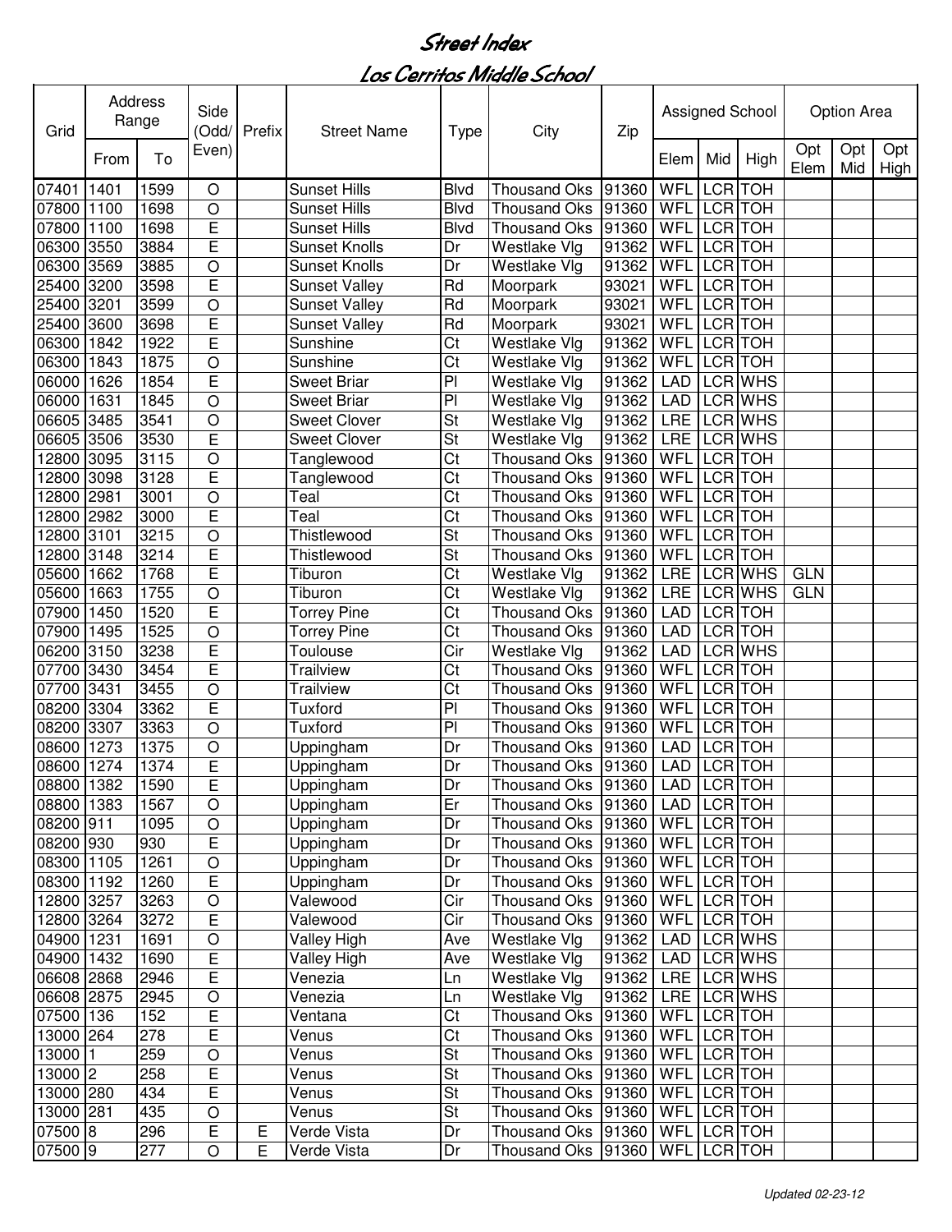# Street Index

## Los Cerritos Middle School

| Grid | Address Range | | Side (Odd/Even) | Prefix | Street Name | Type | City | Zip | Assigned School | | | Option Area | | |
|---|---|---|---|---|---|---|---|---|---|---|---|---|---|---|
| | From | To | | | | | | | Elem | Mid | High | Opt Elem | Opt Mid | Opt High |
| 07401 | 1401 | 1599 | O | | Sunset Hills | Blvd | Thousand Oks | 91360 | WFL | LCR | TOH | | | |
| 07800 | 1100 | 1698 | O | | Sunset Hills | Blvd | Thousand Oks | 91360 | WFL | LCR | TOH | | | |
| 07800 | 1100 | 1698 | E | | Sunset Hills | Blvd | Thousand Oks | 91360 | WFL | LCR | TOH | | | |
| 06300 | 3550 | 3884 | E | | Sunset Knolls | Dr | Westlake Vlg | 91362 | WFL | LCR | TOH | | | |
| 06300 | 3569 | 3885 | O | | Sunset Knolls | Dr | Westlake Vlg | 91362 | WFL | LCR | TOH | | | |
| 25400 | 3200 | 3598 | E | | Sunset Valley | Rd | Moorpark | 93021 | WFL | LCR | TOH | | | |
| 25400 | 3201 | 3599 | O | | Sunset Valley | Rd | Moorpark | 93021 | WFL | LCR | TOH | | | |
| 25400 | 3600 | 3698 | E | | Sunset Valley | Rd | Moorpark | 93021 | WFL | LCR | TOH | | | |
| 06300 | 1842 | 1922 | E | | Sunshine | Ct | Westlake Vlg | 91362 | WFL | LCR | TOH | | | |
| 06300 | 1843 | 1875 | O | | Sunshine | Ct | Westlake Vlg | 91362 | WFL | LCR | TOH | | | |
| 06000 | 1626 | 1854 | E | | Sweet Briar | Pl | Westlake Vlg | 91362 | LAD | LCR | WHS | | | |
| 06000 | 1631 | 1845 | O | | Sweet Briar | Pl | Westlake Vlg | 91362 | LAD | LCR | WHS | | | |
| 06605 | 3485 | 3541 | O | | Sweet Clover | St | Westlake Vlg | 91362 | LRE | LCR | WHS | | | |
| 06605 | 3506 | 3530 | E | | Sweet Clover | St | Westlake Vlg | 91362 | LRE | LCR | WHS | | | |
| 12800 | 3095 | 3115 | O | | Tanglewood | Ct | Thousand Oks | 91360 | WFL | LCR | TOH | | | |
| 12800 | 3098 | 3128 | E | | Tanglewood | Ct | Thousand Oks | 91360 | WFL | LCR | TOH | | | |
| 12800 | 2981 | 3001 | O | | Teal | Ct | Thousand Oks | 91360 | WFL | LCR | TOH | | | |
| 12800 | 2982 | 3000 | E | | Teal | Ct | Thousand Oks | 91360 | WFL | LCR | TOH | | | |
| 12800 | 3101 | 3215 | O | | Thistlewood | St | Thousand Oks | 91360 | WFL | LCR | TOH | | | |
| 12800 | 3148 | 3214 | E | | Thistlewood | St | Thousand Oks | 91360 | WFL | LCR | TOH | | | |
| 05600 | 1662 | 1768 | E | | Tiburon | Ct | Westlake Vlg | 91362 | LRE | LCR | WHS | GLN | | |
| 05600 | 1663 | 1755 | O | | Tiburon | Ct | Westlake Vlg | 91362 | LRE | LCR | WHS | GLN | | |
| 07900 | 1450 | 1520 | E | | Torrey Pine | Ct | Thousand Oks | 91360 | LAD | LCR | TOH | | | |
| 07900 | 1495 | 1525 | O | | Torrey Pine | Ct | Thousand Oks | 91360 | LAD | LCR | TOH | | | |
| 06200 | 3150 | 3238 | E | | Toulouse | Cir | Westlake Vlg | 91362 | LAD | LCR | WHS | | | |
| 07700 | 3430 | 3454 | E | | Trailview | Ct | Thousand Oks | 91360 | WFL | LCR | TOH | | | |
| 07700 | 3431 | 3455 | O | | Trailview | Ct | Thousand Oks | 91360 | WFL | LCR | TOH | | | |
| 08200 | 3304 | 3362 | E | | Tuxford | Pl | Thousand Oks | 91360 | WFL | LCR | TOH | | | |
| 08200 | 3307 | 3363 | O | | Tuxford | Pl | Thousand Oks | 91360 | WFL | LCR | TOH | | | |
| 08600 | 1273 | 1375 | O | | Uppingham | Dr | Thousand Oks | 91360 | LAD | LCR | TOH | | | |
| 08600 | 1274 | 1374 | E | | Uppingham | Dr | Thousand Oks | 91360 | LAD | LCR | TOH | | | |
| 08800 | 1382 | 1590 | E | | Uppingham | Dr | Thousand Oks | 91360 | LAD | LCR | TOH | | | |
| 08800 | 1383 | 1567 | O | | Uppingham | Er | Thousand Oks | 91360 | LAD | LCR | TOH | | | |
| 08200 | 911 | 1095 | O | | Uppingham | Dr | Thousand Oks | 91360 | WFL | LCR | TOH | | | |
| 08200 | 930 | 930 | E | | Uppingham | Dr | Thousand Oks | 91360 | WFL | LCR | TOH | | | |
| 08300 | 1105 | 1261 | O | | Uppingham | Dr | Thousand Oks | 91360 | WFL | LCR | TOH | | | |
| 08300 | 1192 | 1260 | E | | Uppingham | Dr | Thousand Oks | 91360 | WFL | LCR | TOH | | | |
| 12800 | 3257 | 3263 | O | | Valewood | Cir | Thousand Oks | 91360 | WFL | LCR | TOH | | | |
| 12800 | 3264 | 3272 | E | | Valewood | Cir | Thousand Oks | 91360 | WFL | LCR | TOH | | | |
| 04900 | 1231 | 1691 | O | | Valley High | Ave | Westlake Vlg | 91362 | LAD | LCR | WHS | | | |
| 04900 | 1432 | 1690 | E | | Valley High | Ave | Westlake Vlg | 91362 | LAD | LCR | WHS | | | |
| 06608 | 2868 | 2946 | E | | Venezia | Ln | Westlake Vlg | 91362 | LRE | LCR | WHS | | | |
| 06608 | 2875 | 2945 | O | | Venezia | Ln | Westlake Vlg | 91362 | LRE | LCR | WHS | | | |
| 07500 | 136 | 152 | E | | Ventana | Ct | Thousand Oks | 91360 | WFL | LCR | TOH | | | |
| 13000 | 264 | 278 | E | | Venus | Ct | Thousand Oks | 91360 | WFL | LCR | TOH | | | |
| 13000 | 1 | 259 | O | | Venus | St | Thousand Oks | 91360 | WFL | LCR | TOH | | | |
| 13000 | 2 | 258 | E | | Venus | St | Thousand Oks | 91360 | WFL | LCR | TOH | | | |
| 13000 | 280 | 434 | E | | Venus | St | Thousand Oks | 91360 | WFL | LCR | TOH | | | |
| 13000 | 281 | 435 | O | | Venus | St | Thousand Oks | 91360 | WFL | LCR | TOH | | | |
| 07500 | 8 | 296 | E | E | Verde Vista | Dr | Thousand Oks | 91360 | WFL | LCR | TOH | | | |
| 07500 | 9 | 277 | O | E | Verde Vista | Dr | Thousand Oks | 91360 | WFL | LCR | TOH | | | |

*Updated 02-23-12*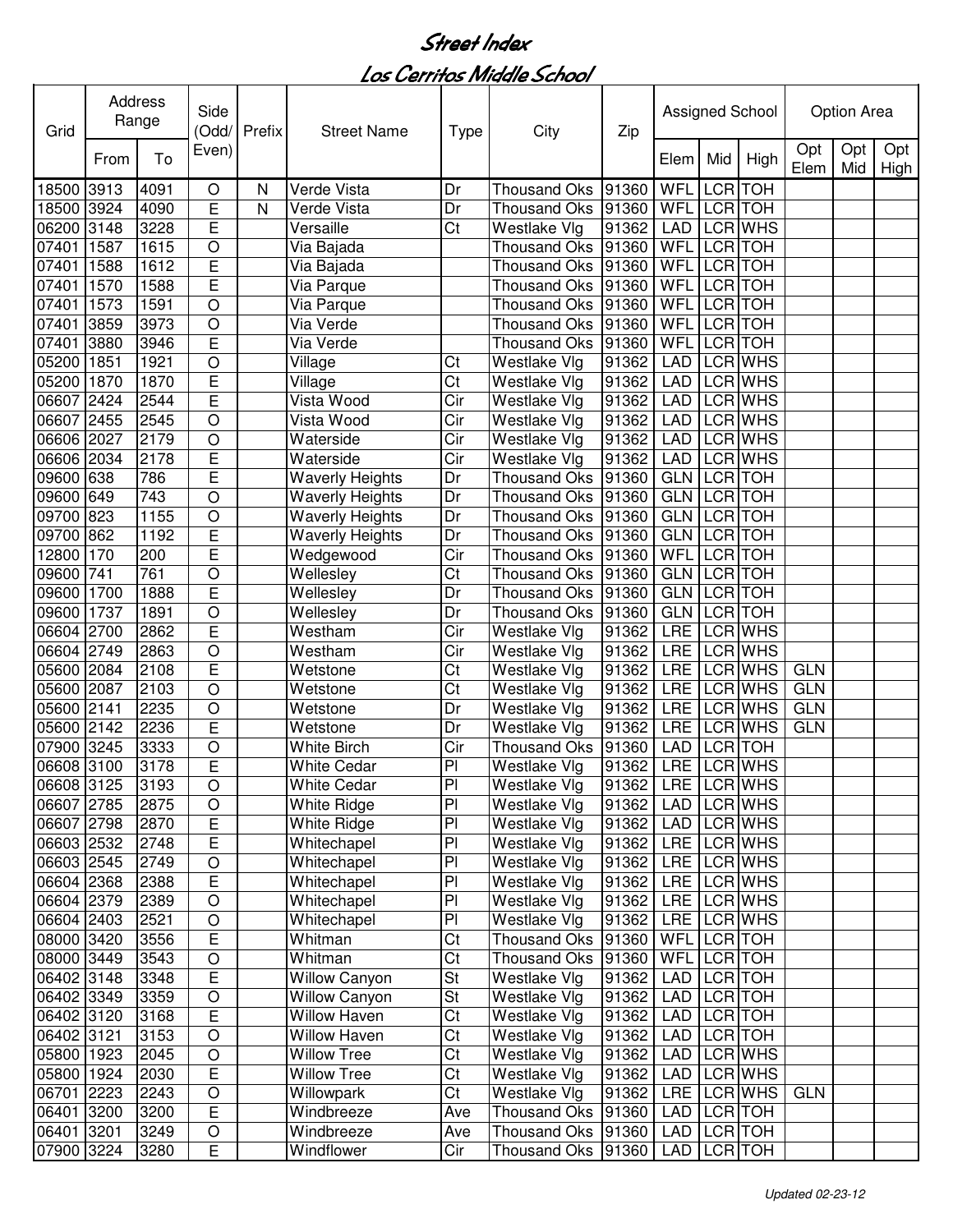# Street Index

## Los Cerritos Middle School

| Grid | Address Range | | Side (Odd/Even) | Prefix | Street Name | Type | City | Zip | Assigned School | | | Option Area | | |
|---|---|---|---|---|---|---|---|---|---|---|---|---|---|---|
| | From | To | | | | | | | Elem | Mid | High | Opt Elem | Opt Mid | Opt High |
| 18500 | 3913 | 4091 | O | N | Verde Vista | Dr | Thousand Oks | 91360 | WFL | LCR | TOH | | | |
| 18500 | 3924 | 4090 | E | N | Verde Vista | Dr | Thousand Oks | 91360 | WFL | LCR | TOH | | | |
| 06200 | 3148 | 3228 | E | | Versaille | Ct | Westlake Vlg | 91362 | LAD | LCR | WHS | | | |
| 07401 | 1587 | 1615 | O | | Via Bajada | | Thousand Oks | 91360 | WFL | LCR | TOH | | | |
| 07401 | 1588 | 1612 | E | | Via Bajada | | Thousand Oks | 91360 | WFL | LCR | TOH | | | |
| 07401 | 1570 | 1588 | E | | Via Parque | | Thousand Oks | 91360 | WFL | LCR | TOH | | | |
| 07401 | 1573 | 1591 | O | | Via Parque | | Thousand Oks | 91360 | WFL | LCR | TOH | | | |
| 07401 | 3859 | 3973 | O | | Via Verde | | Thousand Oks | 91360 | WFL | LCR | TOH | | | |
| 07401 | 3880 | 3946 | E | | Via Verde | | Thousand Oks | 91360 | WFL | LCR | TOH | | | |
| 05200 | 1851 | 1921 | O | | Village | Ct | Westlake Vlg | 91362 | LAD | LCR | WHS | | | |
| 05200 | 1870 | 1870 | E | | Village | Ct | Westlake Vlg | 91362 | LAD | LCR | WHS | | | |
| 06607 | 2424 | 2544 | E | | Vista Wood | Cir | Westlake Vlg | 91362 | LAD | LCR | WHS | | | |
| 06607 | 2455 | 2545 | O | | Vista Wood | Cir | Westlake Vlg | 91362 | LAD | LCR | WHS | | | |
| 06606 | 2027 | 2179 | O | | Waterside | Cir | Westlake Vlg | 91362 | LAD | LCR | WHS | | | |
| 06606 | 2034 | 2178 | E | | Waterside | Cir | Westlake Vlg | 91362 | LAD | LCR | WHS | | | |
| 09600 | 638 | 786 | E | | Waverly Heights | Dr | Thousand Oks | 91360 | GLN | LCR | TOH | | | |
| 09600 | 649 | 743 | O | | Waverly Heights | Dr | Thousand Oks | 91360 | GLN | LCR | TOH | | | |
| 09700 | 823 | 1155 | O | | Waverly Heights | Dr | Thousand Oks | 91360 | GLN | LCR | TOH | | | |
| 09700 | 862 | 1192 | E | | Waverly Heights | Dr | Thousand Oks | 91360 | GLN | LCR | TOH | | | |
| 12800 | 170 | 200 | E | | Wedgewood | Cir | Thousand Oks | 91360 | WFL | LCR | TOH | | | |
| 09600 | 741 | 761 | O | | Wellesley | Ct | Thousand Oks | 91360 | GLN | LCR | TOH | | | |
| 09600 | 1700 | 1888 | E | | Wellesley | Dr | Thousand Oks | 91360 | GLN | LCR | TOH | | | |
| 09600 | 1737 | 1891 | O | | Wellesley | Dr | Thousand Oks | 91360 | GLN | LCR | TOH | | | |
| 06604 | 2700 | 2862 | E | | Westham | Cir | Westlake Vlg | 91362 | LRE | LCR | WHS | | | |
| 06604 | 2749 | 2863 | O | | Westham | Cir | Westlake Vlg | 91362 | LRE | LCR | WHS | | | |
| 05600 | 2084 | 2108 | E | | Wetstone | Ct | Westlake Vlg | 91362 | LRE | LCR | WHS | GLN | | |
| 05600 | 2087 | 2103 | O | | Wetstone | Ct | Westlake Vlg | 91362 | LRE | LCR | WHS | GLN | | |
| 05600 | 2141 | 2235 | O | | Wetstone | Dr | Westlake Vlg | 91362 | LRE | LCR | WHS | GLN | | |
| 05600 | 2142 | 2236 | E | | Wetstone | Dr | Westlake Vlg | 91362 | LRE | LCR | WHS | GLN | | |
| 07900 | 3245 | 3333 | O | | White Birch | Cir | Thousand Oks | 91360 | LAD | LCR | TOH | | | |
| 06608 | 3100 | 3178 | E | | White Cedar | Pl | Westlake Vlg | 91362 | LRE | LCR | WHS | | | |
| 06608 | 3125 | 3193 | O | | White Cedar | Pl | Westlake Vlg | 91362 | LRE | LCR | WHS | | | |
| 06607 | 2785 | 2875 | O | | White Ridge | Pl | Westlake Vlg | 91362 | LAD | LCR | WHS | | | |
| 06607 | 2798 | 2870 | E | | White Ridge | Pl | Westlake Vlg | 91362 | LAD | LCR | WHS | | | |
| 06603 | 2532 | 2748 | E | | Whitechapel | Pl | Westlake Vlg | 91362 | LRE | LCR | WHS | | | |
| 06603 | 2545 | 2749 | O | | Whitechapel | Pl | Westlake Vlg | 91362 | LRE | LCR | WHS | | | |
| 06604 | 2368 | 2388 | E | | Whitechapel | Pl | Westlake Vlg | 91362 | LRE | LCR | WHS | | | |
| 06604 | 2379 | 2389 | O | | Whitechapel | Pl | Westlake Vlg | 91362 | LRE | LCR | WHS | | | |
| 06604 | 2403 | 2521 | O | | Whitechapel | Pl | Westlake Vlg | 91362 | LRE | LCR | WHS | | | |
| 08000 | 3420 | 3556 | E | | Whitman | Ct | Thousand Oks | 91360 | WFL | LCR | TOH | | | |
| 08000 | 3449 | 3543 | O | | Whitman | Ct | Thousand Oks | 91360 | WFL | LCR | TOH | | | |
| 06402 | 3148 | 3348 | E | | Willow Canyon | St | Westlake Vlg | 91362 | LAD | LCR | TOH | | | |
| 06402 | 3349 | 3359 | O | | Willow Canyon | St | Westlake Vlg | 91362 | LAD | LCR | TOH | | | |
| 06402 | 3120 | 3168 | E | | Willow Haven | Ct | Westlake Vlg | 91362 | LAD | LCR | TOH | | | |
| 06402 | 3121 | 3153 | O | | Willow Haven | Ct | Westlake Vlg | 91362 | LAD | LCR | TOH | | | |
| 05800 | 1923 | 2045 | O | | Willow Tree | Ct | Westlake Vlg | 91362 | LAD | LCR | WHS | | | |
| 05800 | 1924 | 2030 | E | | Willow Tree | Ct | Westlake Vlg | 91362 | LAD | LCR | WHS | | | |
| 06701 | 2223 | 2243 | O | | Willowpark | Ct | Westlake Vlg | 91362 | LRE | LCR | WHS | GLN | | |
| 06401 | 3200 | 3200 | E | | Windbreeze | Ave | Thousand Oks | 91360 | LAD | LCR | TOH | | | |
| 06401 | 3201 | 3249 | O | | Windbreeze | Ave | Thousand Oks | 91360 | LAD | LCR | TOH | | | |
| 07900 | 3224 | 3280 | E | | Windflower | Cir | Thousand Oks | 91360 | LAD | LCR | TOH | | | |

*Updated 02-23-12*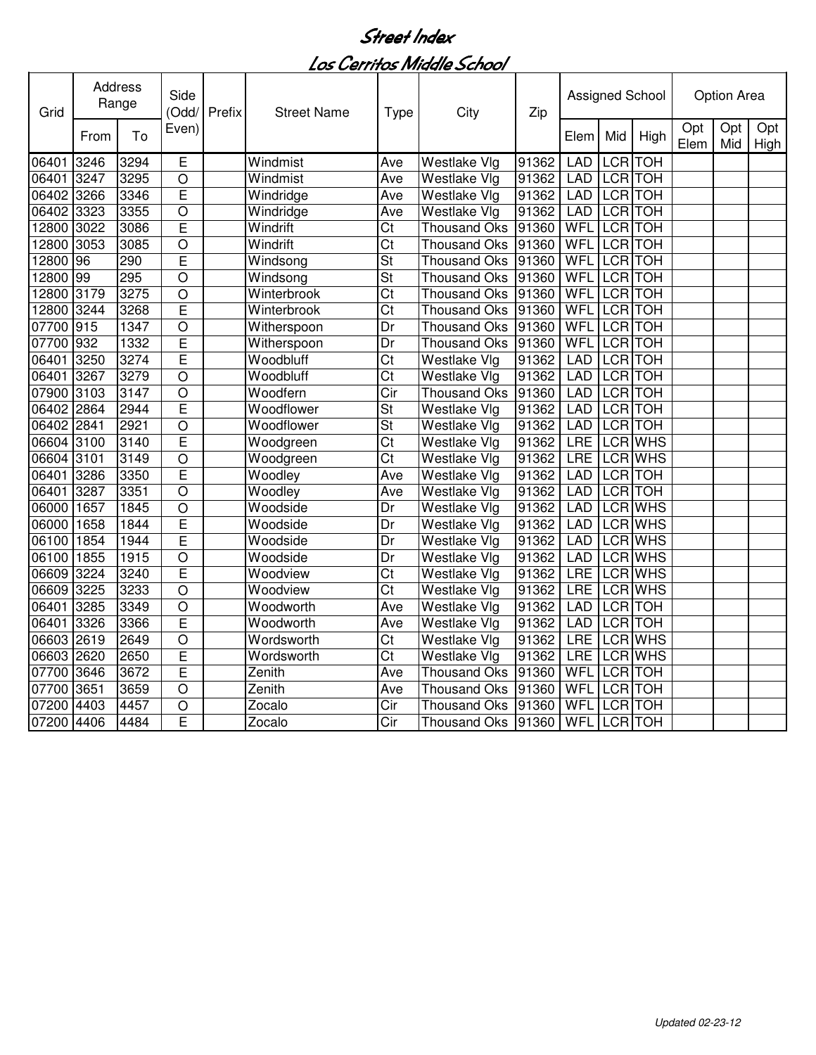# Street Index

## Los Cerritos Middle School

| Grid | Address Range | | Side (Odd/ Even) | Prefix | Street Name | Type | City | Zip | Assigned School | | | Option Area | | |
|---|---|---|---|---|---|---|---|---|---|---|---|---|---|---|
| | From | To | | | | | | | Elem | Mid | High | Opt Elem | Opt Mid | Opt High |
| 06401 | 3246 | 3294 | E | | Windmist | Ave | Westlake Vlg | 91362 | LAD | LCR | TOH | | | |
| 06401 | 3247 | 3295 | O | | Windmist | Ave | Westlake Vlg | 91362 | LAD | LCR | TOH | | | |
| 06402 | 3266 | 3346 | E | | Windridge | Ave | Westlake Vlg | 91362 | LAD | LCR | TOH | | | |
| 06402 | 3323 | 3355 | O | | Windridge | Ave | Westlake Vlg | 91362 | LAD | LCR | TOH | | | |
| 12800 | 3022 | 3086 | E | | Windrift | Ct | Thousand Oks | 91360 | WFL | LCR | TOH | | | |
| 12800 | 3053 | 3085 | O | | Windrift | Ct | Thousand Oks | 91360 | WFL | LCR | TOH | | | |
| 12800 | 96 | 290 | E | | Windsong | St | Thousand Oks | 91360 | WFL | LCR | TOH | | | |
| 12800 | 99 | 295 | O | | Windsong | St | Thousand Oks | 91360 | WFL | LCR | TOH | | | |
| 12800 | 3179 | 3275 | O | | Winterbrook | Ct | Thousand Oks | 91360 | WFL | LCR | TOH | | | |
| 12800 | 3244 | 3268 | E | | Winterbrook | Ct | Thousand Oks | 91360 | WFL | LCR | TOH | | | |
| 07700 | 915 | 1347 | O | | Witherspoon | Dr | Thousand Oks | 91360 | WFL | LCR | TOH | | | |
| 07700 | 932 | 1332 | E | | Witherspoon | Dr | Thousand Oks | 91360 | WFL | LCR | TOH | | | |
| 06401 | 3250 | 3274 | E | | Woodbluff | Ct | Westlake Vlg | 91362 | LAD | LCR | TOH | | | |
| 06401 | 3267 | 3279 | O | | Woodbluff | Ct | Westlake Vlg | 91362 | LAD | LCR | TOH | | | |
| 07900 | 3103 | 3147 | O | | Woodfern | Cir | Thousand Oks | 91360 | LAD | LCR | TOH | | | |
| 06402 | 2864 | 2944 | E | | Woodflower | St | Westlake Vlg | 91362 | LAD | LCR | TOH | | | |
| 06402 | 2841 | 2921 | O | | Woodflower | St | Westlake Vlg | 91362 | LAD | LCR | TOH | | | |
| 06604 | 3100 | 3140 | E | | Woodgreen | Ct | Westlake Vlg | 91362 | LRE | LCR | WHS | | | |
| 06604 | 3101 | 3149 | O | | Woodgreen | Ct | Westlake Vlg | 91362 | LRE | LCR | WHS | | | |
| 06401 | 3286 | 3350 | E | | Woodley | Ave | Westlake Vlg | 91362 | LAD | LCR | TOH | | | |
| 06401 | 3287 | 3351 | O | | Woodley | Ave | Westlake Vlg | 91362 | LAD | LCR | TOH | | | |
| 06000 | 1657 | 1845 | O | | Woodside | Dr | Westlake Vlg | 91362 | LAD | LCR | WHS | | | |
| 06000 | 1658 | 1844 | E | | Woodside | Dr | Westlake Vlg | 91362 | LAD | LCR | WHS | | | |
| 06100 | 1854 | 1944 | E | | Woodside | Dr | Westlake Vlg | 91362 | LAD | LCR | WHS | | | |
| 06100 | 1855 | 1915 | O | | Woodside | Dr | Westlake Vlg | 91362 | LAD | LCR | WHS | | | |
| 06609 | 3224 | 3240 | E | | Woodview | Ct | Westlake Vlg | 91362 | LRE | LCR | WHS | | | |
| 06609 | 3225 | 3233 | O | | Woodview | Ct | Westlake Vlg | 91362 | LRE | LCR | WHS | | | |
| 06401 | 3285 | 3349 | O | | Woodworth | Ave | Westlake Vlg | 91362 | LAD | LCR | TOH | | | |
| 06401 | 3326 | 3366 | E | | Woodworth | Ave | Westlake Vlg | 91362 | LAD | LCR | TOH | | | |
| 06603 | 2619 | 2649 | O | | Wordsworth | Ct | Westlake Vlg | 91362 | LRE | LCR | WHS | | | |
| 06603 | 2620 | 2650 | E | | Wordsworth | Ct | Westlake Vlg | 91362 | LRE | LCR | WHS | | | |
| 07700 | 3646 | 3672 | E | | Zenith | Ave | Thousand Oks | 91360 | WFL | LCR | TOH | | | |
| 07700 | 3651 | 3659 | O | | Zenith | Ave | Thousand Oks | 91360 | WFL | LCR | TOH | | | |
| 07200 | 4403 | 4457 | O | | Zocalo | Cir | Thousand Oks | 91360 | WFL | LCR | TOH | | | |
| 07200 | 4406 | 4484 | E | | Zocalo | Cir | Thousand Oks | 91360 | WFL | LCR | TOH | | | |

*Updated 02-23-12*